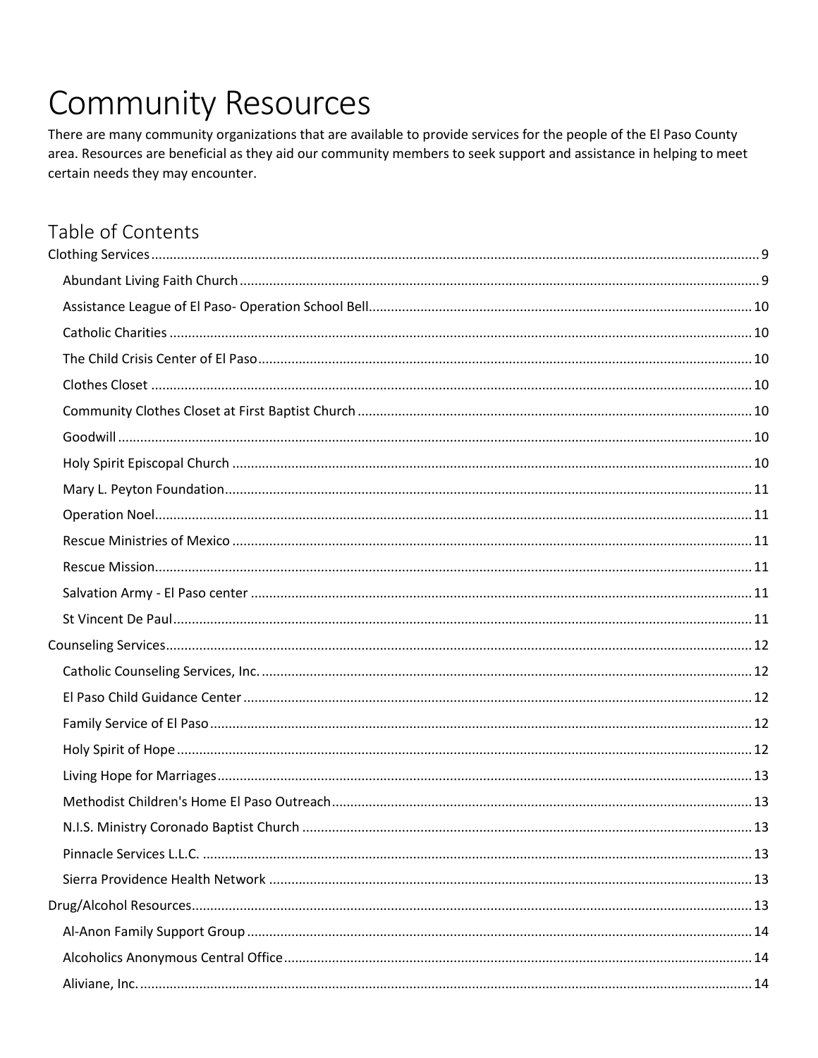# Community Resources

There are many community organizations that are available to provide services for the people of the El Paso County area. Resources are beneficial as they aid our community members to seek support and assistance in helping to meet certain needs they may encounter.

## Table of Contents

- Clothing Services .... 9
  - Abundant Living Faith Church .... 9
  - Assistance League of El Paso- Operation School Bell .... 10
  - Catholic Charities .... 10
  - The Child Crisis Center of El Paso .... 10
  - Clothes Closet .... 10
  - Community Clothes Closet at First Baptist Church .... 10
  - Goodwill .... 10
  - Holy Spirit Episcopal Church .... 10
  - Mary L. Peyton Foundation .... 11
  - Operation Noel .... 11
  - Rescue Ministries of Mexico .... 11
  - Rescue Mission .... 11
  - Salvation Army - El Paso center .... 11
  - St Vincent De Paul .... 11
- Counseling Services .... 12
  - Catholic Counseling Services, Inc. .... 12
  - El Paso Child Guidance Center .... 12
  - Family Service of El Paso .... 12
  - Holy Spirit of Hope .... 12
  - Living Hope for Marriages .... 13
  - Methodist Children's Home El Paso Outreach .... 13
  - N.I.S. Ministry Coronado Baptist Church .... 13
  - Pinnacle Services L.L.C. .... 13
  - Sierra Providence Health Network .... 13
- Drug/Alcohol Resources .... 13
  - Al-Anon Family Support Group .... 14
  - Alcoholics Anonymous Central Office .... 14
  - Aliviane, Inc. .... 14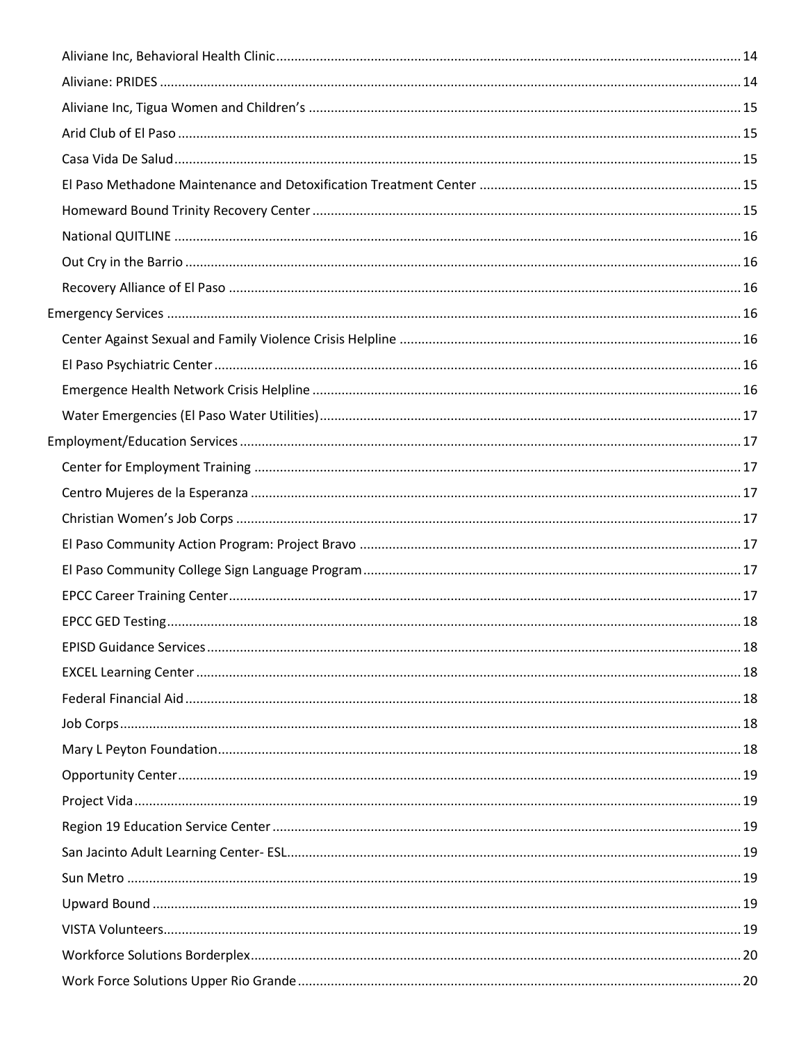Aliviane Inc, Behavioral Health Clinic .......... 14
Aliviane: PRIDES .......... 14
Aliviane Inc, Tigua Women and Children's .......... 15
Arid Club of El Paso .......... 15
Casa Vida De Salud .......... 15
El Paso Methadone Maintenance and Detoxification Treatment Center .......... 15
Homeward Bound Trinity Recovery Center .......... 15
National QUITLINE .......... 16
Out Cry in the Barrio .......... 16
Recovery Alliance of El Paso .......... 16

Emergency Services .......... 16

Center Against Sexual and Family Violence Crisis Helpline .......... 16
El Paso Psychiatric Center .......... 16
Emergence Health Network Crisis Helpline .......... 16
Water Emergencies (El Paso Water Utilities) .......... 17

Employment/Education Services .......... 17

Center for Employment Training .......... 17
Centro Mujeres de la Esperanza .......... 17
Christian Women's Job Corps .......... 17
El Paso Community Action Program: Project Bravo .......... 17
El Paso Community College Sign Language Program .......... 17
EPCC Career Training Center .......... 17
EPCC GED Testing .......... 18
EPISD Guidance Services .......... 18
EXCEL Learning Center .......... 18
Federal Financial Aid .......... 18
Job Corps .......... 18
Mary L Peyton Foundation .......... 18
Opportunity Center .......... 19
Project Vida .......... 19
Region 19 Education Service Center .......... 19
San Jacinto Adult Learning Center- ESL .......... 19
Sun Metro .......... 19
Upward Bound .......... 19
VISTA Volunteers .......... 19
Workforce Solutions Borderplex .......... 20
Work Force Solutions Upper Rio Grande .......... 20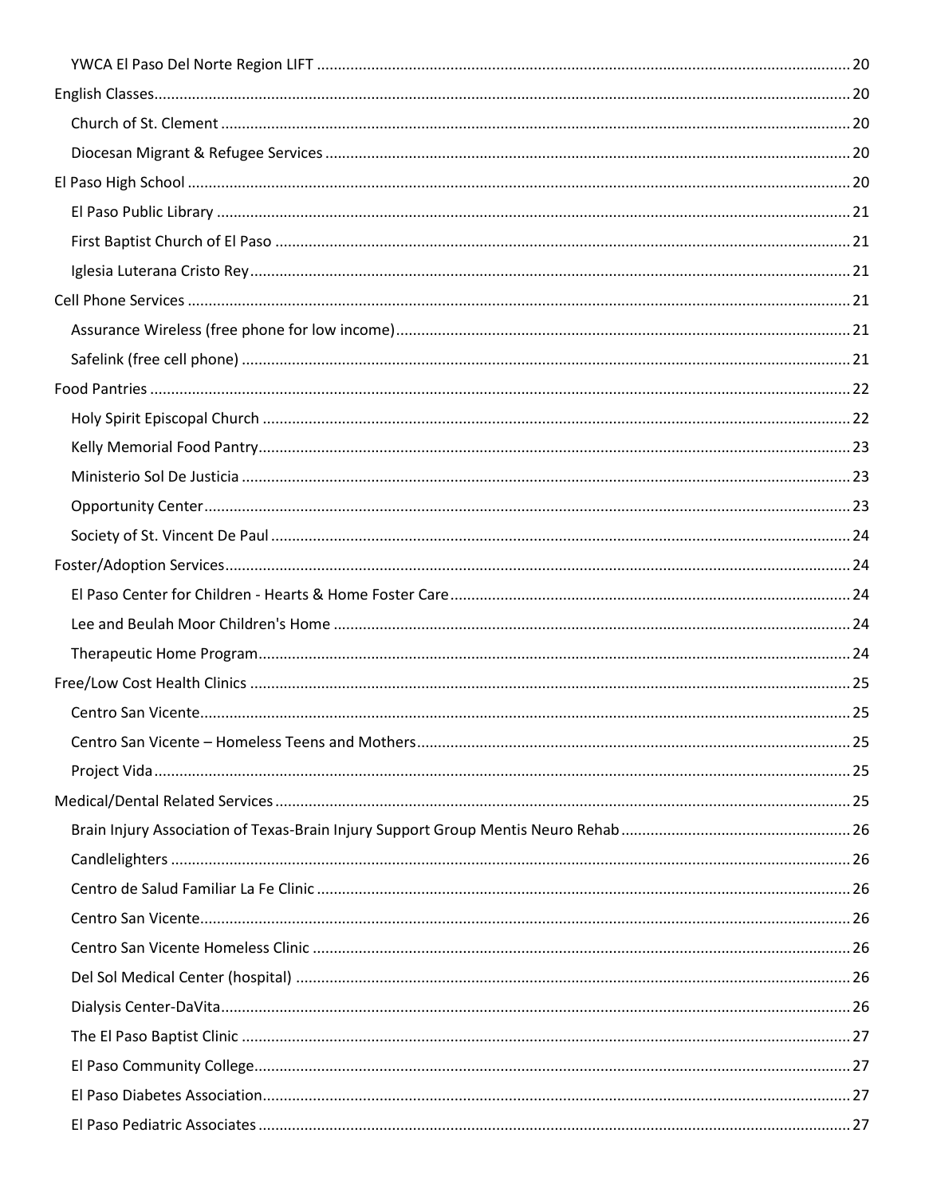- YWCA El Paso Del Norte Region LIFT ............ 20
- English Classes ............ 20
  - Church of St. Clement ............ 20
  - Diocesan Migrant & Refugee Services ............ 20
- El Paso High School ............ 20
  - El Paso Public Library ............ 21
  - First Baptist Church of El Paso ............ 21
  - Iglesia Luterana Cristo Rey ............ 21
- Cell Phone Services ............ 21
  - Assurance Wireless (free phone for low income) ............ 21
  - Safelink (free cell phone) ............ 21
- Food Pantries ............ 22
  - Holy Spirit Episcopal Church ............ 22
  - Kelly Memorial Food Pantry ............ 23
  - Ministerio Sol De Justicia ............ 23
  - Opportunity Center ............ 23
  - Society of St. Vincent De Paul ............ 24
- Foster/Adoption Services ............ 24
  - El Paso Center for Children - Hearts & Home Foster Care ............ 24
  - Lee and Beulah Moor Children's Home ............ 24
  - Therapeutic Home Program ............ 24
- Free/Low Cost Health Clinics ............ 25
  - Centro San Vicente ............ 25
  - Centro San Vicente – Homeless Teens and Mothers ............ 25
  - Project Vida ............ 25
- Medical/Dental Related Services ............ 25
  - Brain Injury Association of Texas-Brain Injury Support Group Mentis Neuro Rehab ............ 26
  - Candlelighters ............ 26
  - Centro de Salud Familiar La Fe Clinic ............ 26
  - Centro San Vicente ............ 26
  - Centro San Vicente Homeless Clinic ............ 26
  - Del Sol Medical Center (hospital) ............ 26
  - Dialysis Center-DaVita ............ 26
  - The El Paso Baptist Clinic ............ 27
  - El Paso Community College ............ 27
  - El Paso Diabetes Association ............ 27
  - El Paso Pediatric Associates ............ 27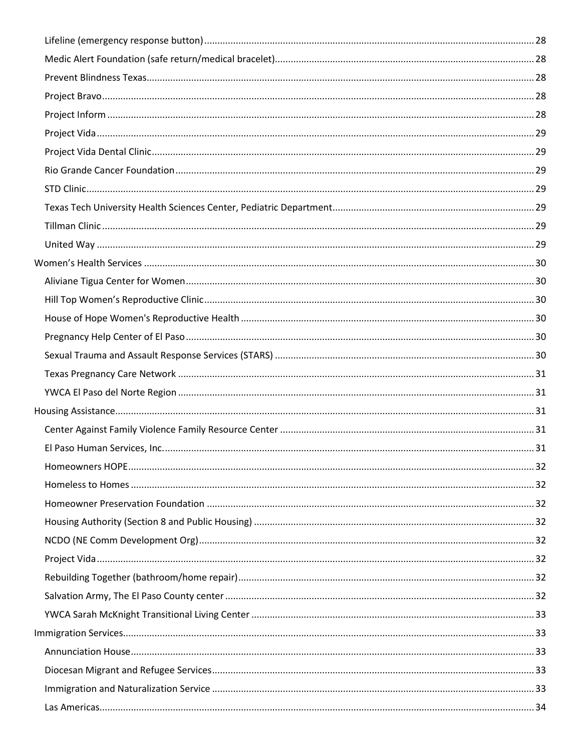- Lifeline (emergency response button) ........ 28
- Medic Alert Foundation (safe return/medical bracelet) ........ 28
- Prevent Blindness Texas ........ 28
- Project Bravo ........ 28
- Project Inform ........ 28
- Project Vida ........ 29
- Project Vida Dental Clinic ........ 29
- Rio Grande Cancer Foundation ........ 29
- STD Clinic ........ 29
- Texas Tech University Health Sciences Center, Pediatric Department ........ 29
- Tillman Clinic ........ 29
- United Way ........ 29

Women's Health Services ........ 30

- Aliviane Tigua Center for Women ........ 30
- Hill Top Women's Reproductive Clinic ........ 30
- House of Hope Women's Reproductive Health ........ 30
- Pregnancy Help Center of El Paso ........ 30
- Sexual Trauma and Assault Response Services (STARS) ........ 30
- Texas Pregnancy Care Network ........ 31
- YWCA El Paso del Norte Region ........ 31

Housing Assistance ........ 31

- Center Against Family Violence Family Resource Center ........ 31
- El Paso Human Services, Inc. ........ 31
- Homeowners HOPE ........ 32
- Homeless to Homes ........ 32
- Homeowner Preservation Foundation ........ 32
- Housing Authority (Section 8 and Public Housing) ........ 32
- NCDO (NE Comm Development Org) ........ 32
- Project Vida ........ 32
- Rebuilding Together (bathroom/home repair) ........ 32
- Salvation Army, The El Paso County center ........ 32
- YWCA Sarah McKnight Transitional Living Center ........ 33

Immigration Services ........ 33

- Annunciation House ........ 33
- Diocesan Migrant and Refugee Services ........ 33
- Immigration and Naturalization Service ........ 33
- Las Americas ........ 34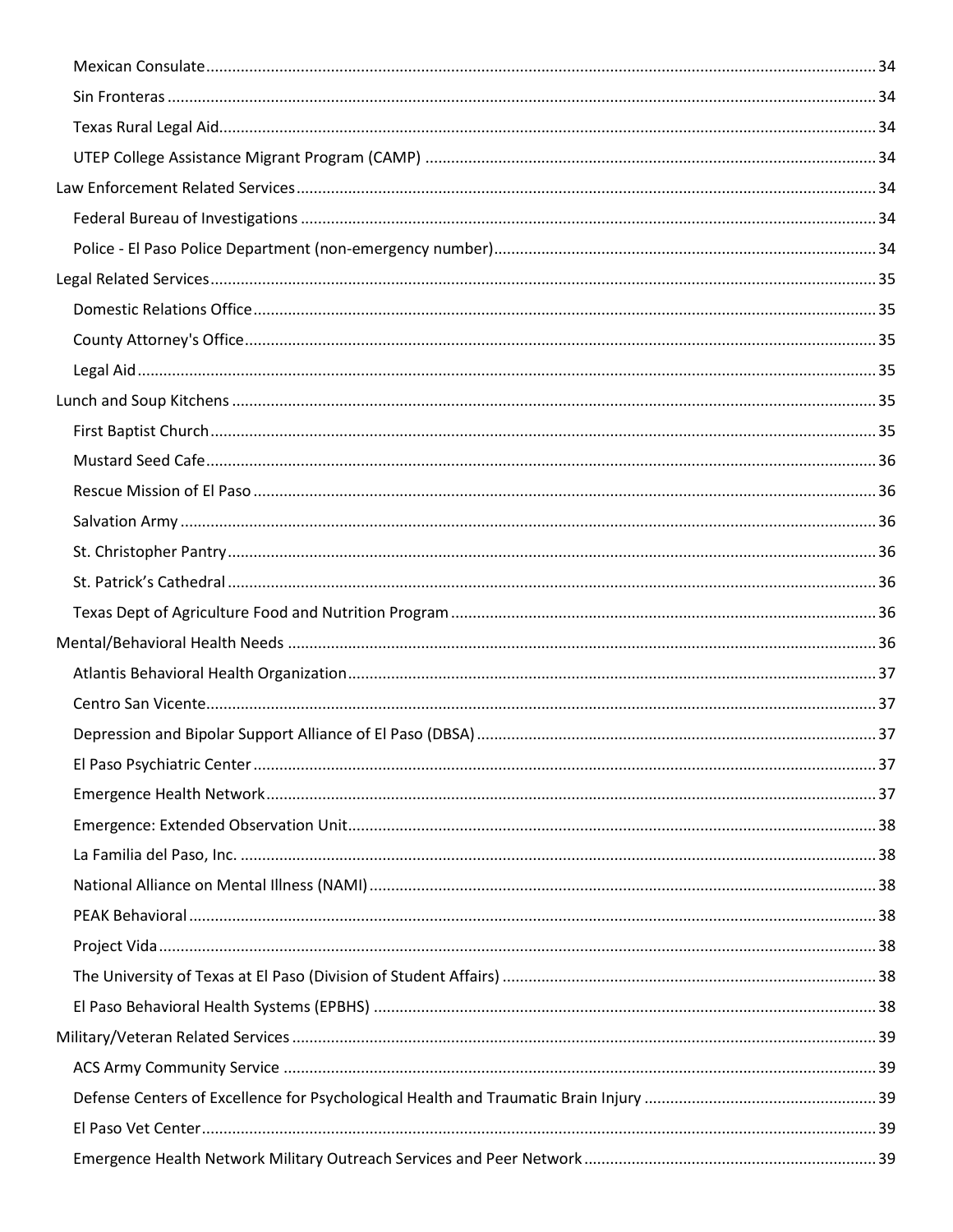- Mexican Consulate ........ 34
- Sin Fronteras ........ 34
- Texas Rural Legal Aid ........ 34
- UTEP College Assistance Migrant Program (CAMP) ........ 34

Law Enforcement Related Services ........ 34

- Federal Bureau of Investigations ........ 34
- Police - El Paso Police Department (non-emergency number) ........ 34

Legal Related Services ........ 35

- Domestic Relations Office ........ 35
- County Attorney's Office ........ 35
- Legal Aid ........ 35

Lunch and Soup Kitchens ........ 35

- First Baptist Church ........ 35
- Mustard Seed Cafe ........ 36
- Rescue Mission of El Paso ........ 36
- Salvation Army ........ 36
- St. Christopher Pantry ........ 36
- St. Patrick's Cathedral ........ 36
- Texas Dept of Agriculture Food and Nutrition Program ........ 36

Mental/Behavioral Health Needs ........ 36

- Atlantis Behavioral Health Organization ........ 37
- Centro San Vicente ........ 37
- Depression and Bipolar Support Alliance of El Paso (DBSA) ........ 37
- El Paso Psychiatric Center ........ 37
- Emergence Health Network ........ 37
- Emergence: Extended Observation Unit ........ 38
- La Familia del Paso, Inc. ........ 38
- National Alliance on Mental Illness (NAMI) ........ 38
- PEAK Behavioral ........ 38
- Project Vida ........ 38
- The University of Texas at El Paso (Division of Student Affairs) ........ 38
- El Paso Behavioral Health Systems (EPBHS) ........ 38

Military/Veteran Related Services ........ 39

- ACS Army Community Service ........ 39
- Defense Centers of Excellence for Psychological Health and Traumatic Brain Injury ........ 39
- El Paso Vet Center ........ 39
- Emergence Health Network Military Outreach Services and Peer Network ........ 39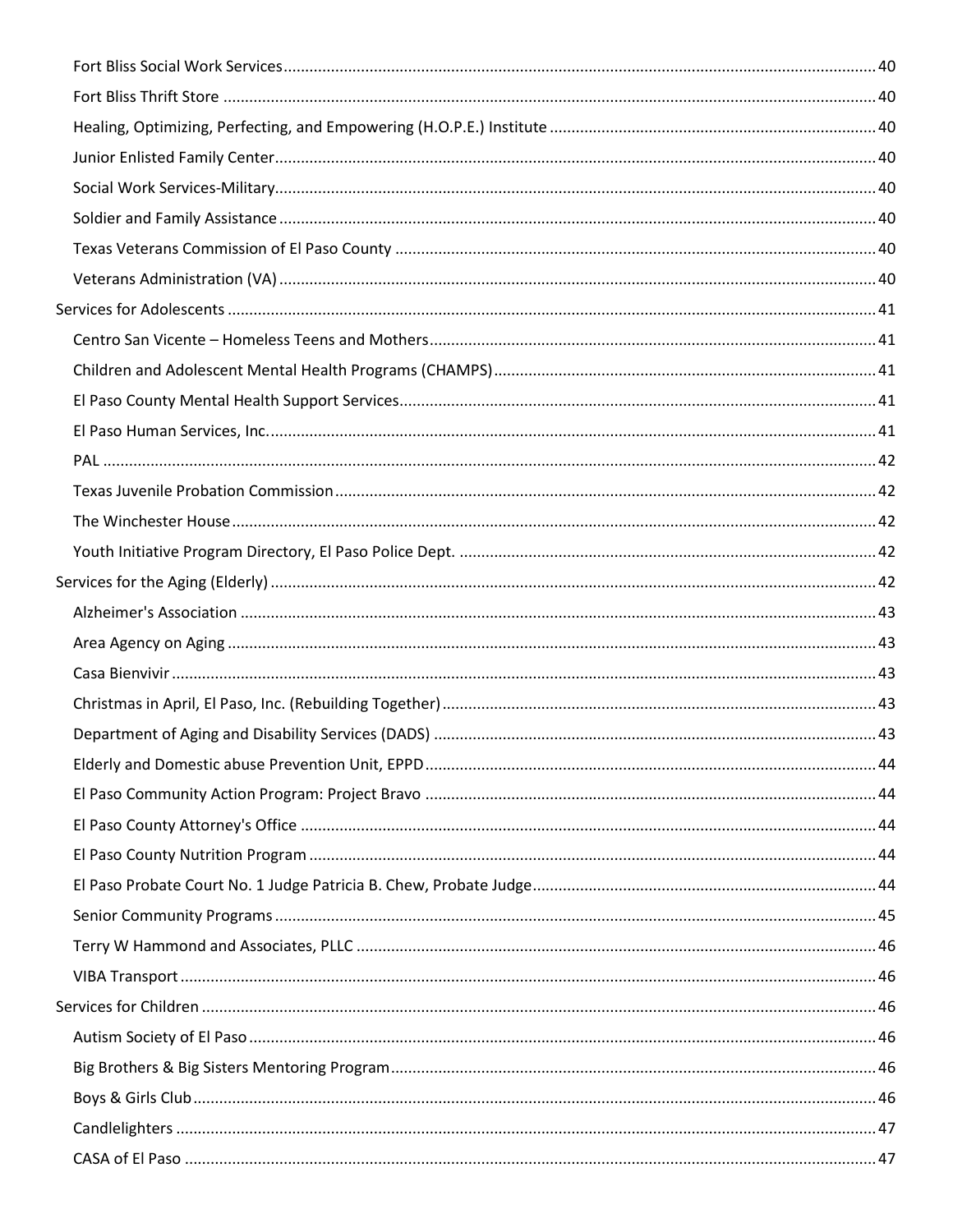Fort Bliss Social Work Services ........ 40
Fort Bliss Thrift Store ........ 40
Healing, Optimizing, Perfecting, and Empowering (H.O.P.E.) Institute ........ 40
Junior Enlisted Family Center ........ 40
Social Work Services-Military ........ 40
Soldier and Family Assistance ........ 40
Texas Veterans Commission of El Paso County ........ 40
Veterans Administration (VA) ........ 40

Services for Adolescents ........ 41

Centro San Vicente – Homeless Teens and Mothers ........ 41
Children and Adolescent Mental Health Programs (CHAMPS) ........ 41
El Paso County Mental Health Support Services ........ 41
El Paso Human Services, Inc. ........ 41
PAL ........ 42
Texas Juvenile Probation Commission ........ 42
The Winchester House ........ 42
Youth Initiative Program Directory, El Paso Police Dept. ........ 42

Services for the Aging (Elderly) ........ 42

Alzheimer's Association ........ 43
Area Agency on Aging ........ 43
Casa Bienvivir ........ 43
Christmas in April, El Paso, Inc. (Rebuilding Together) ........ 43
Department of Aging and Disability Services (DADS) ........ 43
Elderly and Domestic abuse Prevention Unit, EPPD ........ 44
El Paso Community Action Program: Project Bravo ........ 44
El Paso County Attorney's Office ........ 44
El Paso County Nutrition Program ........ 44
El Paso Probate Court No. 1 Judge Patricia B. Chew, Probate Judge ........ 44
Senior Community Programs ........ 45
Terry W Hammond and Associates, PLLC ........ 46
VIBA Transport ........ 46

Services for Children ........ 46

Autism Society of El Paso ........ 46
Big Brothers & Big Sisters Mentoring Program ........ 46
Boys & Girls Club ........ 46
Candlelighters ........ 47
CASA of El Paso ........ 47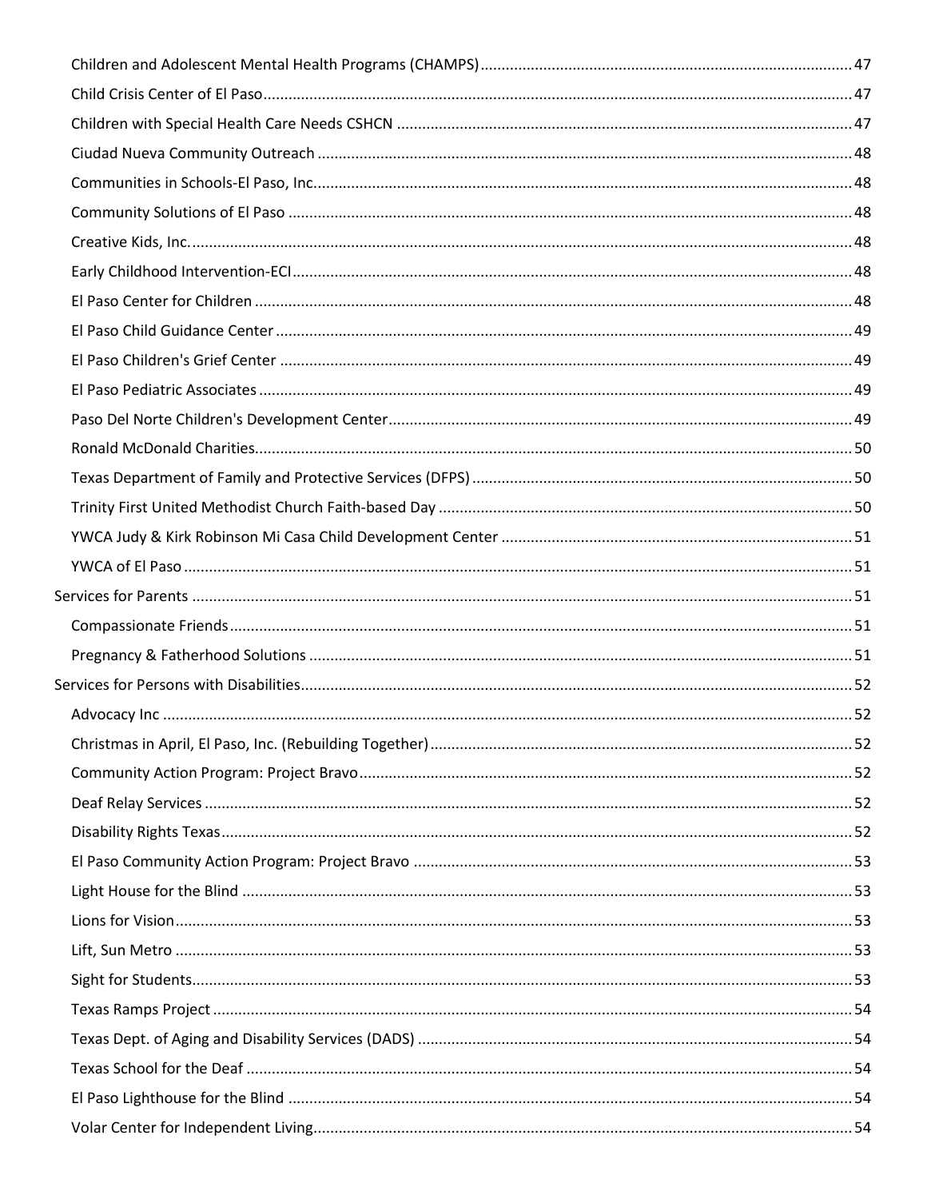- Children and Adolescent Mental Health Programs (CHAMPS) ... 47
- Child Crisis Center of El Paso ... 47
- Children with Special Health Care Needs CSHCN ... 47
- Ciudad Nueva Community Outreach ... 48
- Communities in Schools-El Paso, Inc. ... 48
- Community Solutions of El Paso ... 48
- Creative Kids, Inc. ... 48
- Early Childhood Intervention-ECI ... 48
- El Paso Center for Children ... 48
- El Paso Child Guidance Center ... 49
- El Paso Children's Grief Center ... 49
- El Paso Pediatric Associates ... 49
- Paso Del Norte Children's Development Center ... 49
- Ronald McDonald Charities ... 50
- Texas Department of Family and Protective Services (DFPS) ... 50
- Trinity First United Methodist Church Faith-based Day ... 50
- YWCA Judy & Kirk Robinson Mi Casa Child Development Center ... 51
- YWCA of El Paso ... 51

Services for Parents ... 51

- Compassionate Friends ... 51
- Pregnancy & Fatherhood Solutions ... 51

Services for Persons with Disabilities ... 52

- Advocacy Inc ... 52
- Christmas in April, El Paso, Inc. (Rebuilding Together) ... 52
- Community Action Program: Project Bravo ... 52
- Deaf Relay Services ... 52
- Disability Rights Texas ... 52
- El Paso Community Action Program: Project Bravo ... 53
- Light House for the Blind ... 53
- Lions for Vision ... 53
- Lift, Sun Metro ... 53
- Sight for Students ... 53
- Texas Ramps Project ... 54
- Texas Dept. of Aging and Disability Services (DADS) ... 54
- Texas School for the Deaf ... 54
- El Paso Lighthouse for the Blind ... 54
- Volar Center for Independent Living ... 54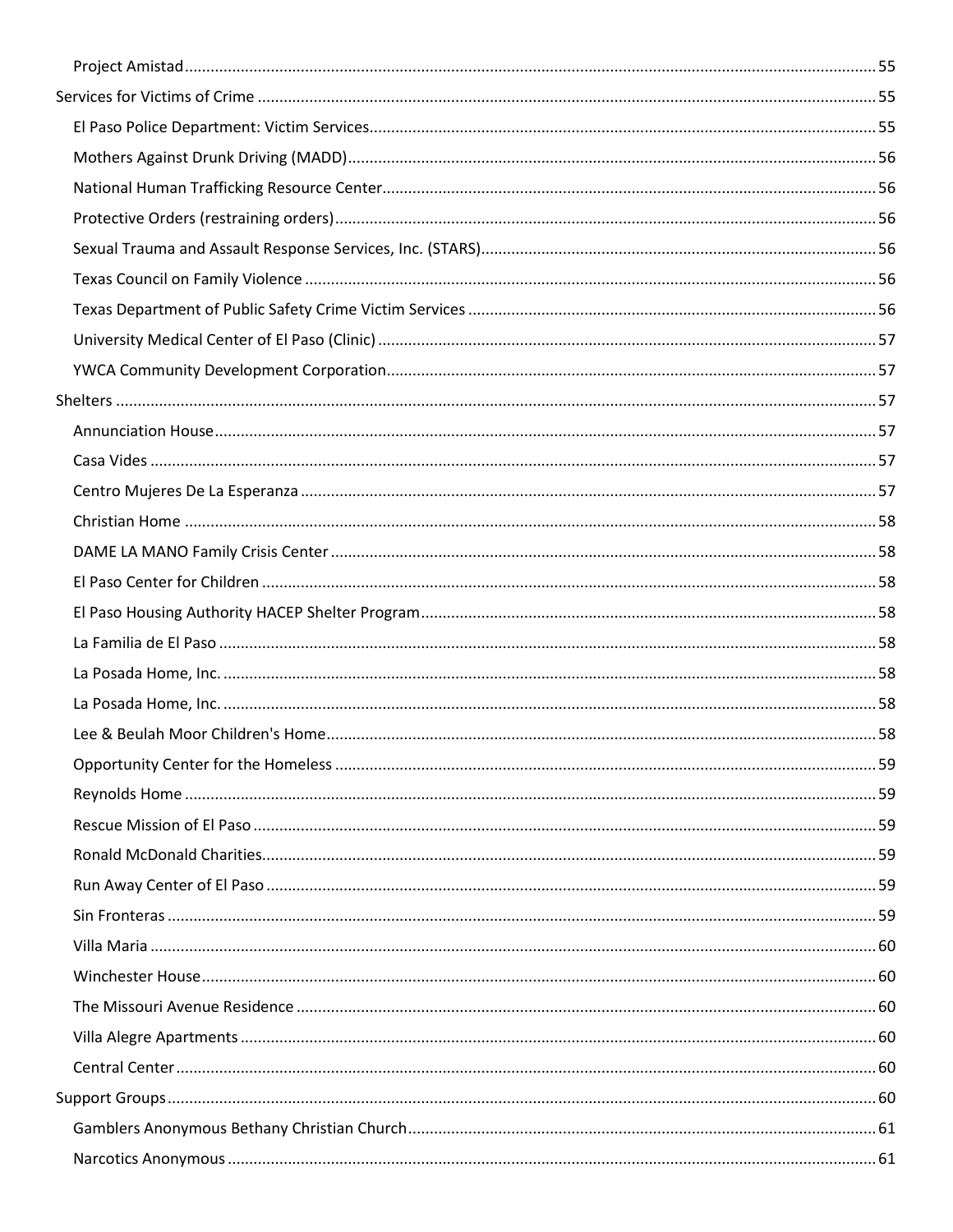- Project Amistad ... 55

Services for Victims of Crime ... 55

- El Paso Police Department: Victim Services ... 55
- Mothers Against Drunk Driving (MADD) ... 56
- National Human Trafficking Resource Center ... 56
- Protective Orders (restraining orders) ... 56
- Sexual Trauma and Assault Response Services, Inc. (STARS) ... 56
- Texas Council on Family Violence ... 56
- Texas Department of Public Safety Crime Victim Services ... 56
- University Medical Center of El Paso (Clinic) ... 57
- YWCA Community Development Corporation ... 57

Shelters ... 57

- Annunciation House ... 57
- Casa Vides ... 57
- Centro Mujeres De La Esperanza ... 57
- Christian Home ... 58
- DAME LA MANO Family Crisis Center ... 58
- El Paso Center for Children ... 58
- El Paso Housing Authority HACEP Shelter Program ... 58
- La Familia de El Paso ... 58
- La Posada Home, Inc. ... 58
- La Posada Home, Inc. ... 58
- Lee & Beulah Moor Children's Home ... 58
- Opportunity Center for the Homeless ... 59
- Reynolds Home ... 59
- Rescue Mission of El Paso ... 59
- Ronald McDonald Charities ... 59
- Run Away Center of El Paso ... 59
- Sin Fronteras ... 59
- Villa Maria ... 60
- Winchester House ... 60
- The Missouri Avenue Residence ... 60
- Villa Alegre Apartments ... 60
- Central Center ... 60

Support Groups ... 60

- Gamblers Anonymous Bethany Christian Church ... 61
- Narcotics Anonymous ... 61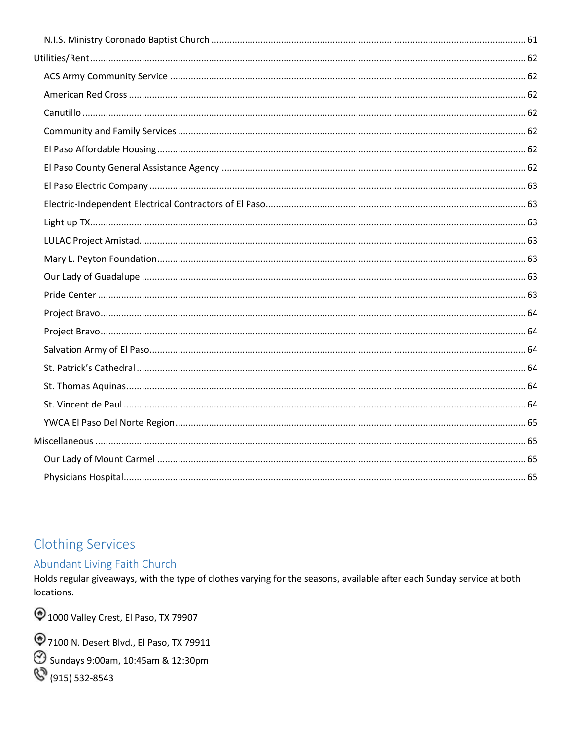- N.I.S. Ministry Coronado Baptist Church ........ 61

Utilities/Rent ........ 62

- ACS Army Community Service ........ 62
- American Red Cross ........ 62
- Canutillo ........ 62
- Community and Family Services ........ 62
- El Paso Affordable Housing ........ 62
- El Paso County General Assistance Agency ........ 62
- El Paso Electric Company ........ 63
- Electric-Independent Electrical Contractors of El Paso ........ 63
- Light up TX ........ 63
- LULAC Project Amistad ........ 63
- Mary L. Peyton Foundation ........ 63
- Our Lady of Guadalupe ........ 63
- Pride Center ........ 63
- Project Bravo ........ 64
- Project Bravo ........ 64
- Salvation Army of El Paso ........ 64
- St. Patrick's Cathedral ........ 64
- St. Thomas Aquinas ........ 64
- St. Vincent de Paul ........ 64
- YWCA El Paso Del Norte Region ........ 65

Miscellaneous ........ 65

- Our Lady of Mount Carmel ........ 65
- Physicians Hospital ........ 65

# Clothing Services

## Abundant Living Faith Church

Holds regular giveaways, with the type of clothes varying for the seasons, available after each Sunday service at both locations.

1000 Valley Crest, El Paso, TX 79907

7100 N. Desert Blvd., El Paso, TX 79911

Sundays 9:00am, 10:45am & 12:30pm

(915) 532-8543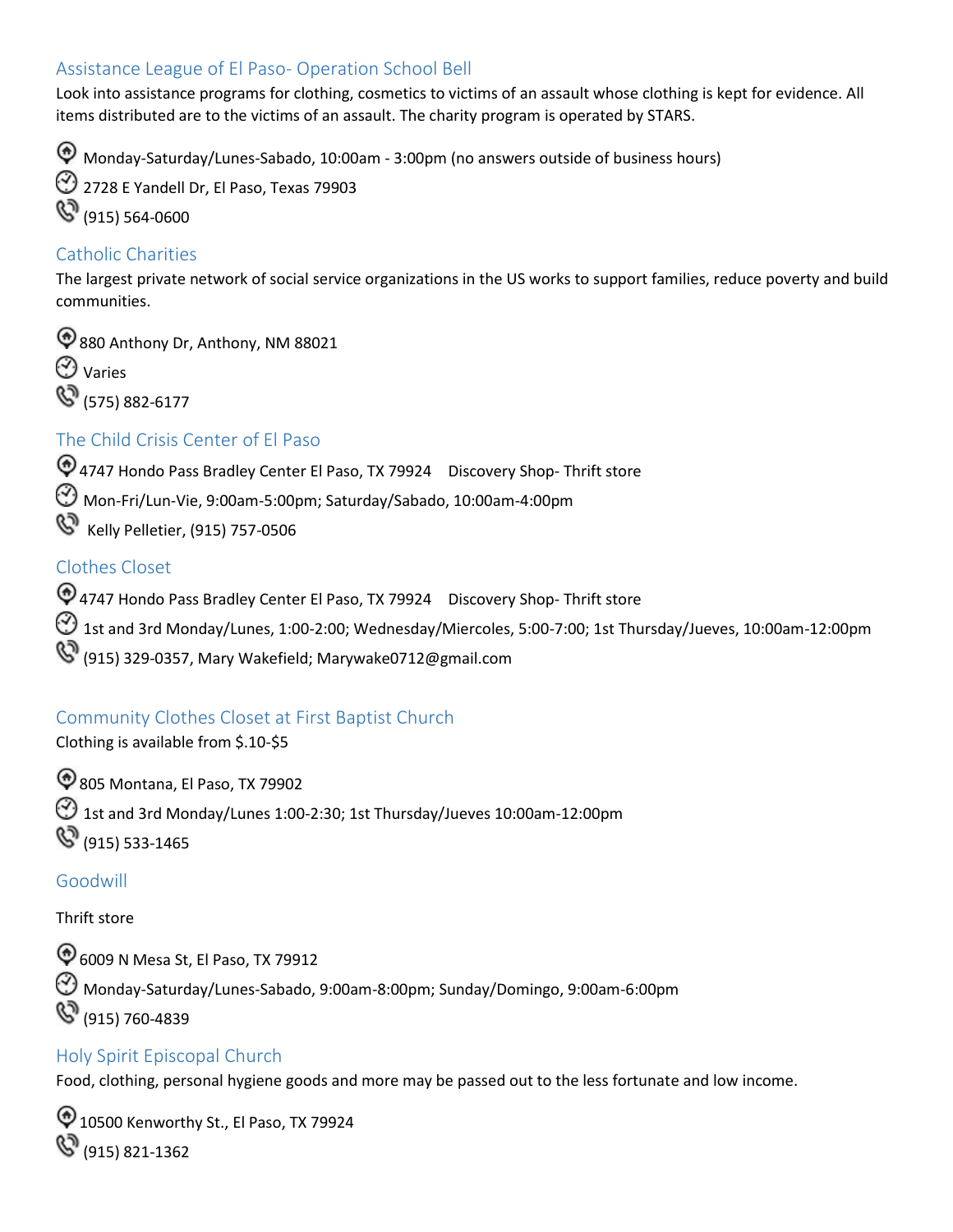## Assistance League of El Paso- Operation School Bell

Look into assistance programs for clothing, cosmetics to victims of an assault whose clothing is kept for evidence. All items distributed are to the victims of an assault. The charity program is operated by STARS.

Monday-Saturday/Lunes-Sabado, 10:00am - 3:00pm (no answers outside of business hours)

2728 E Yandell Dr, El Paso, Texas 79903

(915) 564-0600

## Catholic Charities

The largest private network of social service organizations in the US works to support families, reduce poverty and build communities.

880 Anthony Dr, Anthony, NM 88021

Varies

(575) 882-6177

## The Child Crisis Center of El Paso

4747 Hondo Pass Bradley Center El Paso, TX 79924 Discovery Shop- Thrift store

Mon-Fri/Lun-Vie, 9:00am-5:00pm; Saturday/Sabado, 10:00am-4:00pm

Kelly Pelletier, (915) 757-0506

## Clothes Closet

4747 Hondo Pass Bradley Center El Paso, TX 79924 Discovery Shop- Thrift store

1st and 3rd Monday/Lunes, 1:00-2:00; Wednesday/Miercoles, 5:00-7:00; 1st Thursday/Jueves, 10:00am-12:00pm

(915) 329-0357, Mary Wakefield; Marywake0712@gmail.com

## Community Clothes Closet at First Baptist Church

Clothing is available from $.10-$5

805 Montana, El Paso, TX 79902

1st and 3rd Monday/Lunes 1:00-2:30; 1st Thursday/Jueves 10:00am-12:00pm

(915) 533-1465

## Goodwill

Thrift store

6009 N Mesa St, El Paso, TX 79912

Monday-Saturday/Lunes-Sabado, 9:00am-8:00pm; Sunday/Domingo, 9:00am-6:00pm

(915) 760-4839

## Holy Spirit Episcopal Church

Food, clothing, personal hygiene goods and more may be passed out to the less fortunate and low income.

10500 Kenworthy St., El Paso, TX 79924

(915) 821-1362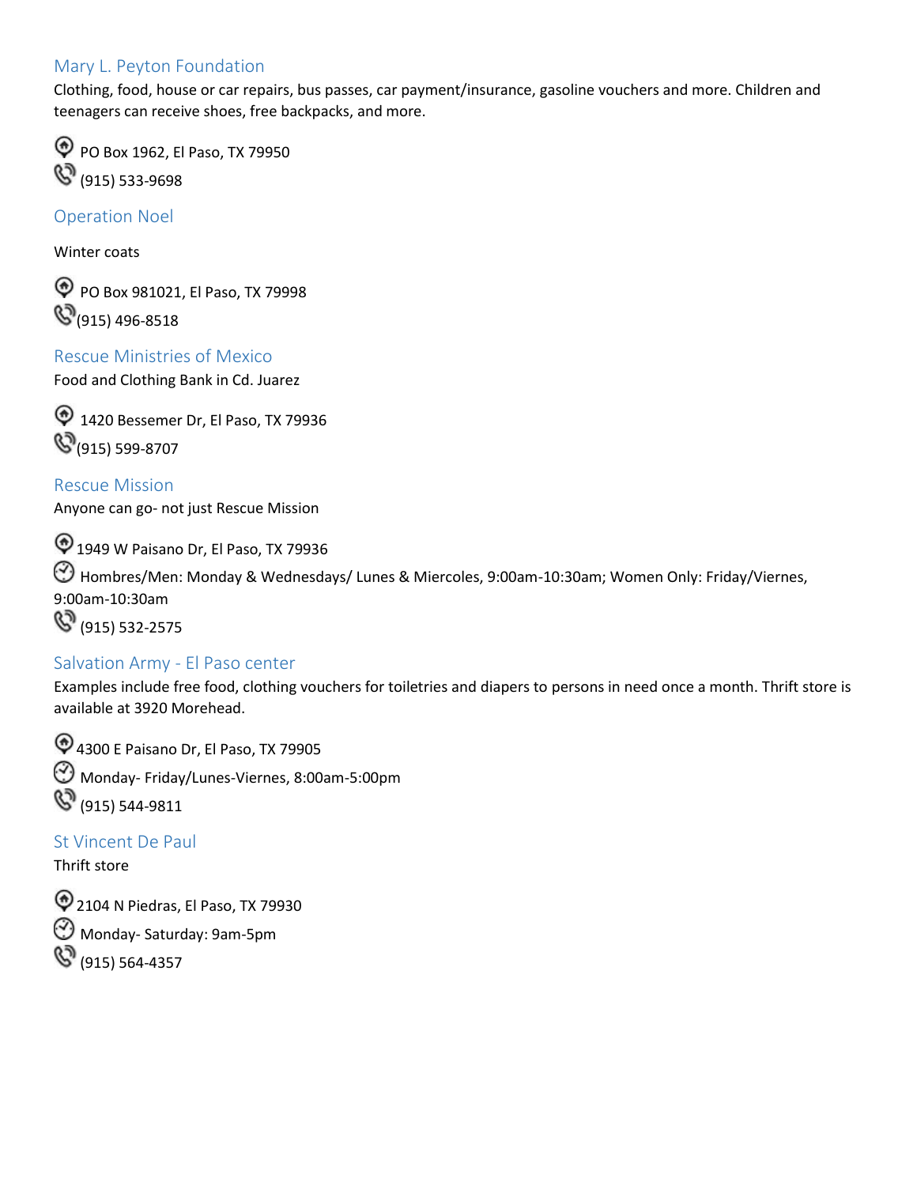## Mary L. Peyton Foundation

Clothing, food, house or car repairs, bus passes, car payment/insurance, gasoline vouchers and more. Children and teenagers can receive shoes, free backpacks, and more.

PO Box 1962, El Paso, TX 79950

(915) 533-9698

## Operation Noel

Winter coats

PO Box 981021, El Paso, TX 79998

(915) 496-8518

## Rescue Ministries of Mexico

Food and Clothing Bank in Cd. Juarez

1420 Bessemer Dr, El Paso, TX 79936

(915) 599-8707

## Rescue Mission

Anyone can go- not just Rescue Mission

1949 W Paisano Dr, El Paso, TX 79936

Hombres/Men: Monday & Wednesdays/ Lunes & Miercoles, 9:00am-10:30am; Women Only: Friday/Viernes, 9:00am-10:30am

(915) 532-2575

## Salvation Army - El Paso center

Examples include free food, clothing vouchers for toiletries and diapers to persons in need once a month. Thrift store is available at 3920 Morehead.

4300 E Paisano Dr, El Paso, TX 79905

Monday- Friday/Lunes-Viernes, 8:00am-5:00pm

(915) 544-9811

## St Vincent De Paul

Thrift store

2104 N Piedras, El Paso, TX 79930

Monday- Saturday: 9am-5pm

(915) 564-4357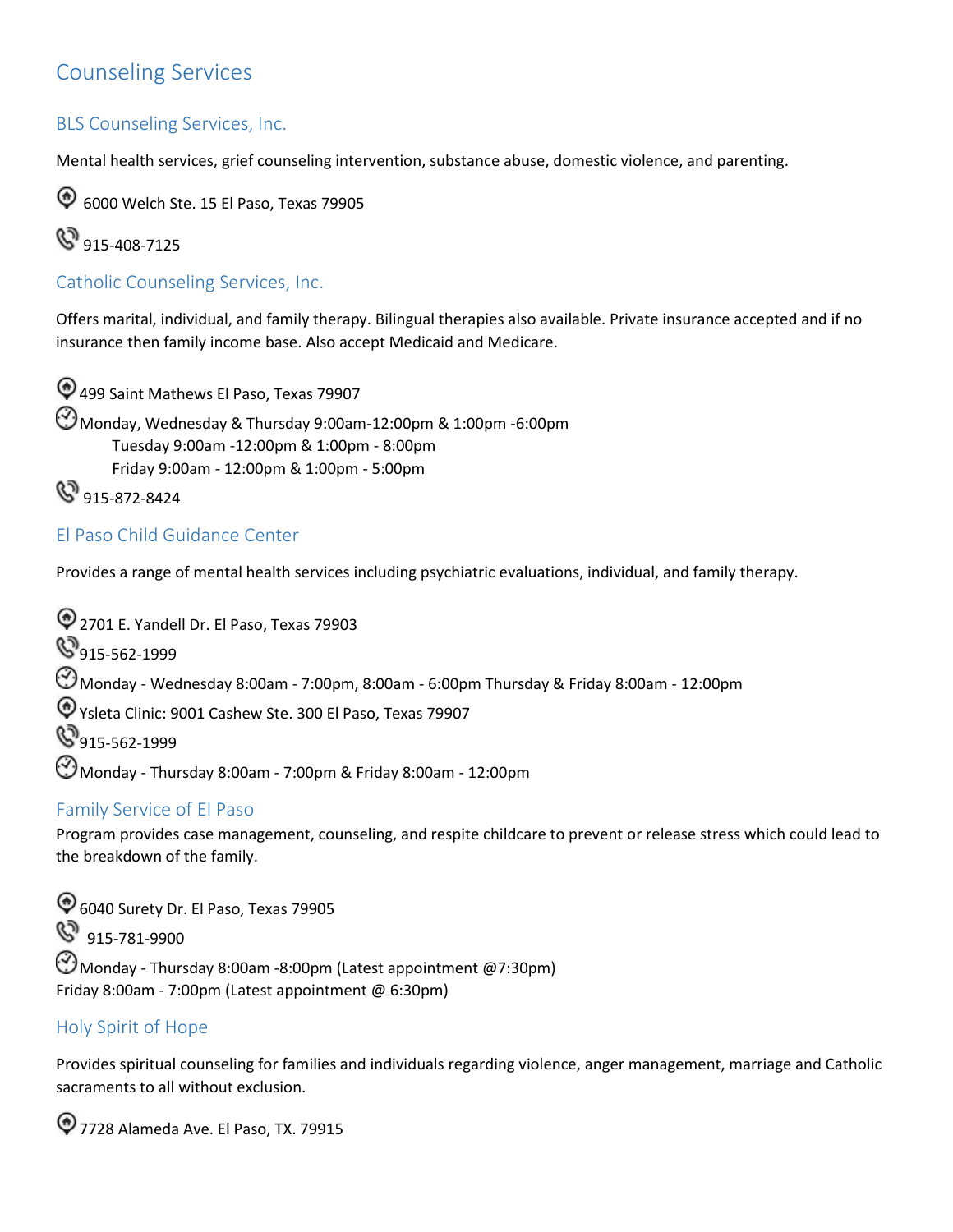# Counseling Services

## BLS Counseling Services, Inc.

Mental health services, grief counseling intervention, substance abuse, domestic violence, and parenting.

6000 Welch Ste. 15 El Paso, Texas 79905

915-408-7125

## Catholic Counseling Services, Inc.

Offers marital, individual, and family therapy. Bilingual therapies also available. Private insurance accepted and if no insurance then family income base. Also accept Medicaid and Medicare.

499 Saint Mathews El Paso, Texas 79907

Monday, Wednesday & Thursday 9:00am-12:00pm & 1:00pm -6:00pm
Tuesday 9:00am -12:00pm & 1:00pm - 8:00pm
Friday 9:00am - 12:00pm & 1:00pm - 5:00pm

915-872-8424

## El Paso Child Guidance Center

Provides a range of mental health services including psychiatric evaluations, individual, and family therapy.

2701 E. Yandell Dr. El Paso, Texas 79903

915-562-1999

Monday - Wednesday 8:00am - 7:00pm, 8:00am - 6:00pm Thursday & Friday 8:00am - 12:00pm

Ysleta Clinic: 9001 Cashew Ste. 300 El Paso, Texas 79907

915-562-1999

Monday - Thursday 8:00am - 7:00pm & Friday 8:00am - 12:00pm

## Family Service of El Paso

Program provides case management, counseling, and respite childcare to prevent or release stress which could lead to the breakdown of the family.

6040 Surety Dr. El Paso, Texas 79905

915-781-9900

Monday - Thursday 8:00am -8:00pm (Latest appointment @7:30pm)
Friday 8:00am - 7:00pm (Latest appointment @ 6:30pm)

## Holy Spirit of Hope

Provides spiritual counseling for families and individuals regarding violence, anger management, marriage and Catholic sacraments to all without exclusion.

7728 Alameda Ave. El Paso, TX. 79915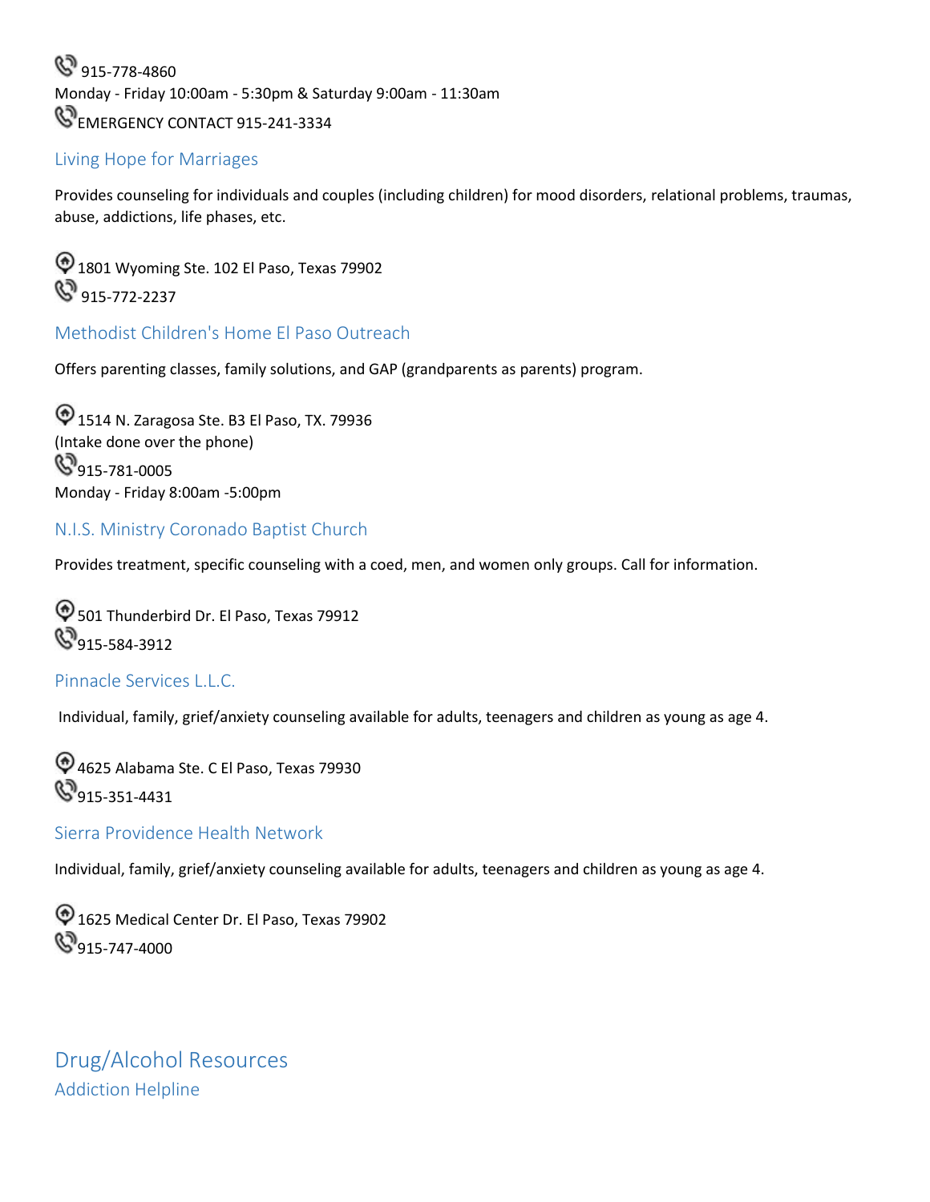915-778-4860
Monday - Friday 10:00am - 5:30pm & Saturday 9:00am - 11:30am
EMERGENCY CONTACT 915-241-3334

### Living Hope for Marriages

Provides counseling for individuals and couples (including children) for mood disorders, relational problems, traumas, abuse, addictions, life phases, etc.

1801 Wyoming Ste. 102 El Paso, Texas 79902
915-772-2237

### Methodist Children's Home El Paso Outreach

Offers parenting classes, family solutions, and GAP (grandparents as parents) program.

1514 N. Zaragosa Ste. B3 El Paso, TX. 79936
(Intake done over the phone)
915-781-0005
Monday - Friday 8:00am -5:00pm

### N.I.S. Ministry Coronado Baptist Church

Provides treatment, specific counseling with a coed, men, and women only groups. Call for information.

501 Thunderbird Dr. El Paso, Texas 79912
915-584-3912

### Pinnacle Services L.L.C.

Individual, family, grief/anxiety counseling available for adults, teenagers and children as young as age 4.

4625 Alabama Ste. C El Paso, Texas 79930
915-351-4431

### Sierra Providence Health Network

Individual, family, grief/anxiety counseling available for adults, teenagers and children as young as age 4.

1625 Medical Center Dr. El Paso, Texas 79902
915-747-4000

## Drug/Alcohol Resources

### Addiction Helpline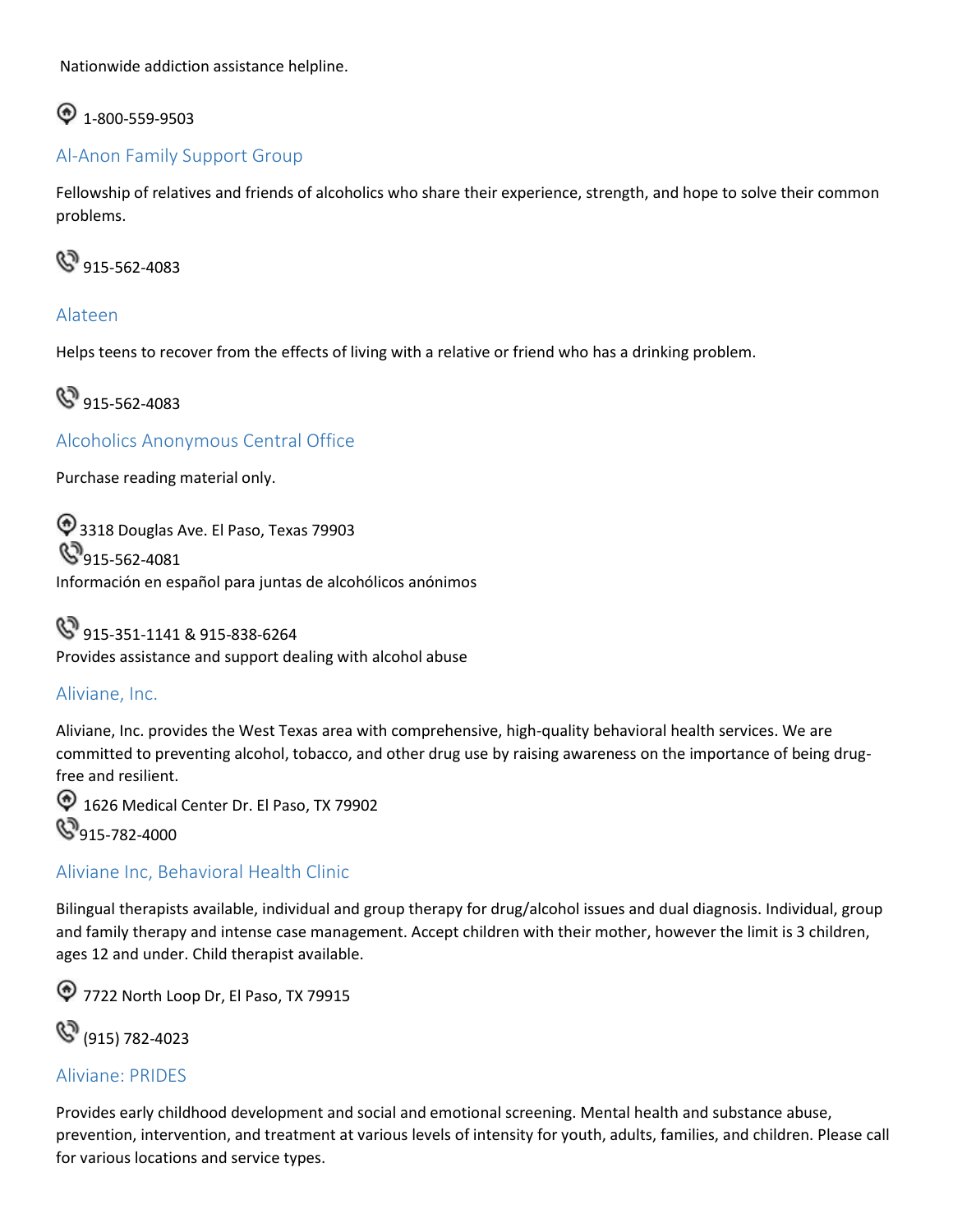Nationwide addiction assistance helpline.

1-800-559-9503

### Al-Anon Family Support Group

Fellowship of relatives and friends of alcoholics who share their experience, strength, and hope to solve their common problems.

915-562-4083

### Alateen

Helps teens to recover from the effects of living with a relative or friend who has a drinking problem.

915-562-4083

### Alcoholics Anonymous Central Office

Purchase reading material only.

3318 Douglas Ave. El Paso, Texas 79903
915-562-4081
Información en español para juntas de alcohólicos anónimos

915-351-1141 & 915-838-6264
Provides assistance and support dealing with alcohol abuse

### Aliviane, Inc.

Aliviane, Inc. provides the West Texas area with comprehensive, high-quality behavioral health services. We are committed to preventing alcohol, tobacco, and other drug use by raising awareness on the importance of being drug-free and resilient.

1626 Medical Center Dr. El Paso, TX 79902
915-782-4000

### Aliviane Inc, Behavioral Health Clinic

Bilingual therapists available, individual and group therapy for drug/alcohol issues and dual diagnosis. Individual, group and family therapy and intense case management. Accept children with their mother, however the limit is 3 children, ages 12 and under. Child therapist available.

7722 North Loop Dr, El Paso, TX 79915

(915) 782-4023

### Aliviane: PRIDES

Provides early childhood development and social and emotional screening. Mental health and substance abuse, prevention, intervention, and treatment at various levels of intensity for youth, adults, families, and children. Please call for various locations and service types.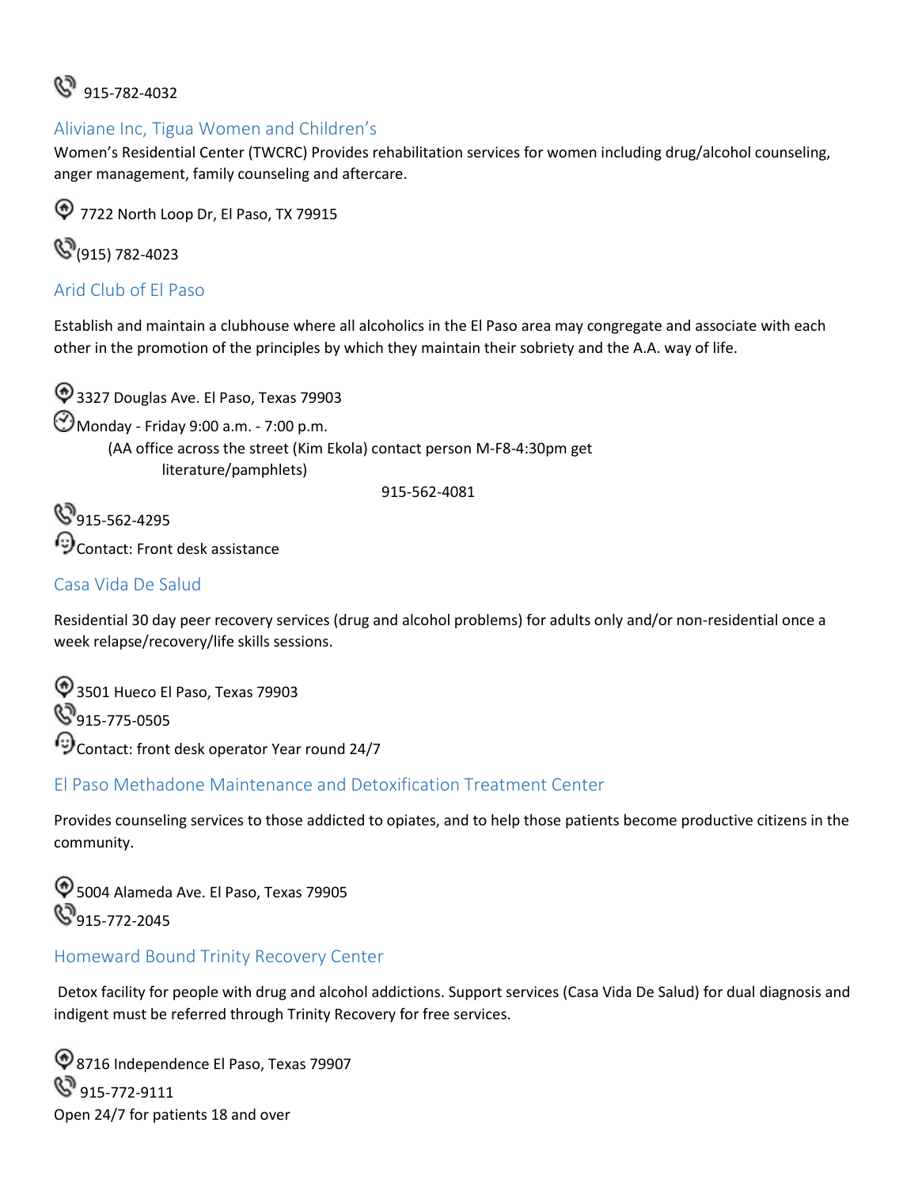915-782-4032

## Aliviane Inc, Tigua Women and Children's

Women's Residential Center (TWCRC) Provides rehabilitation services for women including drug/alcohol counseling, anger management, family counseling and aftercare.

7722 North Loop Dr, El Paso, TX 79915

(915) 782-4023

## Arid Club of El Paso

Establish and maintain a clubhouse where all alcoholics in the El Paso area may congregate and associate with each other in the promotion of the principles by which they maintain their sobriety and the A.A. way of life.

3327 Douglas Ave. El Paso, Texas 79903

Monday - Friday 9:00 a.m. - 7:00 p.m.

(AA office across the street (Kim Ekola) contact person M-F8-4:30pm get literature/pamphlets)

915-562-4081

915-562-4295

Contact: Front desk assistance

## Casa Vida De Salud

Residential 30 day peer recovery services (drug and alcohol problems) for adults only and/or non-residential once a week relapse/recovery/life skills sessions.

3501 Hueco El Paso, Texas 79903

915-775-0505

Contact: front desk operator Year round 24/7

## El Paso Methadone Maintenance and Detoxification Treatment Center

Provides counseling services to those addicted to opiates, and to help those patients become productive citizens in the community.

5004 Alameda Ave. El Paso, Texas 79905

915-772-2045

## Homeward Bound Trinity Recovery Center

Detox facility for people with drug and alcohol addictions. Support services (Casa Vida De Salud) for dual diagnosis and indigent must be referred through Trinity Recovery for free services.

8716 Independence El Paso, Texas 79907

915-772-9111

Open 24/7 for patients 18 and over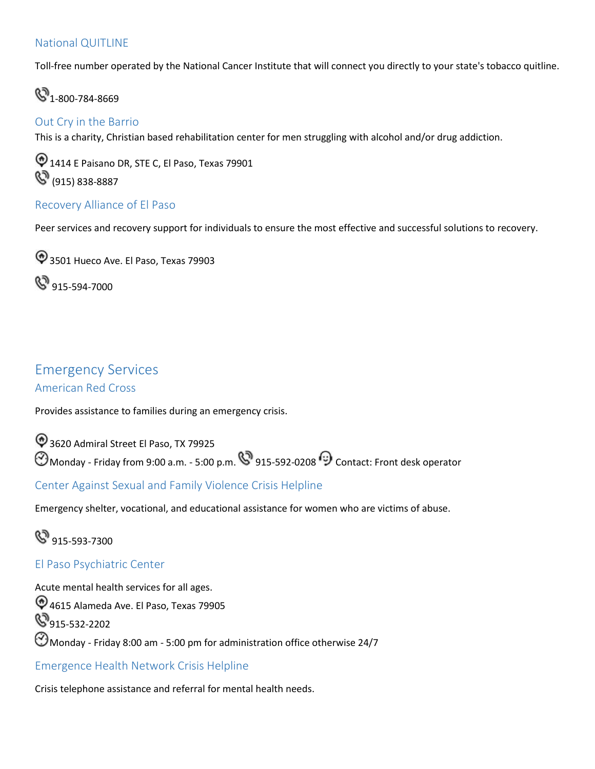### National QUITLINE

Toll-free number operated by the National Cancer Institute that will connect you directly to your state's tobacco quitline.

1-800-784-8669

### Out Cry in the Barrio

This is a charity, Christian based rehabilitation center for men struggling with alcohol and/or drug addiction.

1414 E Paisano DR, STE C, El Paso, Texas 79901

(915) 838-8887

### Recovery Alliance of El Paso

Peer services and recovery support for individuals to ensure the most effective and successful solutions to recovery.

3501 Hueco Ave. El Paso, Texas 79903

915-594-7000

## Emergency Services

### American Red Cross

Provides assistance to families during an emergency crisis.

3620 Admiral Street El Paso, TX 79925

Monday - Friday from 9:00 a.m. - 5:00 p.m. 915-592-0208 Contact: Front desk operator

### Center Against Sexual and Family Violence Crisis Helpline

Emergency shelter, vocational, and educational assistance for women who are victims of abuse.

915-593-7300

### El Paso Psychiatric Center

Acute mental health services for all ages.

4615 Alameda Ave. El Paso, Texas 79905

915-532-2202

Monday - Friday 8:00 am - 5:00 pm for administration office otherwise 24/7

### Emergence Health Network Crisis Helpline

Crisis telephone assistance and referral for mental health needs.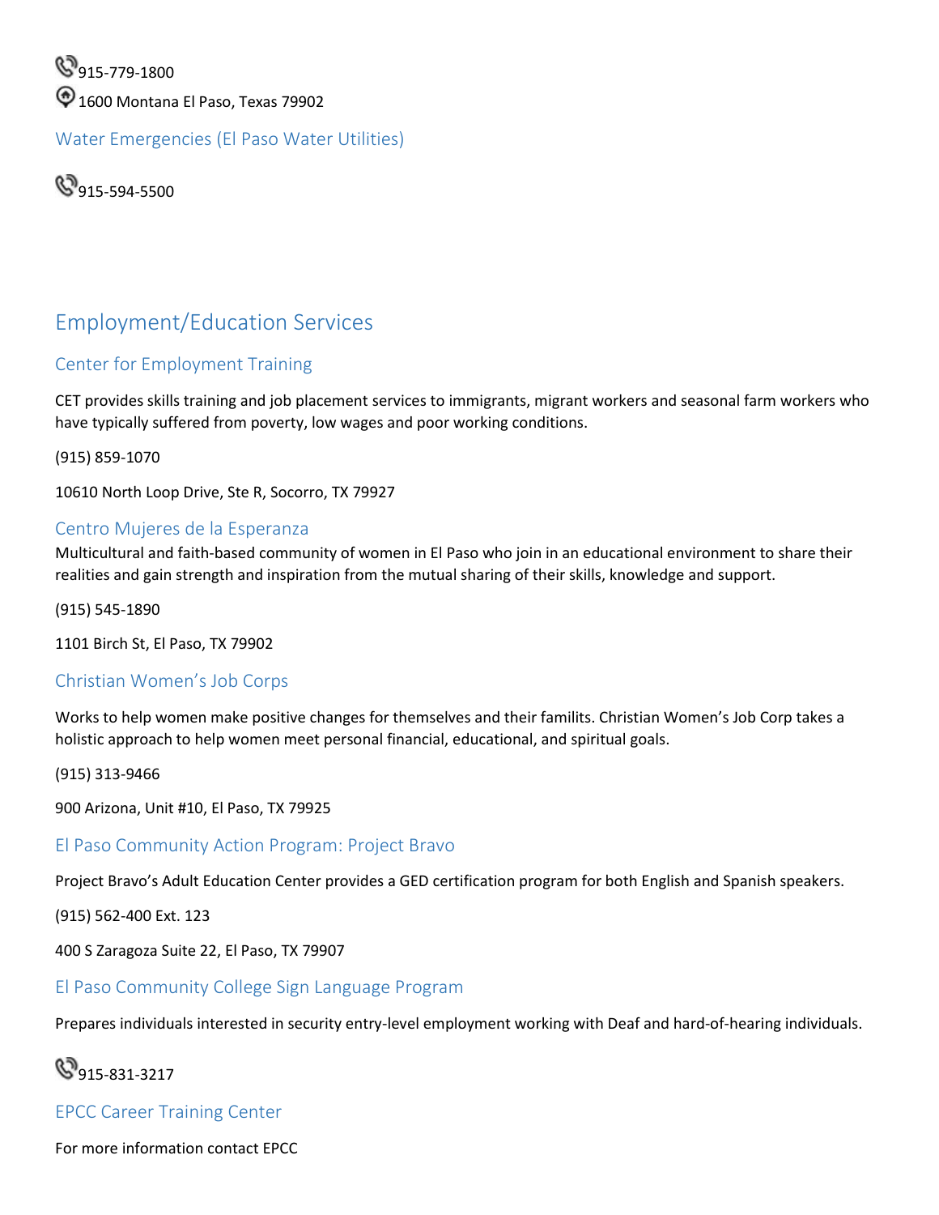915-779-1800

1600 Montana El Paso, Texas 79902

### Water Emergencies (El Paso Water Utilities)

915-594-5500

## Employment/Education Services

### Center for Employment Training

CET provides skills training and job placement services to immigrants, migrant workers and seasonal farm workers who have typically suffered from poverty, low wages and poor working conditions.

(915) 859-1070

10610 North Loop Drive, Ste R, Socorro, TX 79927

### Centro Mujeres de la Esperanza

Multicultural and faith-based community of women in El Paso who join in an educational environment to share their realities and gain strength and inspiration from the mutual sharing of their skills, knowledge and support.

(915) 545-1890

1101 Birch St, El Paso, TX 79902

### Christian Women's Job Corps

Works to help women make positive changes for themselves and their familits. Christian Women's Job Corp takes a holistic approach to help women meet personal financial, educational, and spiritual goals.

(915) 313-9466

900 Arizona, Unit #10, El Paso, TX 79925

### El Paso Community Action Program: Project Bravo

Project Bravo's Adult Education Center provides a GED certification program for both English and Spanish speakers.

(915) 562-400 Ext. 123

400 S Zaragoza Suite 22, El Paso, TX 79907

### El Paso Community College Sign Language Program

Prepares individuals interested in security entry-level employment working with Deaf and hard-of-hearing individuals.

915-831-3217

### EPCC Career Training Center

For more information contact EPCC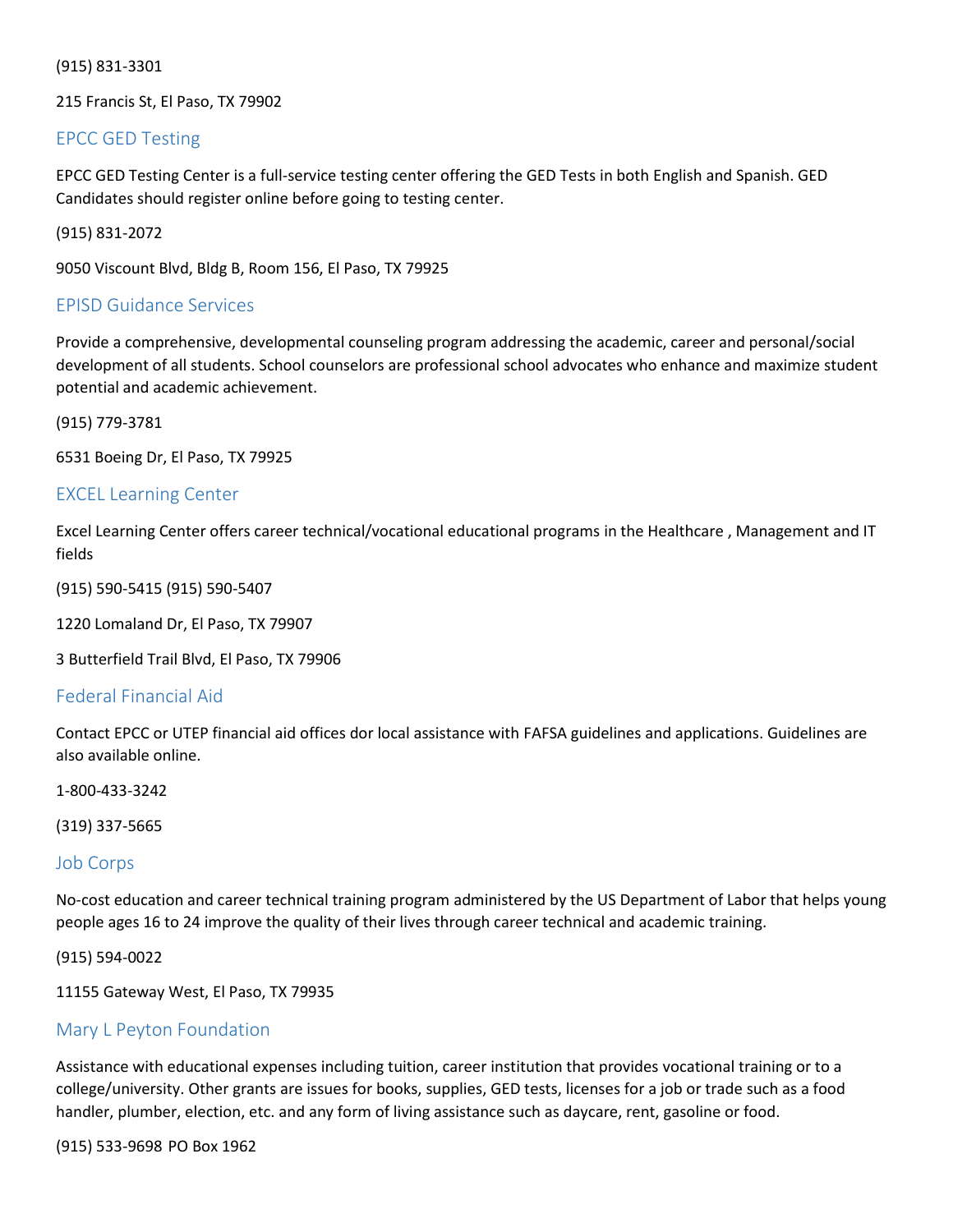(915) 831-3301

215 Francis St, El Paso, TX 79902

## EPCC GED Testing

EPCC GED Testing Center is a full-service testing center offering the GED Tests in both English and Spanish. GED Candidates should register online before going to testing center.

(915) 831-2072

9050 Viscount Blvd, Bldg B, Room 156, El Paso, TX 79925

## EPISD Guidance Services

Provide a comprehensive, developmental counseling program addressing the academic, career and personal/social development of all students. School counselors are professional school advocates who enhance and maximize student potential and academic achievement.

(915) 779-3781

6531 Boeing Dr, El Paso, TX 79925

## EXCEL Learning Center

Excel Learning Center offers career technical/vocational educational programs in the Healthcare , Management and IT fields

(915) 590-5415 (915) 590-5407

1220 Lomaland Dr, El Paso, TX 79907

3 Butterfield Trail Blvd, El Paso, TX 79906

## Federal Financial Aid

Contact EPCC or UTEP financial aid offices dor local assistance with FAFSA guidelines and applications. Guidelines are also available online.

1-800-433-3242

(319) 337-5665

## Job Corps

No-cost education and career technical training program administered by the US Department of Labor that helps young people ages 16 to 24 improve the quality of their lives through career technical and academic training.

(915) 594-0022

11155 Gateway West, El Paso, TX 79935

## Mary L Peyton Foundation

Assistance with educational expenses including tuition, career institution that provides vocational training or to a college/university. Other grants are issues for books, supplies, GED tests, licenses for a job or trade such as a food handler, plumber, election, etc. and any form of living assistance such as daycare, rent, gasoline or food.

(915) 533-9698 PO Box 1962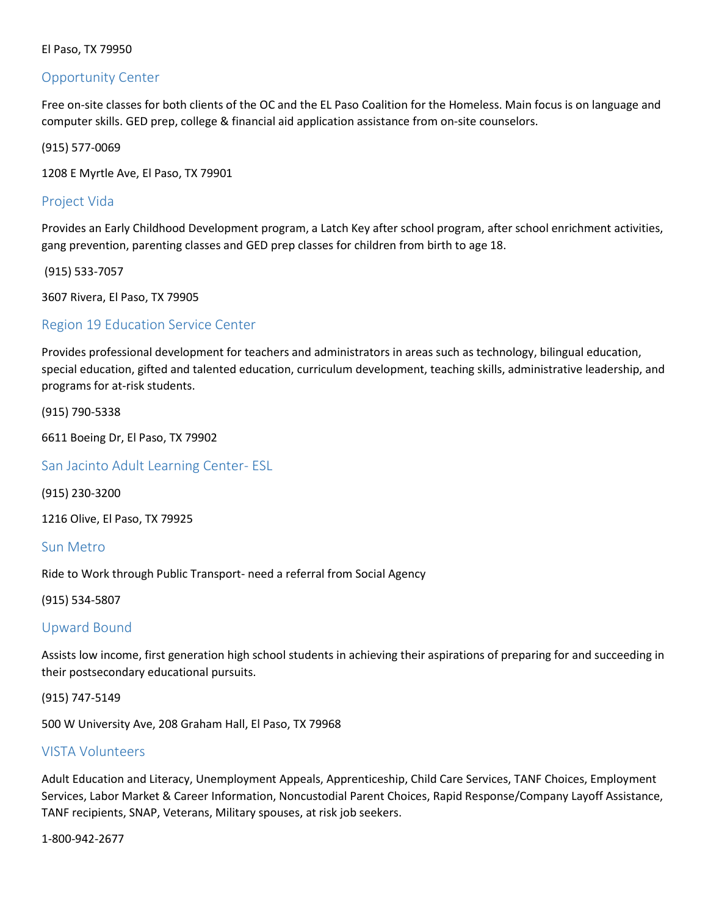El Paso, TX 79950

## Opportunity Center

Free on-site classes for both clients of the OC and the EL Paso Coalition for the Homeless. Main focus is on language and computer skills. GED prep, college & financial aid application assistance from on-site counselors.

(915) 577-0069

1208 E Myrtle Ave, El Paso, TX 79901

## Project Vida

Provides an Early Childhood Development program, a Latch Key after school program, after school enrichment activities, gang prevention, parenting classes and GED prep classes for children from birth to age 18.

(915) 533-7057

3607 Rivera, El Paso, TX 79905

## Region 19 Education Service Center

Provides professional development for teachers and administrators in areas such as technology, bilingual education, special education, gifted and talented education, curriculum development, teaching skills, administrative leadership, and programs for at-risk students.

(915) 790-5338

6611 Boeing Dr, El Paso, TX 79902

## San Jacinto Adult Learning Center- ESL

(915) 230-3200

1216 Olive, El Paso, TX 79925

## Sun Metro

Ride to Work through Public Transport- need a referral from Social Agency

(915) 534-5807

## Upward Bound

Assists low income, first generation high school students in achieving their aspirations of preparing for and succeeding in their postsecondary educational pursuits.

(915) 747-5149

500 W University Ave, 208 Graham Hall, El Paso, TX 79968

## VISTA Volunteers

Adult Education and Literacy, Unemployment Appeals, Apprenticeship, Child Care Services, TANF Choices, Employment Services, Labor Market & Career Information, Noncustodial Parent Choices, Rapid Response/Company Layoff Assistance, TANF recipients, SNAP, Veterans, Military spouses, at risk job seekers.

1-800-942-2677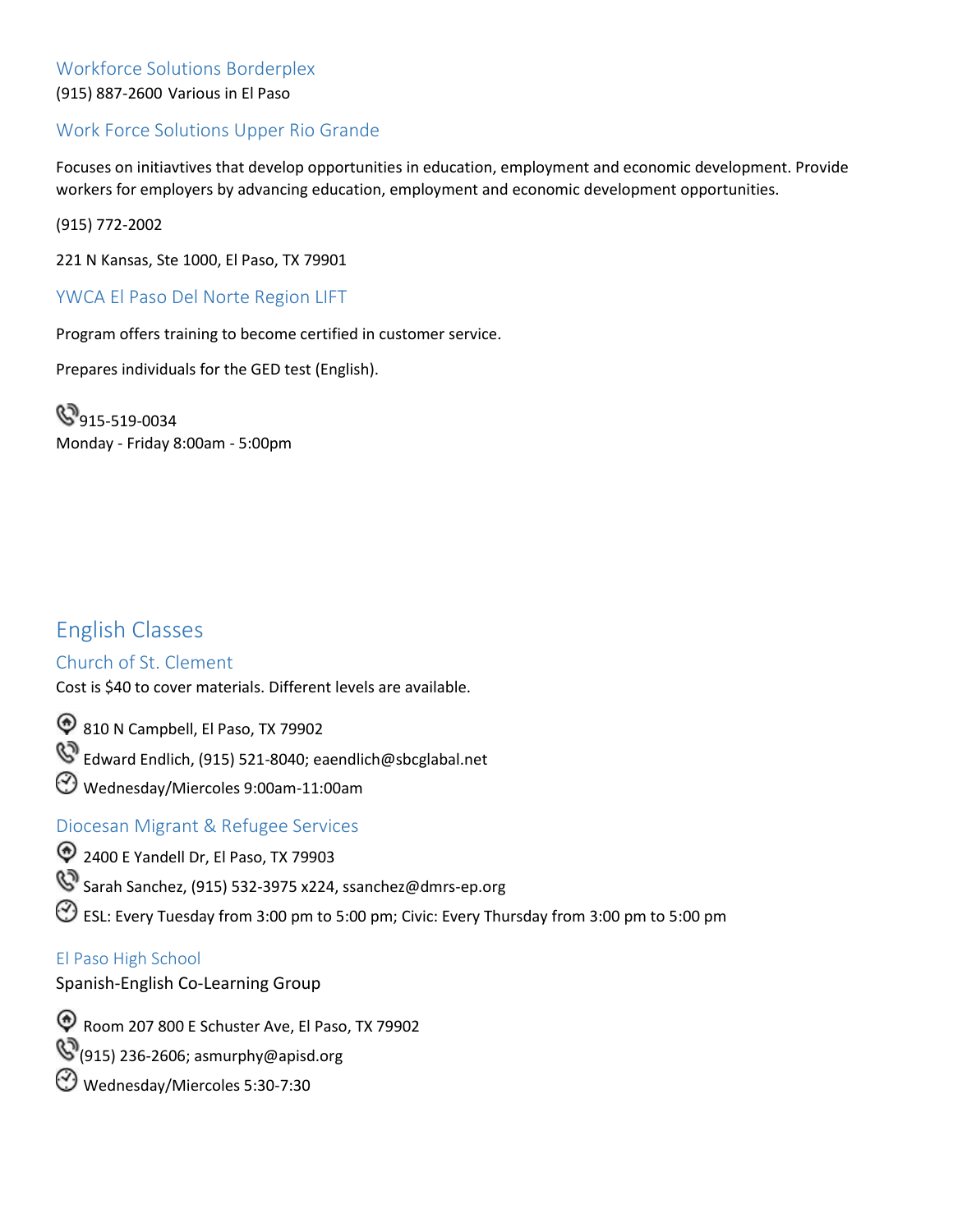### Workforce Solutions Borderplex

(915) 887-2600 Various in El Paso

### Work Force Solutions Upper Rio Grande

Focuses on initiavtives that develop opportunities in education, employment and economic development. Provide workers for employers by advancing education, employment and economic development opportunities.

(915) 772-2002

221 N Kansas, Ste 1000, El Paso, TX 79901

### YWCA El Paso Del Norte Region LIFT

Program offers training to become certified in customer service.

Prepares individuals for the GED test (English).

915-519-0034
Monday - Friday 8:00am - 5:00pm

## English Classes

### Church of St. Clement

Cost is $40 to cover materials. Different levels are available.

810 N Campbell, El Paso, TX 79902
Edward Endlich, (915) 521-8040; eaendlich@sbcglabal.net
Wednesday/Miercoles 9:00am-11:00am

### Diocesan Migrant & Refugee Services

2400 E Yandell Dr, El Paso, TX 79903
Sarah Sanchez, (915) 532-3975 x224, ssanchez@dmrs-ep.org
ESL: Every Tuesday from 3:00 pm to 5:00 pm; Civic: Every Thursday from 3:00 pm to 5:00 pm

### El Paso High School

Spanish-English Co-Learning Group

Room 207 800 E Schuster Ave, El Paso, TX 79902
(915) 236-2606; asmurphy@apisd.org
Wednesday/Miercoles 5:30-7:30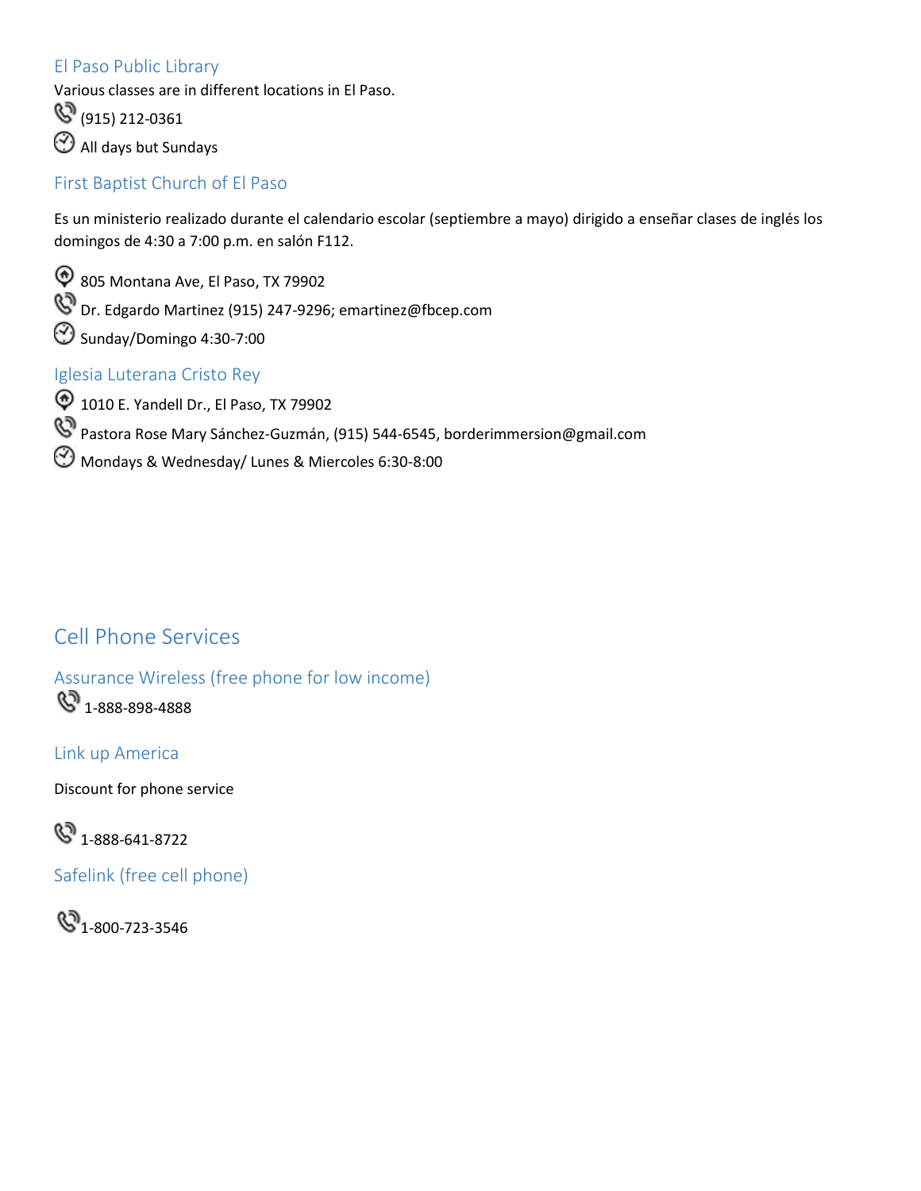### El Paso Public Library

Various classes are in different locations in El Paso.

(915) 212-0361

All days but Sundays

### First Baptist Church of El Paso

Es un ministerio realizado durante el calendario escolar (septiembre a mayo) dirigido a enseñar clases de inglés los domingos de 4:30 a 7:00 p.m. en salón F112.

805 Montana Ave, El Paso, TX 79902

Dr. Edgardo Martinez (915) 247-9296; emartinez@fbcep.com

Sunday/Domingo 4:30-7:00

### Iglesia Luterana Cristo Rey

1010 E. Yandell Dr., El Paso, TX 79902

Pastora Rose Mary Sánchez-Guzmán, (915) 544-6545, borderimmersion@gmail.com

Mondays & Wednesday/ Lunes & Miercoles 6:30-8:00

## Cell Phone Services

### Assurance Wireless (free phone for low income)

1-888-898-4888

### Link up America

Discount for phone service

1-888-641-8722

### Safelink (free cell phone)

1-800-723-3546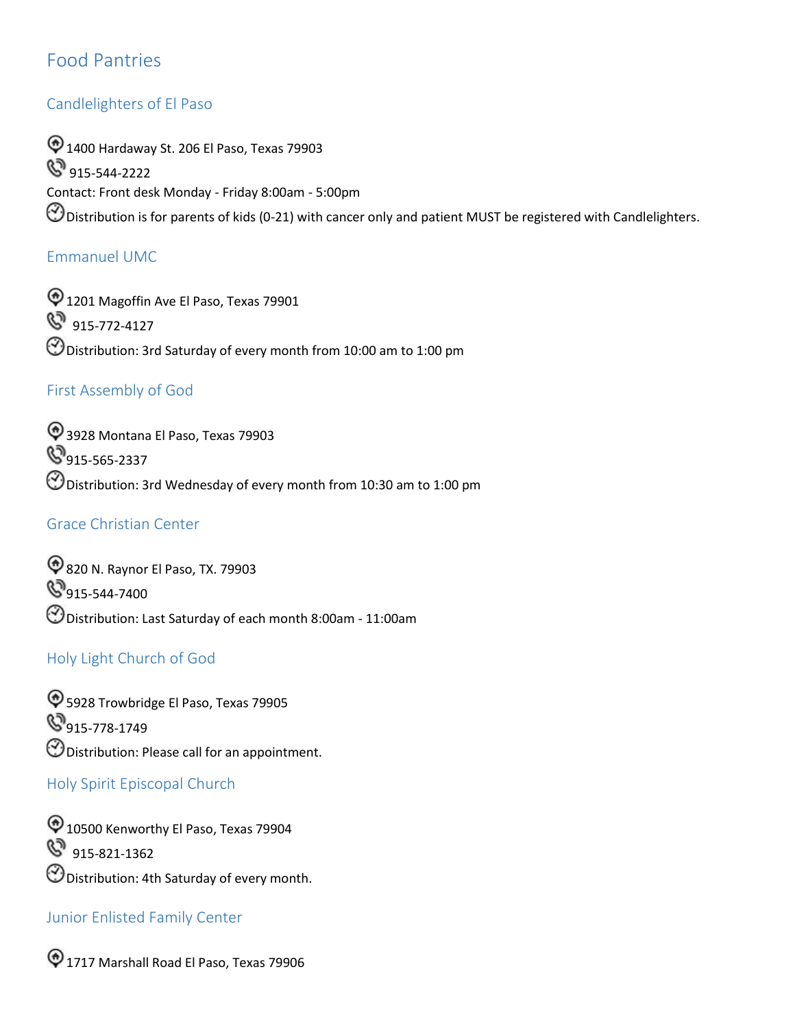# Food Pantries

## Candlelighters of El Paso

1400 Hardaway St. 206 El Paso, Texas 79903
915-544-2222
Contact: Front desk Monday - Friday 8:00am - 5:00pm
Distribution is for parents of kids (0-21) with cancer only and patient MUST be registered with Candlelighters.

## Emmanuel UMC

1201 Magoffin Ave El Paso, Texas 79901
915-772-4127
Distribution: 3rd Saturday of every month from 10:00 am to 1:00 pm

## First Assembly of God

3928 Montana El Paso, Texas 79903
915-565-2337
Distribution: 3rd Wednesday of every month from 10:30 am to 1:00 pm

## Grace Christian Center

820 N. Raynor El Paso, TX. 79903
915-544-7400
Distribution: Last Saturday of each month 8:00am - 11:00am

## Holy Light Church of God

5928 Trowbridge El Paso, Texas 79905
915-778-1749
Distribution: Please call for an appointment.

## Holy Spirit Episcopal Church

10500 Kenworthy El Paso, Texas 79904
915-821-1362
Distribution: 4th Saturday of every month.

## Junior Enlisted Family Center

1717 Marshall Road El Paso, Texas 79906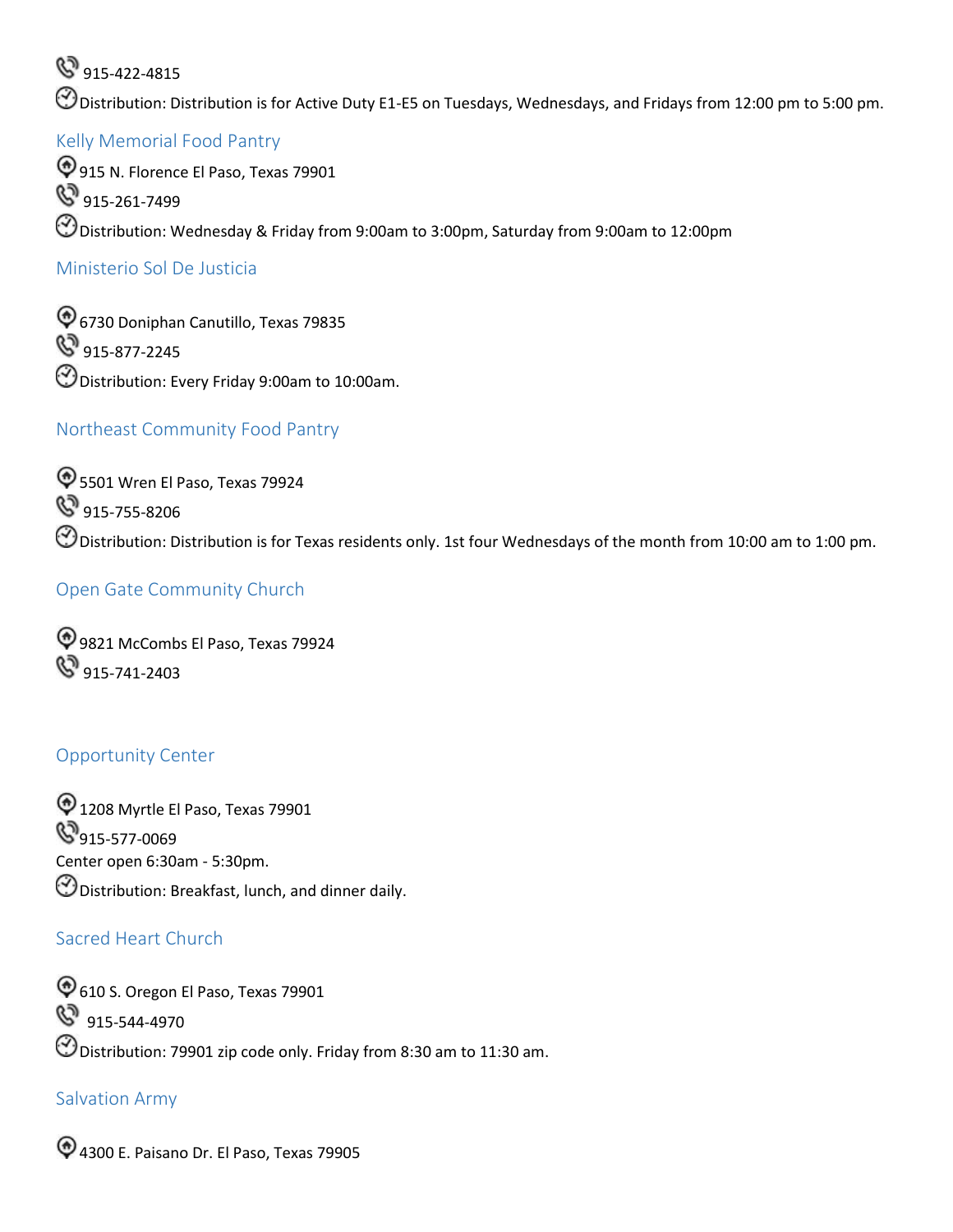915-422-4815

Distribution: Distribution is for Active Duty E1-E5 on Tuesdays, Wednesdays, and Fridays from 12:00 pm to 5:00 pm.

### Kelly Memorial Food Pantry

915 N. Florence El Paso, Texas 79901

915-261-7499

Distribution: Wednesday & Friday from 9:00am to 3:00pm, Saturday from 9:00am to 12:00pm

### Ministerio Sol De Justicia

6730 Doniphan Canutillo, Texas 79835

915-877-2245

Distribution: Every Friday 9:00am to 10:00am.

### Northeast Community Food Pantry

5501 Wren El Paso, Texas 79924

915-755-8206

Distribution: Distribution is for Texas residents only. 1st four Wednesdays of the month from 10:00 am to 1:00 pm.

### Open Gate Community Church

9821 McCombs El Paso, Texas 79924

915-741-2403

### Opportunity Center

1208 Myrtle El Paso, Texas 79901

915-577-0069

Center open 6:30am - 5:30pm.

Distribution: Breakfast, lunch, and dinner daily.

### Sacred Heart Church

610 S. Oregon El Paso, Texas 79901

915-544-4970

Distribution: 79901 zip code only. Friday from 8:30 am to 11:30 am.

### Salvation Army

4300 E. Paisano Dr. El Paso, Texas 79905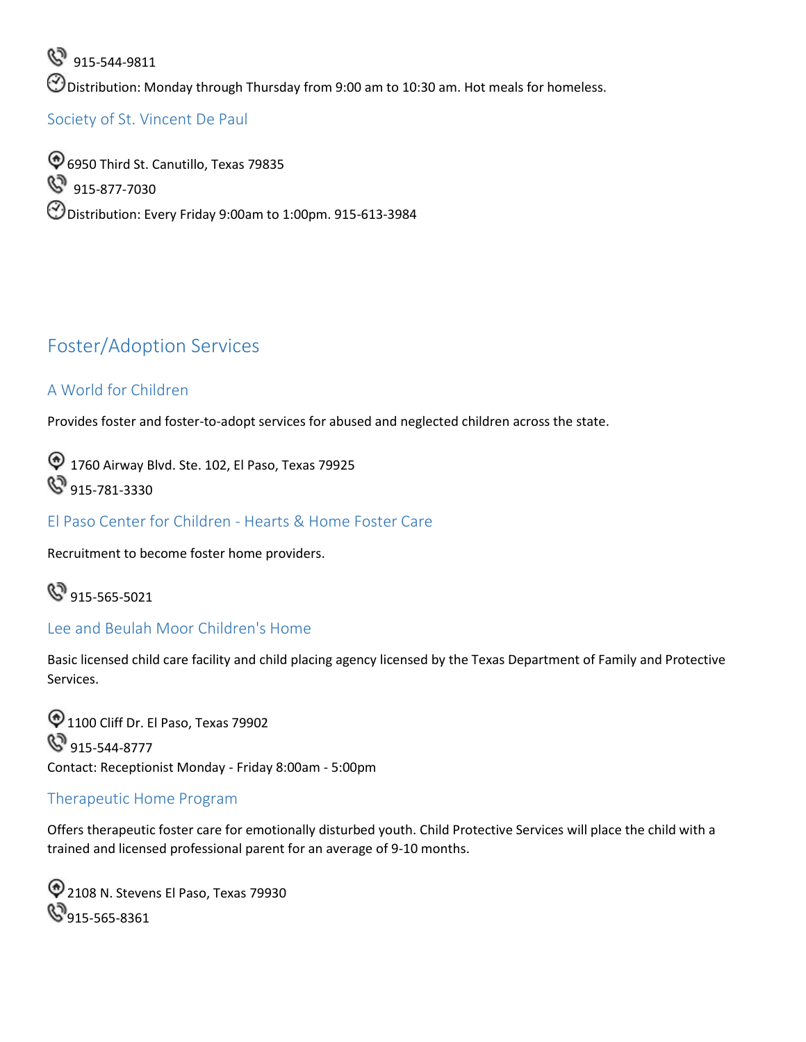915-544-9811

Distribution: Monday through Thursday from 9:00 am to 10:30 am. Hot meals for homeless.

### Society of St. Vincent De Paul

6950 Third St. Canutillo, Texas 79835

915-877-7030

Distribution: Every Friday 9:00am to 1:00pm. 915-613-3984

## Foster/Adoption Services

### A World for Children

Provides foster and foster-to-adopt services for abused and neglected children across the state.

1760 Airway Blvd. Ste. 102, El Paso, Texas 79925

915-781-3330

### El Paso Center for Children - Hearts & Home Foster Care

Recruitment to become foster home providers.

915-565-5021

### Lee and Beulah Moor Children's Home

Basic licensed child care facility and child placing agency licensed by the Texas Department of Family and Protective Services.

1100 Cliff Dr. El Paso, Texas 79902

915-544-8777

Contact: Receptionist Monday - Friday 8:00am - 5:00pm

### Therapeutic Home Program

Offers therapeutic foster care for emotionally disturbed youth. Child Protective Services will place the child with a trained and licensed professional parent for an average of 9-10 months.

2108 N. Stevens El Paso, Texas 79930

915-565-8361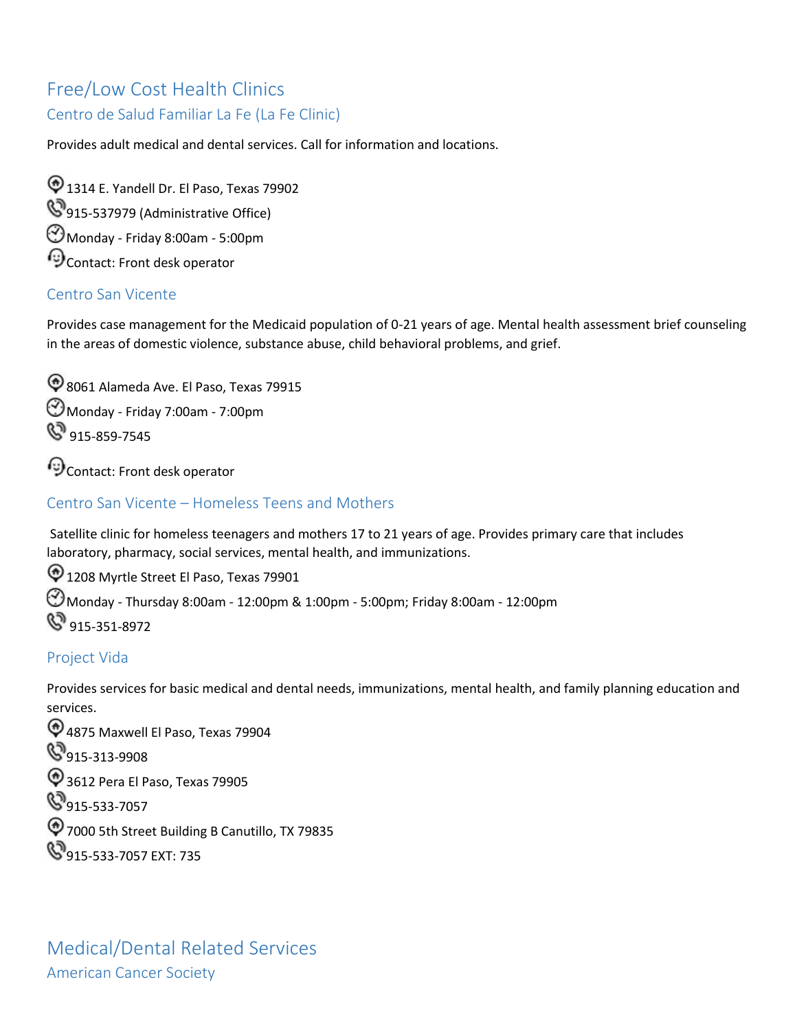# Free/Low Cost Health Clinics

## Centro de Salud Familiar La Fe (La Fe Clinic)

Provides adult medical and dental services. Call for information and locations.

1314 E. Yandell Dr. El Paso, Texas 79902

915-537979 (Administrative Office)

Monday - Friday 8:00am - 5:00pm

Contact: Front desk operator

## Centro San Vicente

Provides case management for the Medicaid population of 0-21 years of age. Mental health assessment brief counseling in the areas of domestic violence, substance abuse, child behavioral problems, and grief.

8061 Alameda Ave. El Paso, Texas 79915

Monday - Friday 7:00am - 7:00pm

915-859-7545

Contact: Front desk operator

## Centro San Vicente – Homeless Teens and Mothers

Satellite clinic for homeless teenagers and mothers 17 to 21 years of age. Provides primary care that includes laboratory, pharmacy, social services, mental health, and immunizations.

1208 Myrtle Street El Paso, Texas 79901

Monday - Thursday 8:00am - 12:00pm & 1:00pm - 5:00pm; Friday 8:00am - 12:00pm

915-351-8972

## Project Vida

Provides services for basic medical and dental needs, immunizations, mental health, and family planning education and services.

4875 Maxwell El Paso, Texas 79904

915-313-9908

3612 Pera El Paso, Texas 79905

915-533-7057

7000 5th Street Building B Canutillo, TX 79835

915-533-7057 EXT: 735

# Medical/Dental Related Services

## American Cancer Society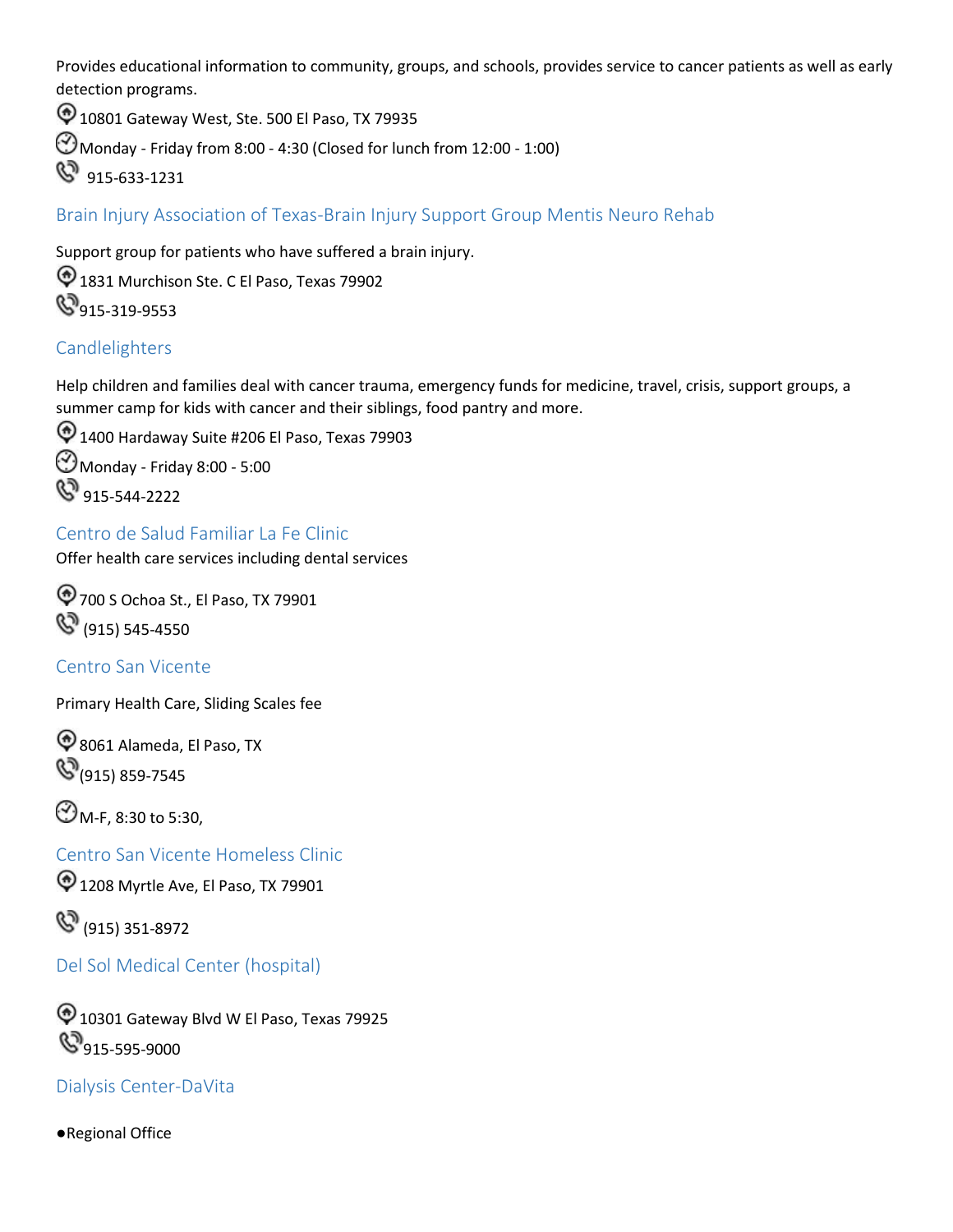Provides educational information to community, groups, and schools, provides service to cancer patients as well as early detection programs.

10801 Gateway West, Ste. 500 El Paso, TX 79935

Monday - Friday from 8:00 - 4:30 (Closed for lunch from 12:00 - 1:00)

915-633-1231

### Brain Injury Association of Texas-Brain Injury Support Group Mentis Neuro Rehab

Support group for patients who have suffered a brain injury.

1831 Murchison Ste. C El Paso, Texas 79902

915-319-9553

### Candlelighters

Help children and families deal with cancer trauma, emergency funds for medicine, travel, crisis, support groups, a summer camp for kids with cancer and their siblings, food pantry and more.

1400 Hardaway Suite #206 El Paso, Texas 79903

Monday - Friday 8:00 - 5:00

915-544-2222

### Centro de Salud Familiar La Fe Clinic

Offer health care services including dental services

700 S Ochoa St., El Paso, TX 79901

(915) 545-4550

### Centro San Vicente

Primary Health Care, Sliding Scales fee

8061 Alameda, El Paso, TX

(915) 859-7545

M-F, 8:30 to 5:30,

### Centro San Vicente Homeless Clinic

1208 Myrtle Ave, El Paso, TX 79901

(915) 351-8972

### Del Sol Medical Center (hospital)

10301 Gateway Blvd W El Paso, Texas 79925

915-595-9000

### Dialysis Center-DaVita

- Regional Office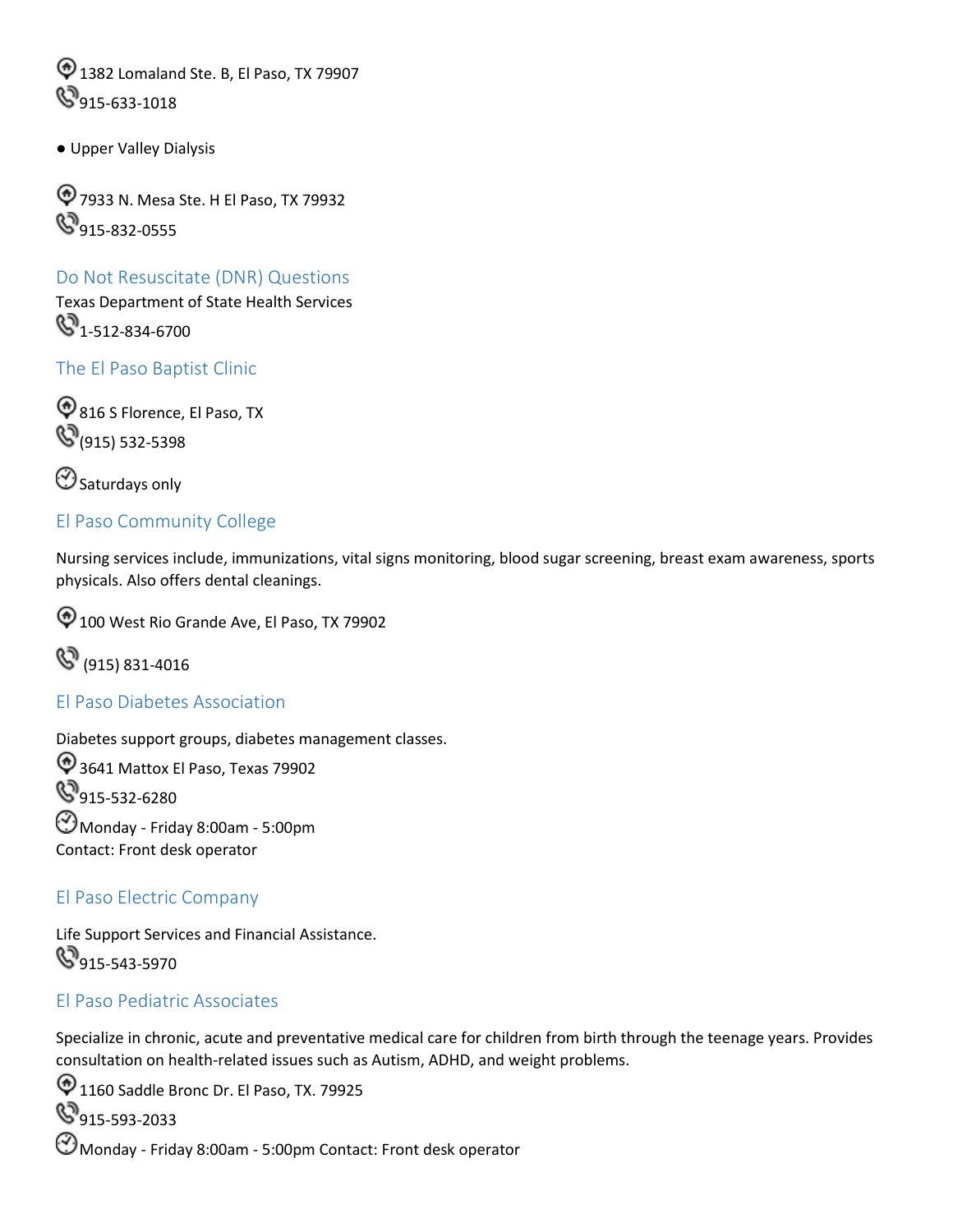1382 Lomaland Ste. B, El Paso, TX 79907

915-633-1018

- Upper Valley Dialysis

7933 N. Mesa Ste. H El Paso, TX 79932

915-832-0555

## Do Not Resuscitate (DNR) Questions

Texas Department of State Health Services

1-512-834-6700

## The El Paso Baptist Clinic

816 S Florence, El Paso, TX

(915) 532-5398

Saturdays only

## El Paso Community College

Nursing services include, immunizations, vital signs monitoring, blood sugar screening, breast exam awareness, sports physicals. Also offers dental cleanings.

100 West Rio Grande Ave, El Paso, TX 79902

(915) 831-4016

## El Paso Diabetes Association

Diabetes support groups, diabetes management classes.

3641 Mattox El Paso, Texas 79902

915-532-6280

Monday - Friday 8:00am - 5:00pm

Contact: Front desk operator

## El Paso Electric Company

Life Support Services and Financial Assistance.

915-543-5970

## El Paso Pediatric Associates

Specialize in chronic, acute and preventative medical care for children from birth through the teenage years. Provides consultation on health-related issues such as Autism, ADHD, and weight problems.

1160 Saddle Bronc Dr. El Paso, TX. 79925

915-593-2033

Monday - Friday 8:00am - 5:00pm Contact: Front desk operator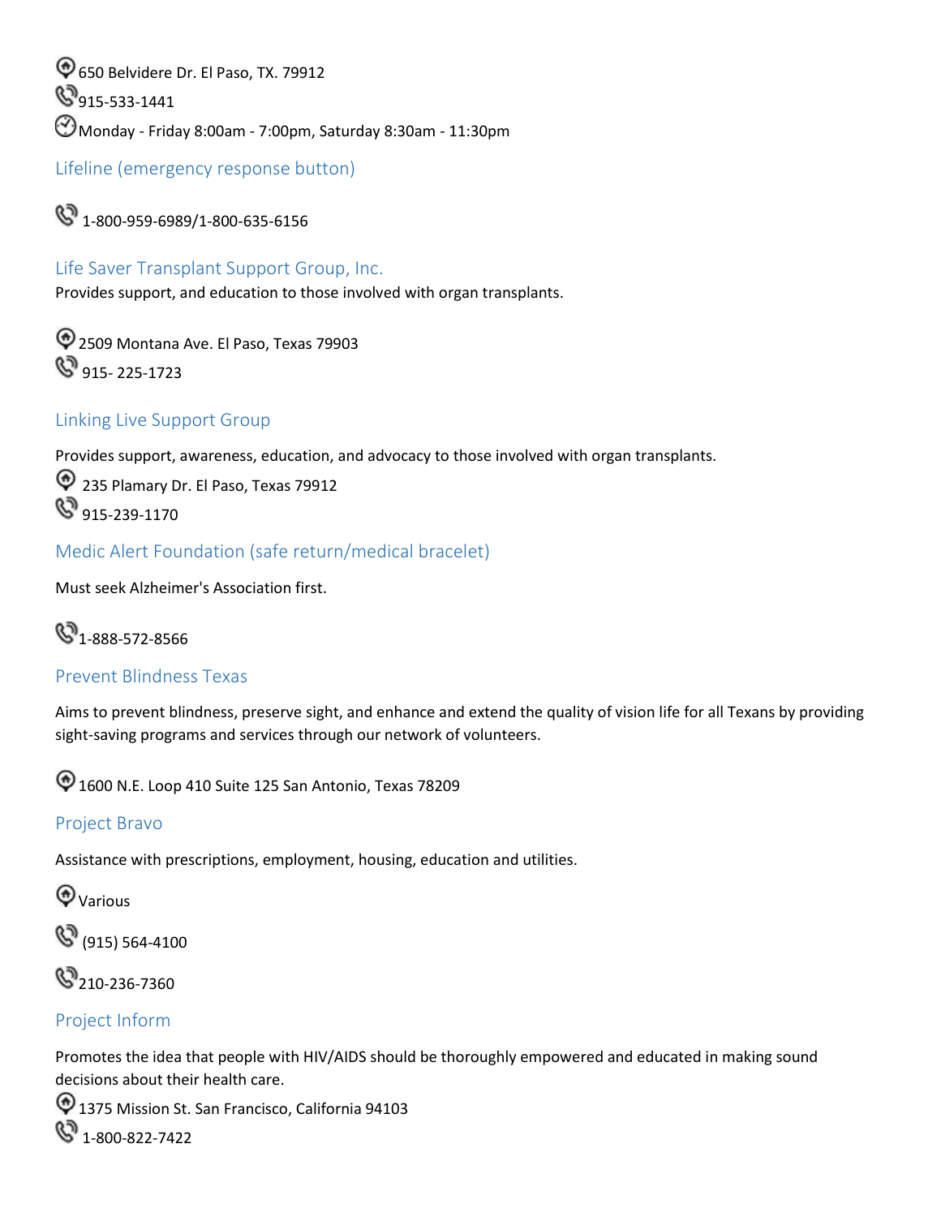650 Belvidere Dr. El Paso, TX. 79912

915-533-1441

Monday - Friday 8:00am - 7:00pm, Saturday 8:30am - 11:30pm

## Lifeline (emergency response button)

1-800-959-6989/1-800-635-6156

## Life Saver Transplant Support Group, Inc.

Provides support, and education to those involved with organ transplants.

2509 Montana Ave. El Paso, Texas 79903

915- 225-1723

## Linking Live Support Group

Provides support, awareness, education, and advocacy to those involved with organ transplants.

235 Plamary Dr. El Paso, Texas 79912

915-239-1170

## Medic Alert Foundation (safe return/medical bracelet)

Must seek Alzheimer's Association first.

1-888-572-8566

## Prevent Blindness Texas

Aims to prevent blindness, preserve sight, and enhance and extend the quality of vision life for all Texans by providing sight-saving programs and services through our network of volunteers.

1600 N.E. Loop 410 Suite 125 San Antonio, Texas 78209

## Project Bravo

Assistance with prescriptions, employment, housing, education and utilities.

Various

(915) 564-4100

210-236-7360

## Project Inform

Promotes the idea that people with HIV/AIDS should be thoroughly empowered and educated in making sound decisions about their health care.

1375 Mission St. San Francisco, California 94103

1-800-822-7422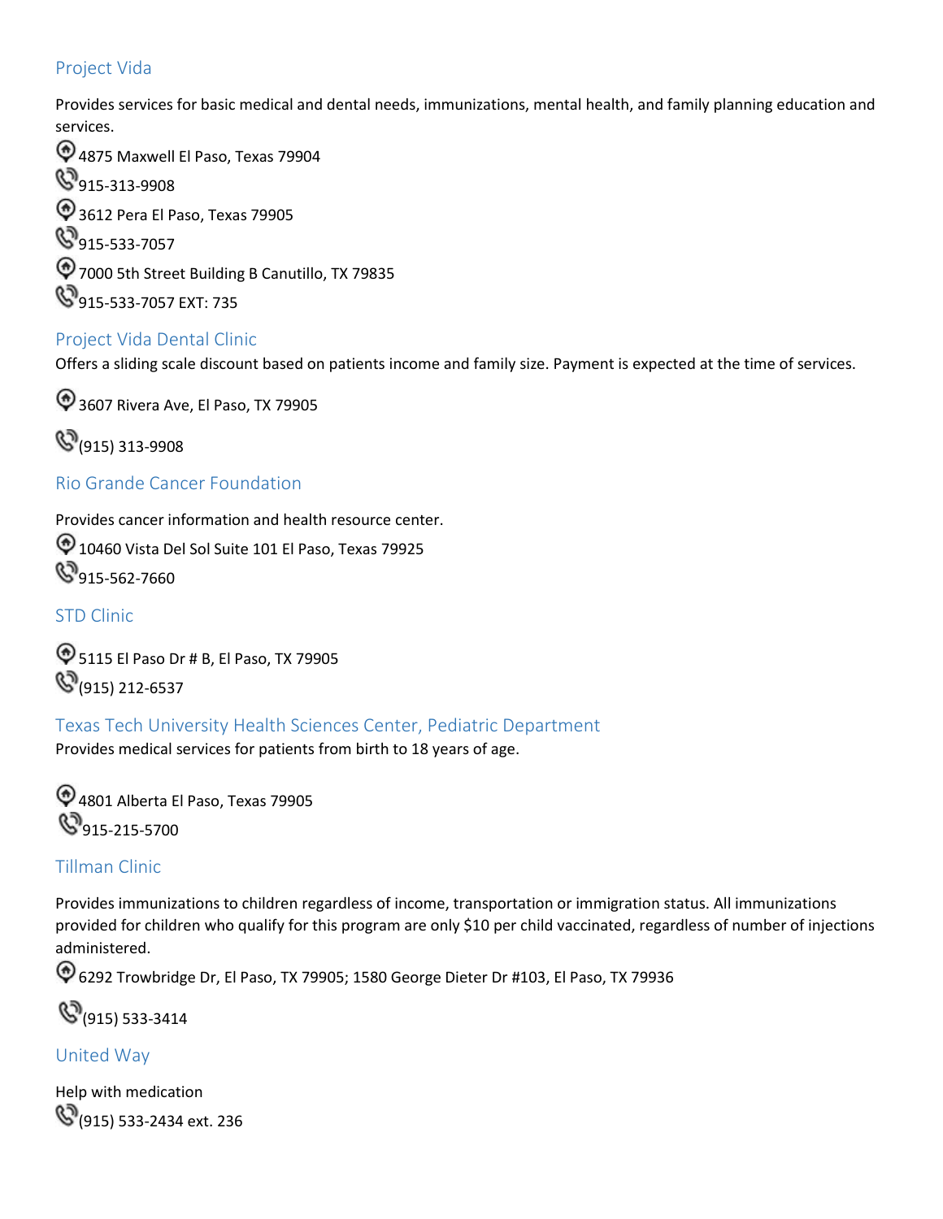## Project Vida

Provides services for basic medical and dental needs, immunizations, mental health, and family planning education and services.

4875 Maxwell El Paso, Texas 79904

915-313-9908

3612 Pera El Paso, Texas 79905

915-533-7057

7000 5th Street Building B Canutillo, TX 79835

915-533-7057 EXT: 735

## Project Vida Dental Clinic

Offers a sliding scale discount based on patients income and family size. Payment is expected at the time of services.

3607 Rivera Ave, El Paso, TX 79905

(915) 313-9908

## Rio Grande Cancer Foundation

Provides cancer information and health resource center.

10460 Vista Del Sol Suite 101 El Paso, Texas 79925

915-562-7660

## STD Clinic

5115 El Paso Dr # B, El Paso, TX 79905

(915) 212-6537

## Texas Tech University Health Sciences Center, Pediatric Department

Provides medical services for patients from birth to 18 years of age.

4801 Alberta El Paso, Texas 79905

915-215-5700

## Tillman Clinic

Provides immunizations to children regardless of income, transportation or immigration status. All immunizations provided for children who qualify for this program are only $10 per child vaccinated, regardless of number of injections administered.

6292 Trowbridge Dr, El Paso, TX 79905; 1580 George Dieter Dr #103, El Paso, TX 79936

(915) 533-3414

## United Way

Help with medication

(915) 533-2434 ext. 236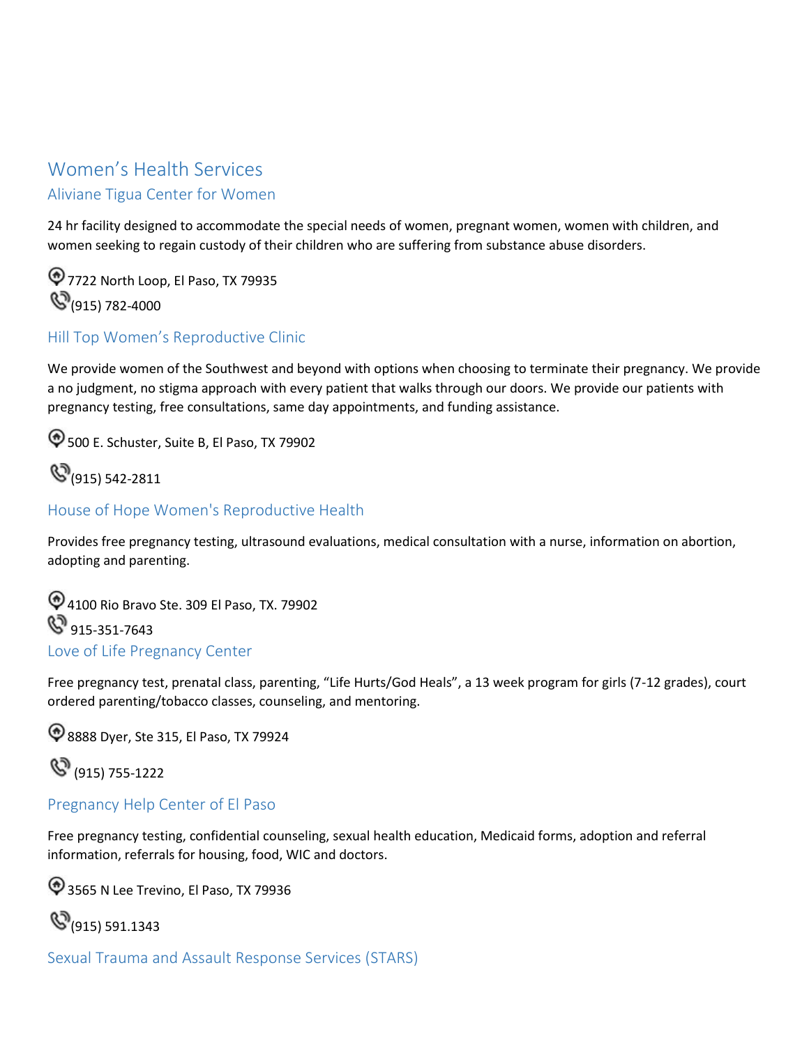# Women's Health Services

## Aliviane Tigua Center for Women

24 hr facility designed to accommodate the special needs of women, pregnant women, women with children, and women seeking to regain custody of their children who are suffering from substance abuse disorders.

7722 North Loop, El Paso, TX 79935

(915) 782-4000

## Hill Top Women's Reproductive Clinic

We provide women of the Southwest and beyond with options when choosing to terminate their pregnancy. We provide a no judgment, no stigma approach with every patient that walks through our doors. We provide our patients with pregnancy testing, free consultations, same day appointments, and funding assistance.

500 E. Schuster, Suite B, El Paso, TX 79902

(915) 542-2811

## House of Hope Women's Reproductive Health

Provides free pregnancy testing, ultrasound evaluations, medical consultation with a nurse, information on abortion, adopting and parenting.

4100 Rio Bravo Ste. 309 El Paso, TX. 79902

915-351-7643

## Love of Life Pregnancy Center

Free pregnancy test, prenatal class, parenting, "Life Hurts/God Heals", a 13 week program for girls (7-12 grades), court ordered parenting/tobacco classes, counseling, and mentoring.

8888 Dyer, Ste 315, El Paso, TX 79924

(915) 755-1222

## Pregnancy Help Center of El Paso

Free pregnancy testing, confidential counseling, sexual health education, Medicaid forms, adoption and referral information, referrals for housing, food, WIC and doctors.

3565 N Lee Trevino, El Paso, TX 79936

(915) 591.1343

## Sexual Trauma and Assault Response Services (STARS)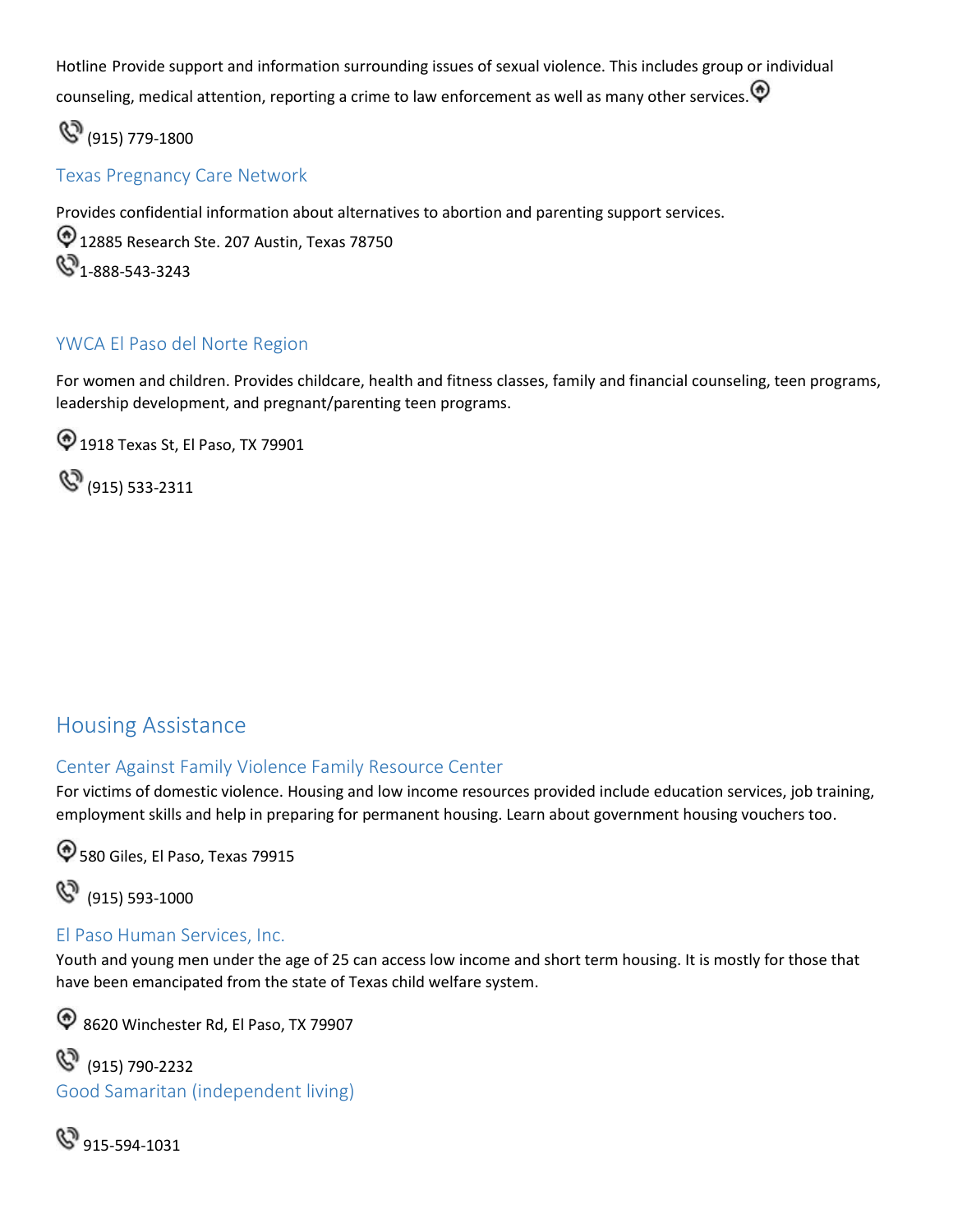Hotline Provide support and information surrounding issues of sexual violence. This includes group or individual counseling, medical attention, reporting a crime to law enforcement as well as many other services.

(915) 779-1800

### Texas Pregnancy Care Network

Provides confidential information about alternatives to abortion and parenting support services.

12885 Research Ste. 207 Austin, Texas 78750

1-888-543-3243

### YWCA El Paso del Norte Region

For women and children. Provides childcare, health and fitness classes, family and financial counseling, teen programs, leadership development, and pregnant/parenting teen programs.

1918 Texas St, El Paso, TX 79901

(915) 533-2311

## Housing Assistance

### Center Against Family Violence Family Resource Center

For victims of domestic violence. Housing and low income resources provided include education services, job training, employment skills and help in preparing for permanent housing. Learn about government housing vouchers too.

580 Giles, El Paso, Texas 79915

(915) 593-1000

### El Paso Human Services, Inc.

Youth and young men under the age of 25 can access low income and short term housing. It is mostly for those that have been emancipated from the state of Texas child welfare system.

8620 Winchester Rd, El Paso, TX 79907

(915) 790-2232

### Good Samaritan (independent living)

915-594-1031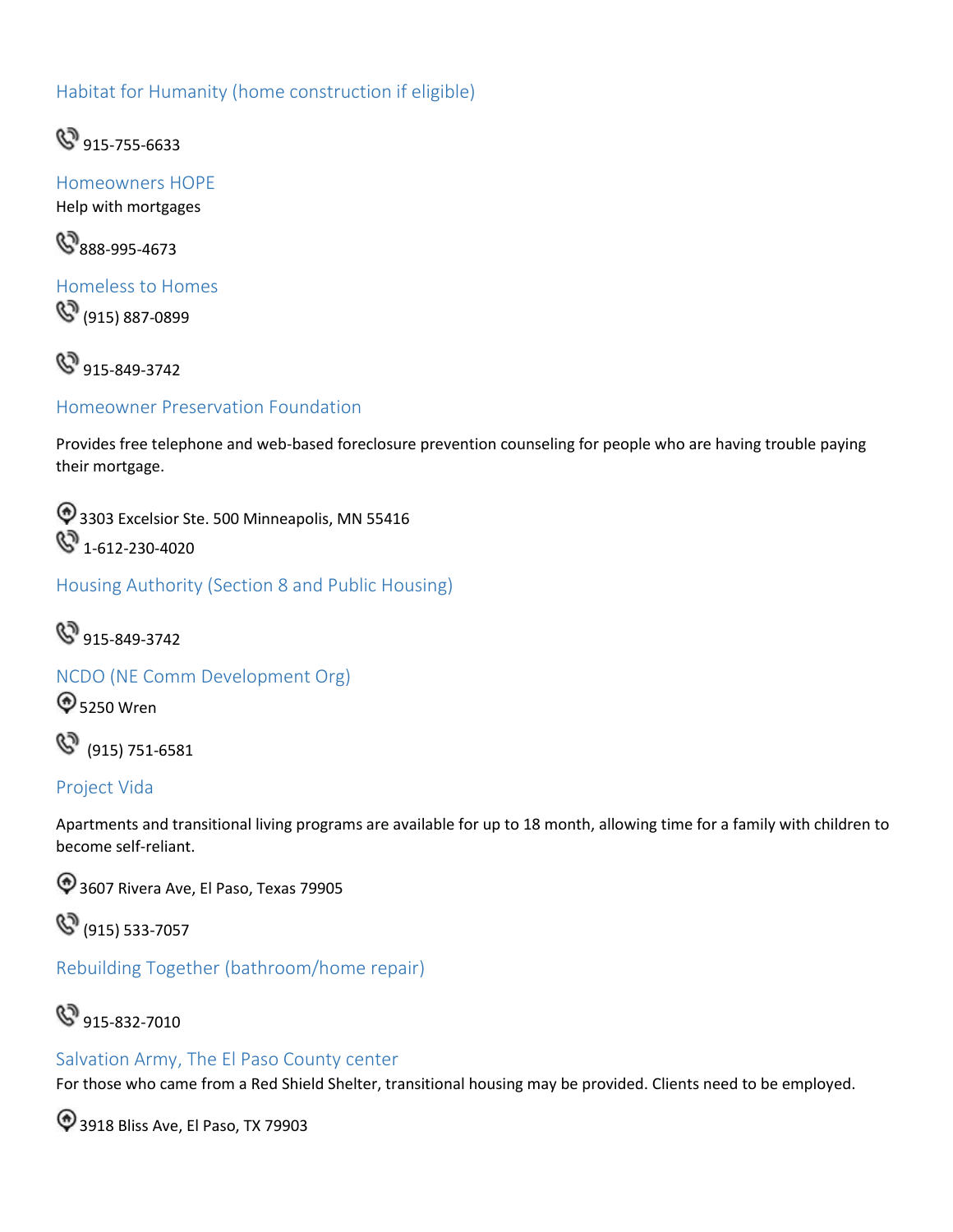### Habitat for Humanity (home construction if eligible)

915-755-6633

### Homeowners HOPE

Help with mortgages

888-995-4673

### Homeless to Homes

(915) 887-0899

915-849-3742

### Homeowner Preservation Foundation

Provides free telephone and web-based foreclosure prevention counseling for people who are having trouble paying their mortgage.

3303 Excelsior Ste. 500 Minneapolis, MN 55416

1-612-230-4020

### Housing Authority (Section 8 and Public Housing)

915-849-3742

### NCDO (NE Comm Development Org)

5250 Wren

(915) 751-6581

### Project Vida

Apartments and transitional living programs are available for up to 18 month, allowing time for a family with children to become self-reliant.

3607 Rivera Ave, El Paso, Texas 79905

(915) 533-7057

### Rebuilding Together (bathroom/home repair)

915-832-7010

### Salvation Army, The El Paso County center

For those who came from a Red Shield Shelter, transitional housing may be provided. Clients need to be employed.

3918 Bliss Ave, El Paso, TX 79903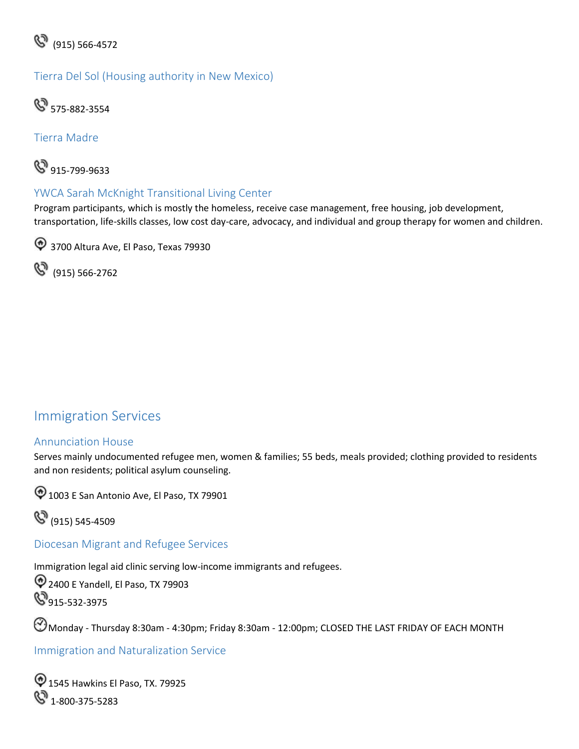(915) 566-4572

### Tierra Del Sol (Housing authority in New Mexico)

575-882-3554

### Tierra Madre

915-799-9633

### YWCA Sarah McKnight Transitional Living Center

Program participants, which is mostly the homeless, receive case management, free housing, job development, transportation, life-skills classes, low cost day-care, advocacy, and individual and group therapy for women and children.

3700 Altura Ave, El Paso, Texas 79930

(915) 566-2762

## Immigration Services

### Annunciation House

Serves mainly undocumented refugee men, women & families; 55 beds, meals provided; clothing provided to residents and non residents; political asylum counseling.

1003 E San Antonio Ave, El Paso, TX 79901

(915) 545-4509

### Diocesan Migrant and Refugee Services

Immigration legal aid clinic serving low-income immigrants and refugees.

2400 E Yandell, El Paso, TX 79903

915-532-3975

Monday - Thursday 8:30am - 4:30pm; Friday 8:30am - 12:00pm; CLOSED THE LAST FRIDAY OF EACH MONTH

### Immigration and Naturalization Service

1545 Hawkins El Paso, TX. 79925

1-800-375-5283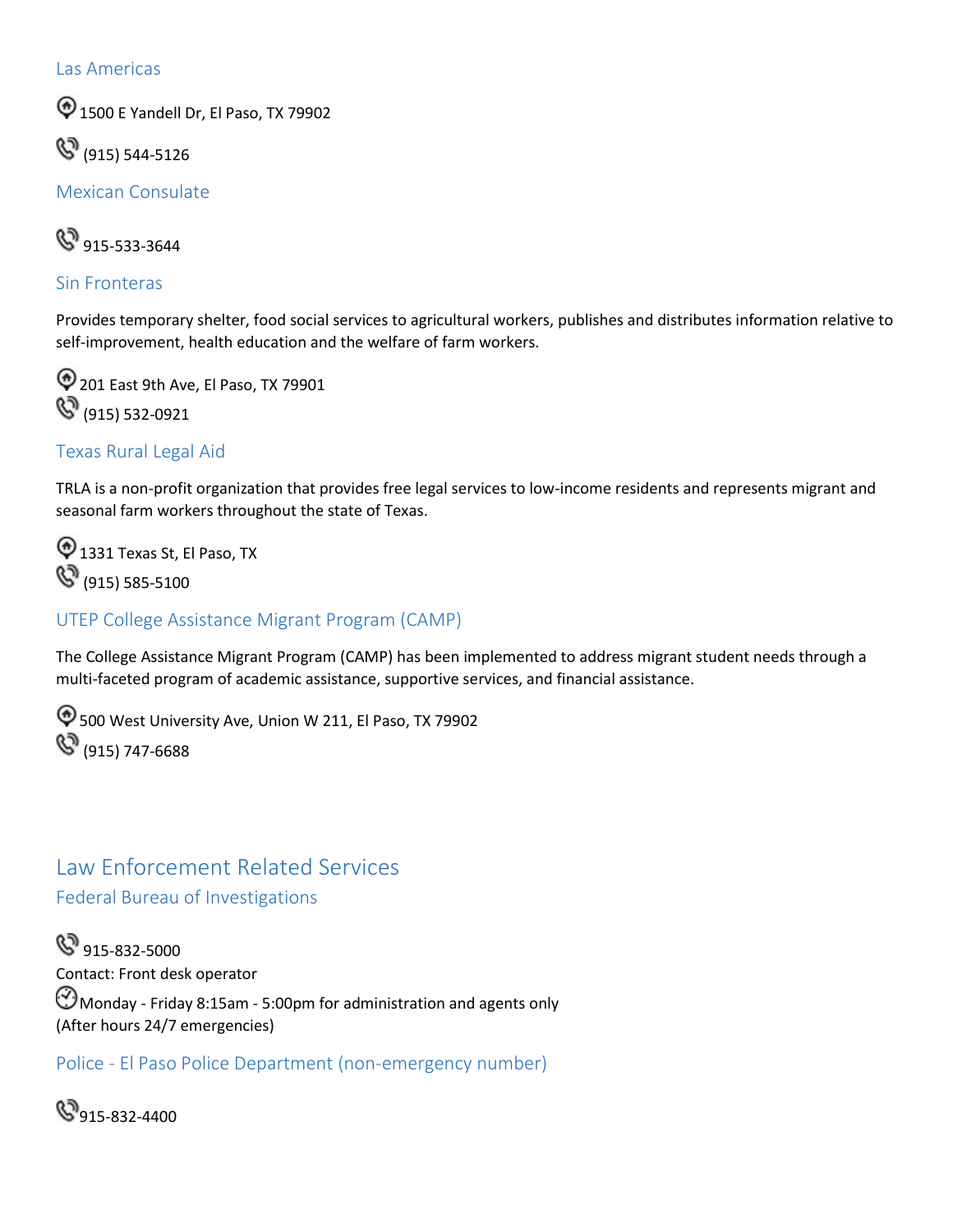### Las Americas

1500 E Yandell Dr, El Paso, TX 79902

(915) 544-5126

### Mexican Consulate

915-533-3644

### Sin Fronteras

Provides temporary shelter, food social services to agricultural workers, publishes and distributes information relative to self-improvement, health education and the welfare of farm workers.

201 East 9th Ave, El Paso, TX 79901
(915) 532-0921

### Texas Rural Legal Aid

TRLA is a non-profit organization that provides free legal services to low-income residents and represents migrant and seasonal farm workers throughout the state of Texas.

1331 Texas St, El Paso, TX
(915) 585-5100

### UTEP College Assistance Migrant Program (CAMP)

The College Assistance Migrant Program (CAMP) has been implemented to address migrant student needs through a multi-faceted program of academic assistance, supportive services, and financial assistance.

500 West University Ave, Union W 211, El Paso, TX 79902
(915) 747-6688

## Law Enforcement Related Services

### Federal Bureau of Investigations

915-832-5000
Contact: Front desk operator
Monday - Friday 8:15am - 5:00pm for administration and agents only
(After hours 24/7 emergencies)

### Police - El Paso Police Department (non-emergency number)

915-832-4400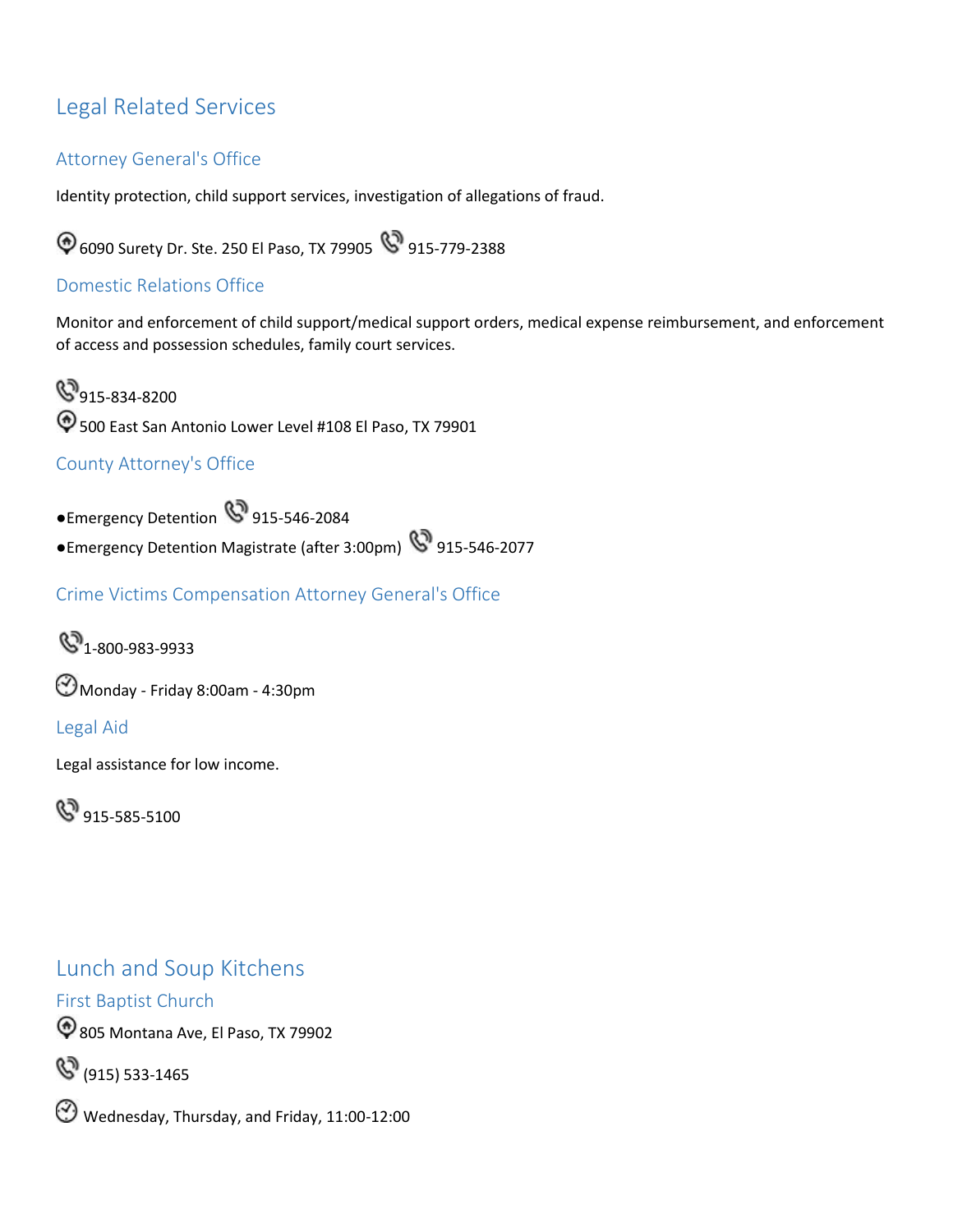# Legal Related Services

## Attorney General's Office

Identity protection, child support services, investigation of allegations of fraud.

6090 Surety Dr. Ste. 250 El Paso, TX 79905 915-779-2388

## Domestic Relations Office

Monitor and enforcement of child support/medical support orders, medical expense reimbursement, and enforcement of access and possession schedules, family court services.

915-834-8200

500 East San Antonio Lower Level #108 El Paso, TX 79901

## County Attorney's Office

- Emergency Detention 915-546-2084
- Emergency Detention Magistrate (after 3:00pm) 915-546-2077

## Crime Victims Compensation Attorney General's Office

1-800-983-9933

Monday - Friday 8:00am - 4:30pm

## Legal Aid

Legal assistance for low income.

915-585-5100

# Lunch and Soup Kitchens

## First Baptist Church

805 Montana Ave, El Paso, TX 79902

(915) 533-1465

Wednesday, Thursday, and Friday, 11:00-12:00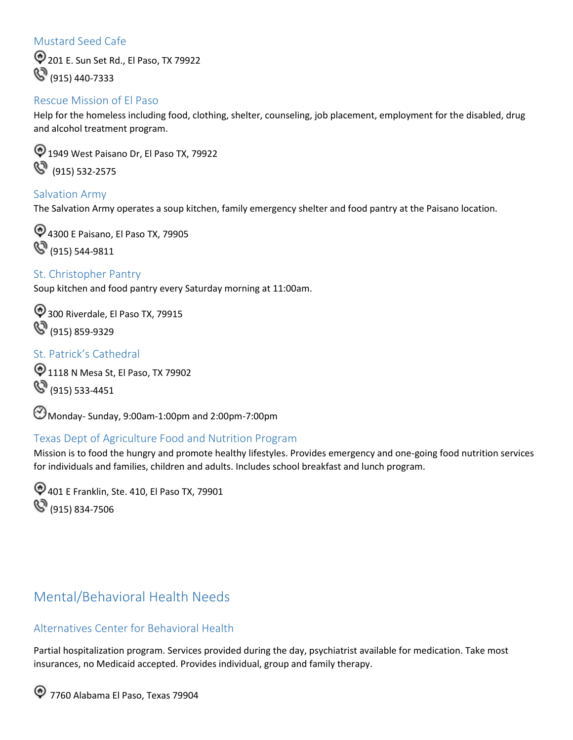### Mustard Seed Cafe

201 E. Sun Set Rd., El Paso, TX 79922

(915) 440-7333

### Rescue Mission of El Paso

Help for the homeless including food, clothing, shelter, counseling, job placement, employment for the disabled, drug and alcohol treatment program.

1949 West Paisano Dr, El Paso TX, 79922

(915) 532-2575

### Salvation Army

The Salvation Army operates a soup kitchen, family emergency shelter and food pantry at the Paisano location.

4300 E Paisano, El Paso TX, 79905

(915) 544-9811

### St. Christopher Pantry

Soup kitchen and food pantry every Saturday morning at 11:00am.

300 Riverdale, El Paso TX, 79915

(915) 859-9329

### St. Patrick's Cathedral

1118 N Mesa St, El Paso, TX 79902

(915) 533-4451

Monday- Sunday, 9:00am-1:00pm and 2:00pm-7:00pm

### Texas Dept of Agriculture Food and Nutrition Program

Mission is to food the hungry and promote healthy lifestyles. Provides emergency and one-going food nutrition services for individuals and families, children and adults. Includes school breakfast and lunch program.

401 E Franklin, Ste. 410, El Paso TX, 79901

(915) 834-7506

## Mental/Behavioral Health Needs

### Alternatives Center for Behavioral Health

Partial hospitalization program. Services provided during the day, psychiatrist available for medication. Take most insurances, no Medicaid accepted. Provides individual, group and family therapy.

7760 Alabama El Paso, Texas 79904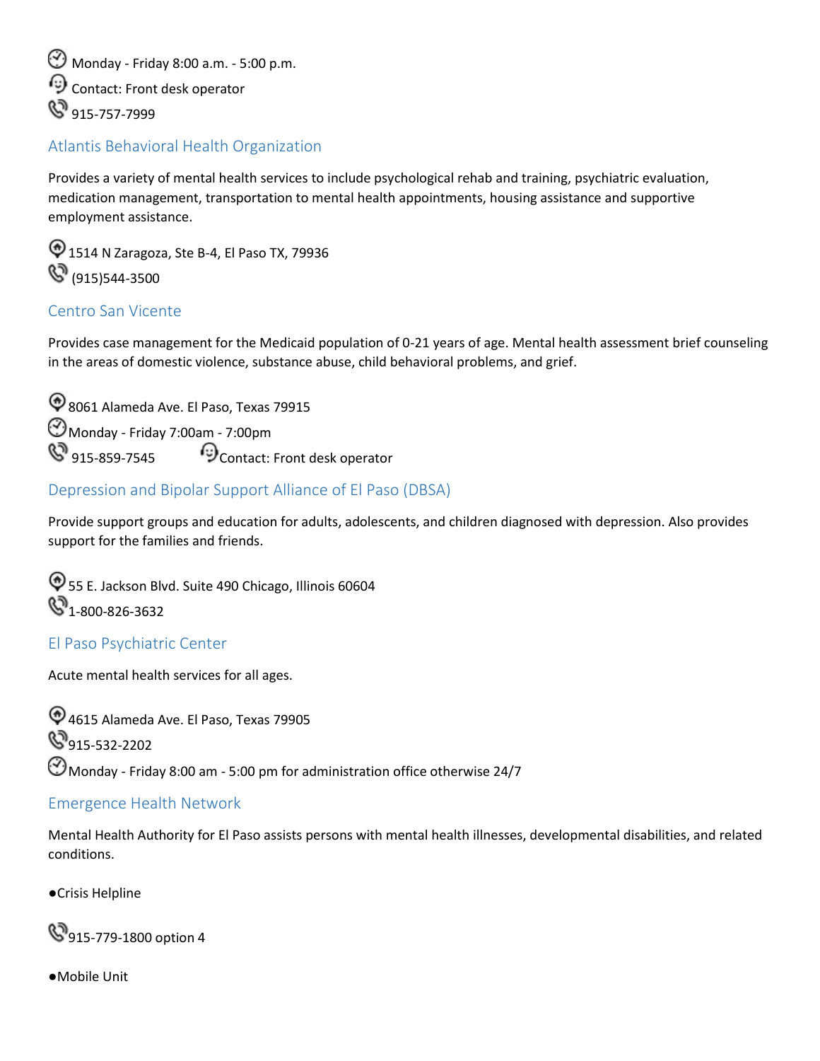Monday - Friday 8:00 a.m. - 5:00 p.m.

Contact: Front desk operator

915-757-7999

## Atlantis Behavioral Health Organization

Provides a variety of mental health services to include psychological rehab and training, psychiatric evaluation, medication management, transportation to mental health appointments, housing assistance and supportive employment assistance.

1514 N Zaragoza, Ste B-4, El Paso TX, 79936

(915)544-3500

## Centro San Vicente

Provides case management for the Medicaid population of 0-21 years of age. Mental health assessment brief counseling in the areas of domestic violence, substance abuse, child behavioral problems, and grief.

8061 Alameda Ave. El Paso, Texas 79915

Monday - Friday 7:00am - 7:00pm

915-859-7545 Contact: Front desk operator

## Depression and Bipolar Support Alliance of El Paso (DBSA)

Provide support groups and education for adults, adolescents, and children diagnosed with depression. Also provides support for the families and friends.

55 E. Jackson Blvd. Suite 490 Chicago, Illinois 60604

1-800-826-3632

## El Paso Psychiatric Center

Acute mental health services for all ages.

4615 Alameda Ave. El Paso, Texas 79905

915-532-2202

Monday - Friday 8:00 am - 5:00 pm for administration office otherwise 24/7

## Emergence Health Network

Mental Health Authority for El Paso assists persons with mental health illnesses, developmental disabilities, and related conditions.

- Crisis Helpline

915-779-1800 option 4

- Mobile Unit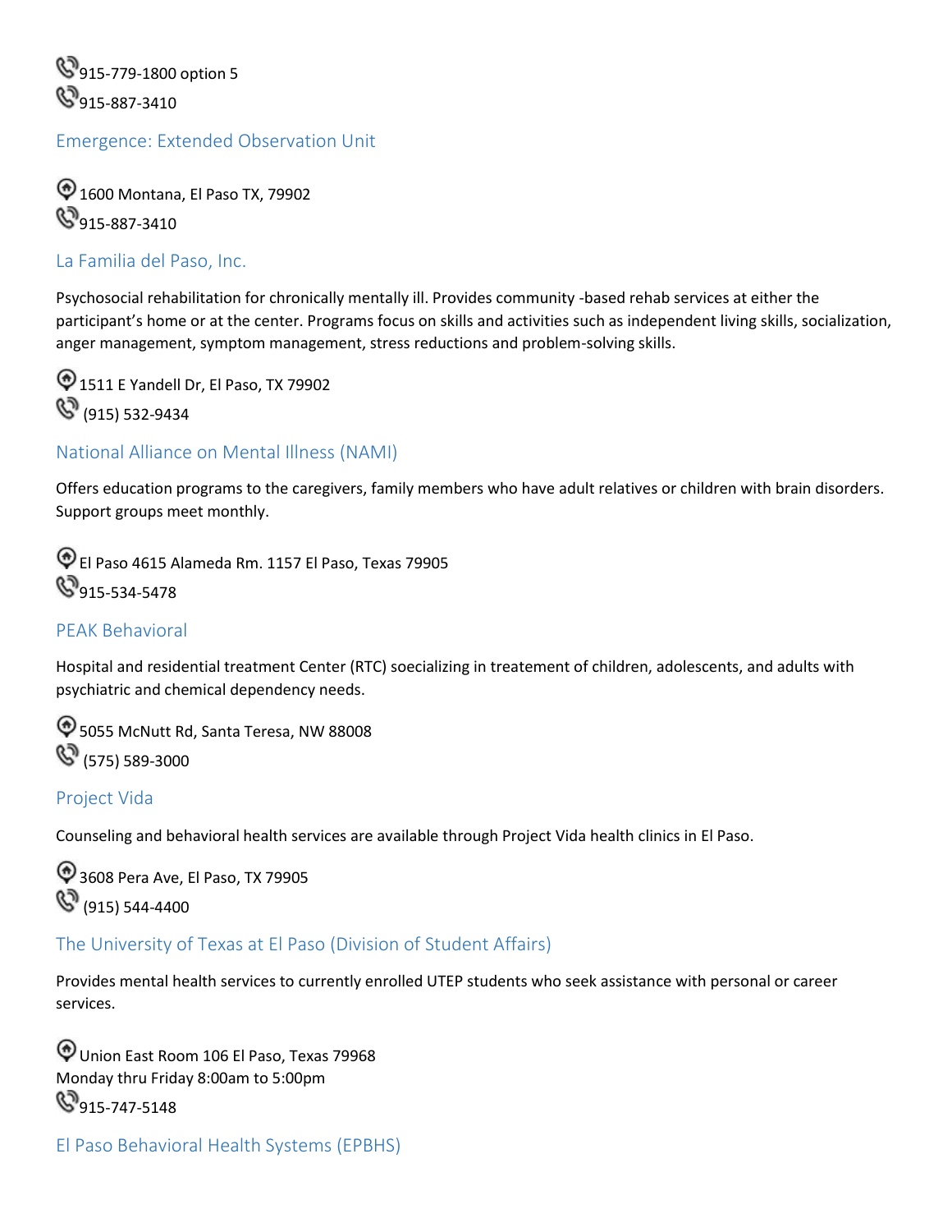915-779-1800 option 5
915-887-3410

## Emergence: Extended Observation Unit

1600 Montana, El Paso TX, 79902
915-887-3410

## La Familia del Paso, Inc.

Psychosocial rehabilitation for chronically mentally ill. Provides community -based rehab services at either the participant's home or at the center. Programs focus on skills and activities such as independent living skills, socialization, anger management, symptom management, stress reductions and problem-solving skills.

1511 E Yandell Dr, El Paso, TX 79902
(915) 532-9434

## National Alliance on Mental Illness (NAMI)

Offers education programs to the caregivers, family members who have adult relatives or children with brain disorders. Support groups meet monthly.

El Paso 4615 Alameda Rm. 1157 El Paso, Texas 79905
915-534-5478

## PEAK Behavioral

Hospital and residential treatment Center (RTC) soecializing in treatement of children, adolescents, and adults with psychiatric and chemical dependency needs.

5055 McNutt Rd, Santa Teresa, NW 88008
(575) 589-3000

## Project Vida

Counseling and behavioral health services are available through Project Vida health clinics in El Paso.

3608 Pera Ave, El Paso, TX 79905
(915) 544-4400

## The University of Texas at El Paso (Division of Student Affairs)

Provides mental health services to currently enrolled UTEP students who seek assistance with personal or career services.

Union East Room 106 El Paso, Texas 79968
Monday thru Friday 8:00am to 5:00pm
915-747-5148

## El Paso Behavioral Health Systems (EPBHS)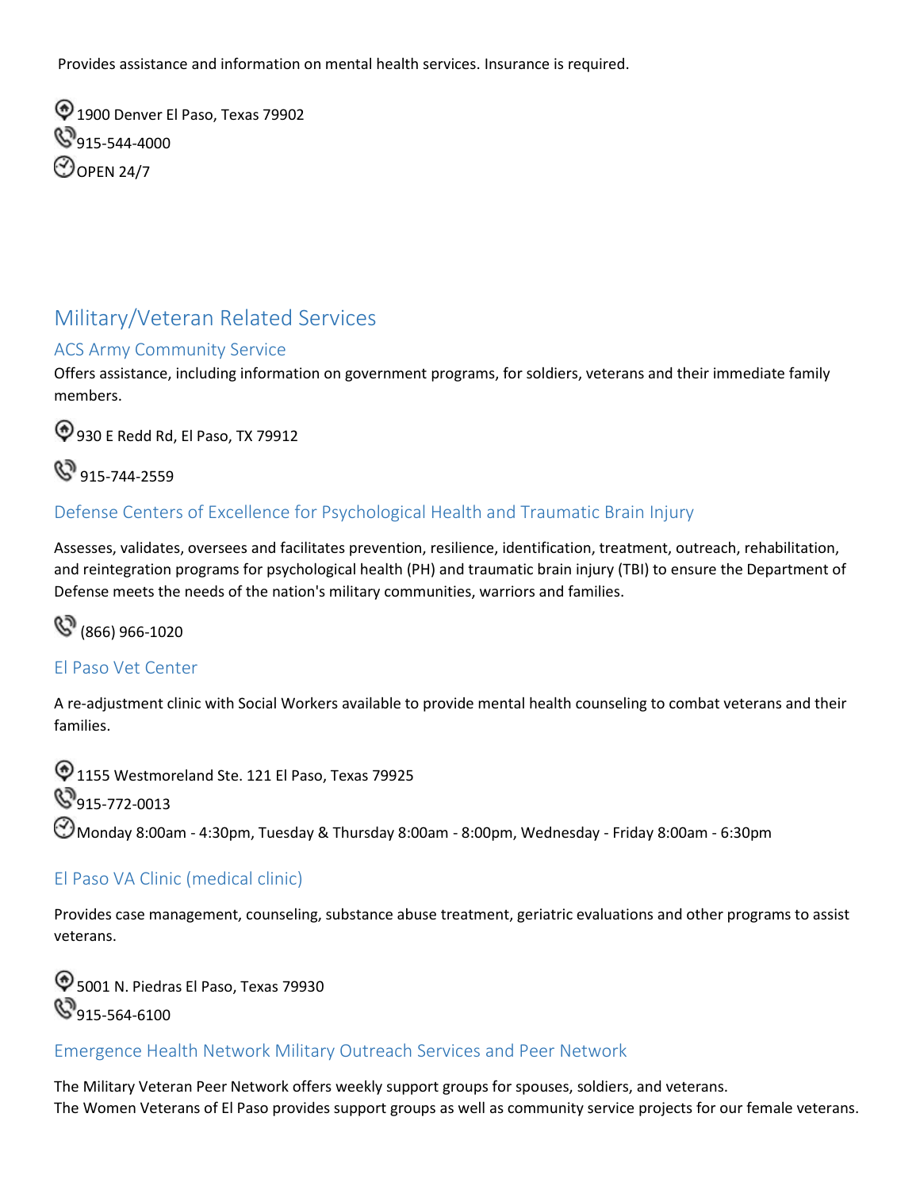Provides assistance and information on mental health services. Insurance is required.

1900 Denver El Paso, Texas 79902
915-544-4000
OPEN 24/7

## Military/Veteran Related Services

### ACS Army Community Service

Offers assistance, including information on government programs, for soldiers, veterans and their immediate family members.

930 E Redd Rd, El Paso, TX 79912

915-744-2559

### Defense Centers of Excellence for Psychological Health and Traumatic Brain Injury

Assesses, validates, oversees and facilitates prevention, resilience, identification, treatment, outreach, rehabilitation, and reintegration programs for psychological health (PH) and traumatic brain injury (TBI) to ensure the Department of Defense meets the needs of the nation's military communities, warriors and families.

(866) 966-1020

### El Paso Vet Center

A re-adjustment clinic with Social Workers available to provide mental health counseling to combat veterans and their families.

1155 Westmoreland Ste. 121 El Paso, Texas 79925
915-772-0013
Monday 8:00am - 4:30pm, Tuesday & Thursday 8:00am - 8:00pm, Wednesday - Friday 8:00am - 6:30pm

### El Paso VA Clinic (medical clinic)

Provides case management, counseling, substance abuse treatment, geriatric evaluations and other programs to assist veterans.

5001 N. Piedras El Paso, Texas 79930
915-564-6100

### Emergence Health Network Military Outreach Services and Peer Network

The Military Veteran Peer Network offers weekly support groups for spouses, soldiers, and veterans.
The Women Veterans of El Paso provides support groups as well as community service projects for our female veterans.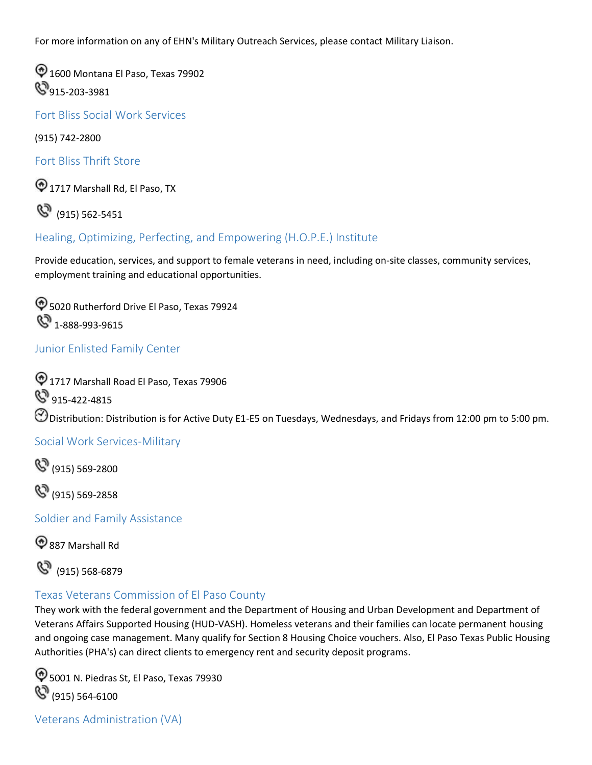For more information on any of EHN's Military Outreach Services, please contact Military Liaison.

1600 Montana El Paso, Texas 79902
915-203-3981

### Fort Bliss Social Work Services

(915) 742-2800

### Fort Bliss Thrift Store

1717 Marshall Rd, El Paso, TX

(915) 562-5451

### Healing, Optimizing, Perfecting, and Empowering (H.O.P.E.) Institute

Provide education, services, and support to female veterans in need, including on-site classes, community services, employment training and educational opportunities.

5020 Rutherford Drive El Paso, Texas 79924
1-888-993-9615

### Junior Enlisted Family Center

1717 Marshall Road El Paso, Texas 79906
915-422-4815
Distribution: Distribution is for Active Duty E1-E5 on Tuesdays, Wednesdays, and Fridays from 12:00 pm to 5:00 pm.

### Social Work Services-Military

(915) 569-2800

(915) 569-2858

### Soldier and Family Assistance

887 Marshall Rd

(915) 568-6879

### Texas Veterans Commission of El Paso County

They work with the federal government and the Department of Housing and Urban Development and Department of Veterans Affairs Supported Housing (HUD-VASH). Homeless veterans and their families can locate permanent housing and ongoing case management. Many qualify for Section 8 Housing Choice vouchers. Also, El Paso Texas Public Housing Authorities (PHA's) can direct clients to emergency rent and security deposit programs.

5001 N. Piedras St, El Paso, Texas 79930
(915) 564-6100

### Veterans Administration (VA)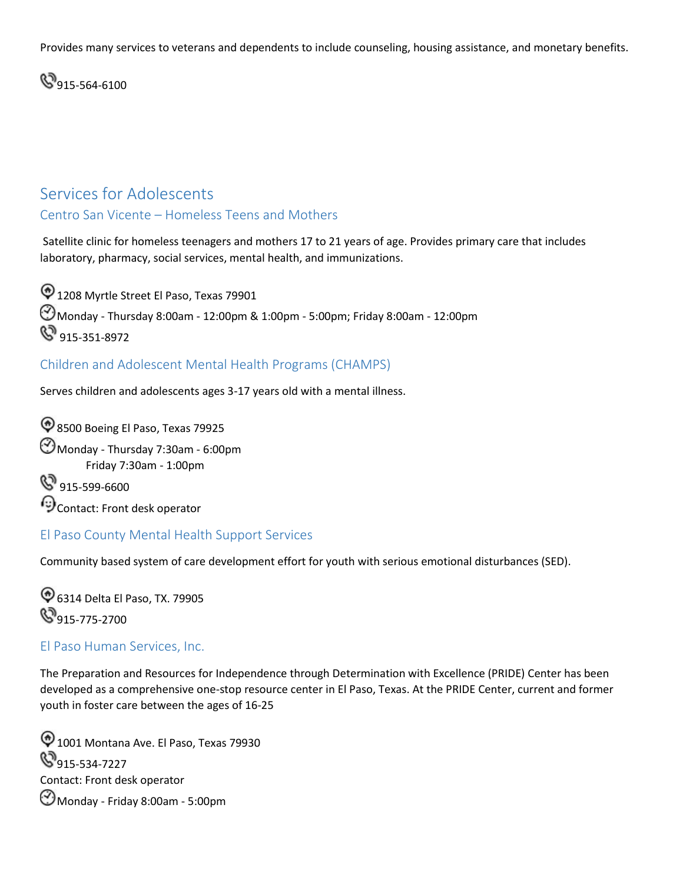Provides many services to veterans and dependents to include counseling, housing assistance, and monetary benefits.

915-564-6100

## Services for Adolescents

### Centro San Vicente – Homeless Teens and Mothers

Satellite clinic for homeless teenagers and mothers 17 to 21 years of age. Provides primary care that includes laboratory, pharmacy, social services, mental health, and immunizations.

1208 Myrtle Street El Paso, Texas 79901
Monday - Thursday 8:00am - 12:00pm & 1:00pm - 5:00pm; Friday 8:00am - 12:00pm
915-351-8972

### Children and Adolescent Mental Health Programs (CHAMPS)

Serves children and adolescents ages 3-17 years old with a mental illness.

8500 Boeing El Paso, Texas 79925
Monday - Thursday 7:30am - 6:00pm
Friday 7:30am - 1:00pm
915-599-6600
Contact: Front desk operator

### El Paso County Mental Health Support Services

Community based system of care development effort for youth with serious emotional disturbances (SED).

6314 Delta El Paso, TX. 79905
915-775-2700

### El Paso Human Services, Inc.

The Preparation and Resources for Independence through Determination with Excellence (PRIDE) Center has been developed as a comprehensive one-stop resource center in El Paso, Texas. At the PRIDE Center, current and former youth in foster care between the ages of 16-25

1001 Montana Ave. El Paso, Texas 79930
915-534-7227
Contact: Front desk operator
Monday - Friday 8:00am - 5:00pm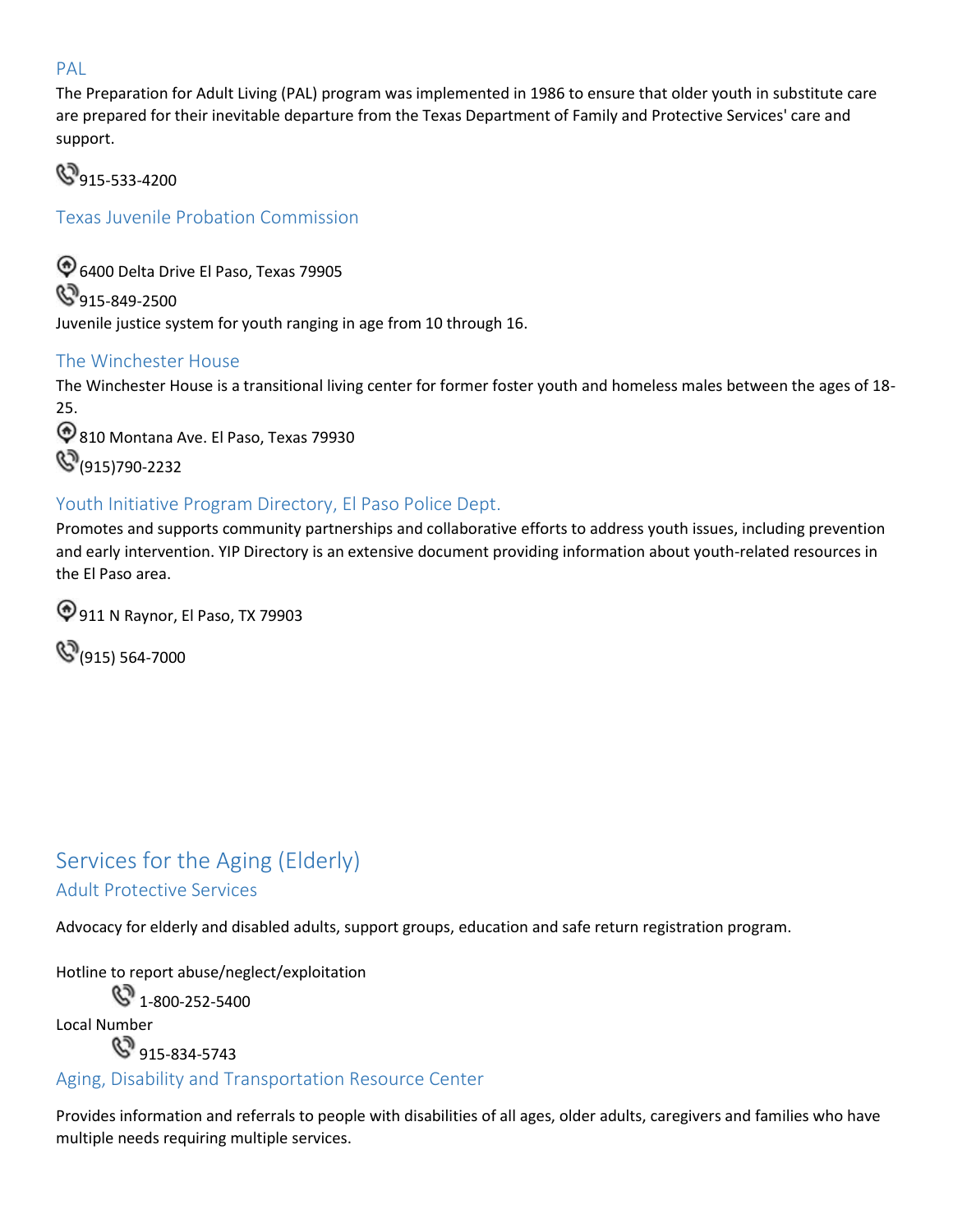### PAL

The Preparation for Adult Living (PAL) program was implemented in 1986 to ensure that older youth in substitute care are prepared for their inevitable departure from the Texas Department of Family and Protective Services' care and support.

915-533-4200

### Texas Juvenile Probation Commission

6400 Delta Drive El Paso, Texas 79905

915-849-2500

Juvenile justice system for youth ranging in age from 10 through 16.

### The Winchester House

The Winchester House is a transitional living center for former foster youth and homeless males between the ages of 18-25.

810 Montana Ave. El Paso, Texas 79930

(915)790-2232

### Youth Initiative Program Directory, El Paso Police Dept.

Promotes and supports community partnerships and collaborative efforts to address youth issues, including prevention and early intervention. YIP Directory is an extensive document providing information about youth-related resources in the El Paso area.

911 N Raynor, El Paso, TX 79903

(915) 564-7000

## Services for the Aging (Elderly)

### Adult Protective Services

Advocacy for elderly and disabled adults, support groups, education and safe return registration program.

Hotline to report abuse/neglect/exploitation

1-800-252-5400

Local Number

915-834-5743

### Aging, Disability and Transportation Resource Center

Provides information and referrals to people with disabilities of all ages, older adults, caregivers and families who have multiple needs requiring multiple services.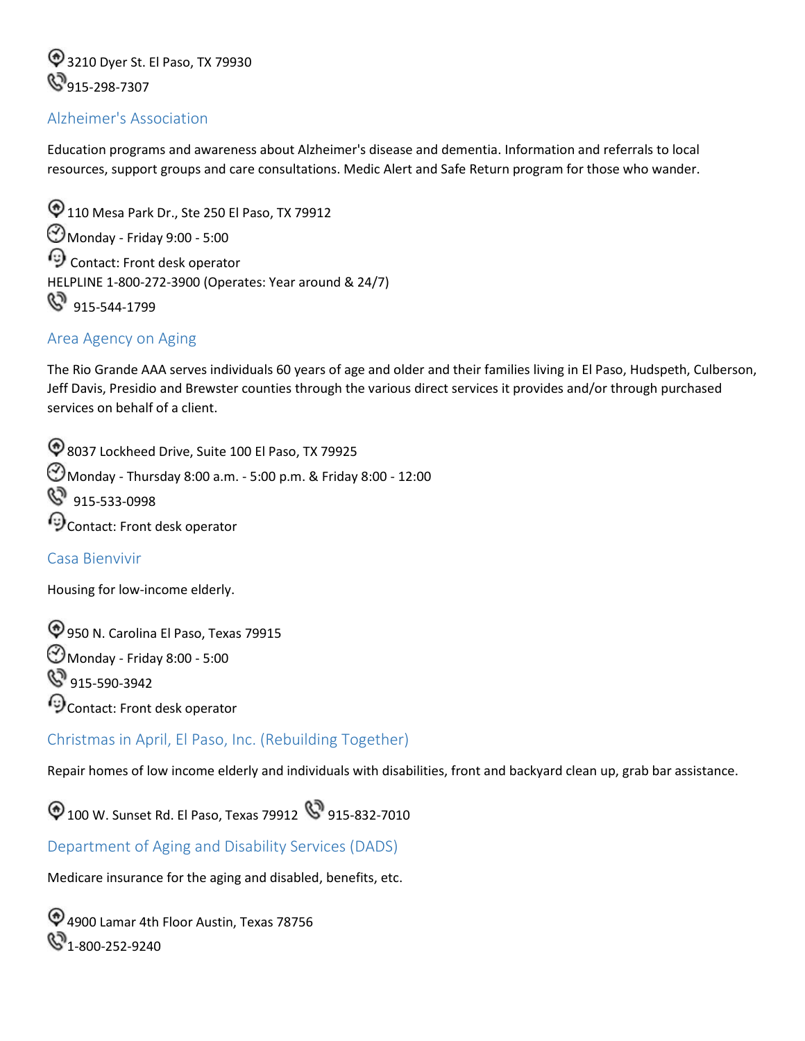3210 Dyer St. El Paso, TX 79930
915-298-7307

## Alzheimer's Association

Education programs and awareness about Alzheimer's disease and dementia. Information and referrals to local resources, support groups and care consultations. Medic Alert and Safe Return program for those who wander.

110 Mesa Park Dr., Ste 250 El Paso, TX 79912
Monday - Friday 9:00 - 5:00
Contact: Front desk operator
HELPLINE 1-800-272-3900 (Operates: Year around & 24/7)
915-544-1799

## Area Agency on Aging

The Rio Grande AAA serves individuals 60 years of age and older and their families living in El Paso, Hudspeth, Culberson, Jeff Davis, Presidio and Brewster counties through the various direct services it provides and/or through purchased services on behalf of a client.

8037 Lockheed Drive, Suite 100 El Paso, TX 79925
Monday - Thursday 8:00 a.m. - 5:00 p.m. & Friday 8:00 - 12:00
915-533-0998
Contact: Front desk operator

## Casa Bienvivir

Housing for low-income elderly.

950 N. Carolina El Paso, Texas 79915
Monday - Friday 8:00 - 5:00
915-590-3942
Contact: Front desk operator

## Christmas in April, El Paso, Inc. (Rebuilding Together)

Repair homes of low income elderly and individuals with disabilities, front and backyard clean up, grab bar assistance.

100 W. Sunset Rd. El Paso, Texas 79912 915-832-7010

## Department of Aging and Disability Services (DADS)

Medicare insurance for the aging and disabled, benefits, etc.

4900 Lamar 4th Floor Austin, Texas 78756
1-800-252-9240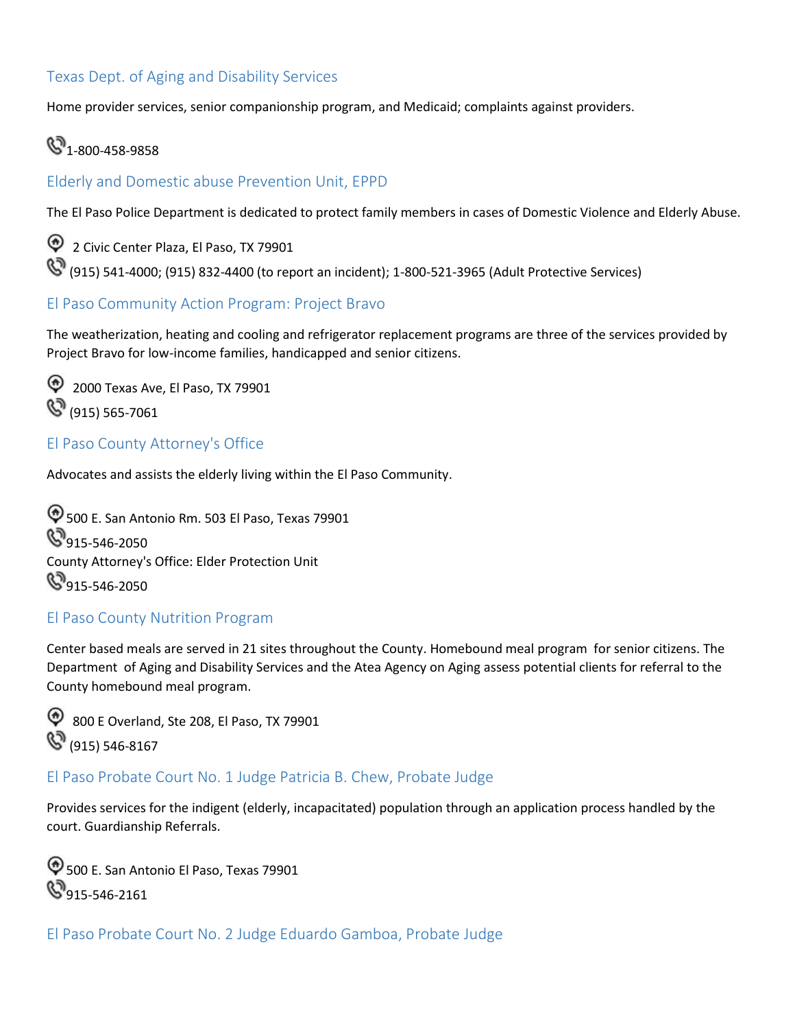### Texas Dept. of Aging and Disability Services

Home provider services, senior companionship program, and Medicaid; complaints against providers.

1-800-458-9858

### Elderly and Domestic abuse Prevention Unit, EPPD

The El Paso Police Department is dedicated to protect family members in cases of Domestic Violence and Elderly Abuse.

2 Civic Center Plaza, El Paso, TX 79901
(915) 541-4000; (915) 832-4400 (to report an incident); 1-800-521-3965 (Adult Protective Services)

### El Paso Community Action Program: Project Bravo

The weatherization, heating and cooling and refrigerator replacement programs are three of the services provided by Project Bravo for low-income families, handicapped and senior citizens.

2000 Texas Ave, El Paso, TX 79901
(915) 565-7061

### El Paso County Attorney's Office

Advocates and assists the elderly living within the El Paso Community.

500 E. San Antonio Rm. 503 El Paso, Texas 79901
915-546-2050
County Attorney's Office: Elder Protection Unit
915-546-2050

### El Paso County Nutrition Program

Center based meals are served in 21 sites throughout the County. Homebound meal program for senior citizens. The Department of Aging and Disability Services and the Atea Agency on Aging assess potential clients for referral to the County homebound meal program.

800 E Overland, Ste 208, El Paso, TX 79901
(915) 546-8167

### El Paso Probate Court No. 1 Judge Patricia B. Chew, Probate Judge

Provides services for the indigent (elderly, incapacitated) population through an application process handled by the court. Guardianship Referrals.

500 E. San Antonio El Paso, Texas 79901
915-546-2161

### El Paso Probate Court No. 2 Judge Eduardo Gamboa, Probate Judge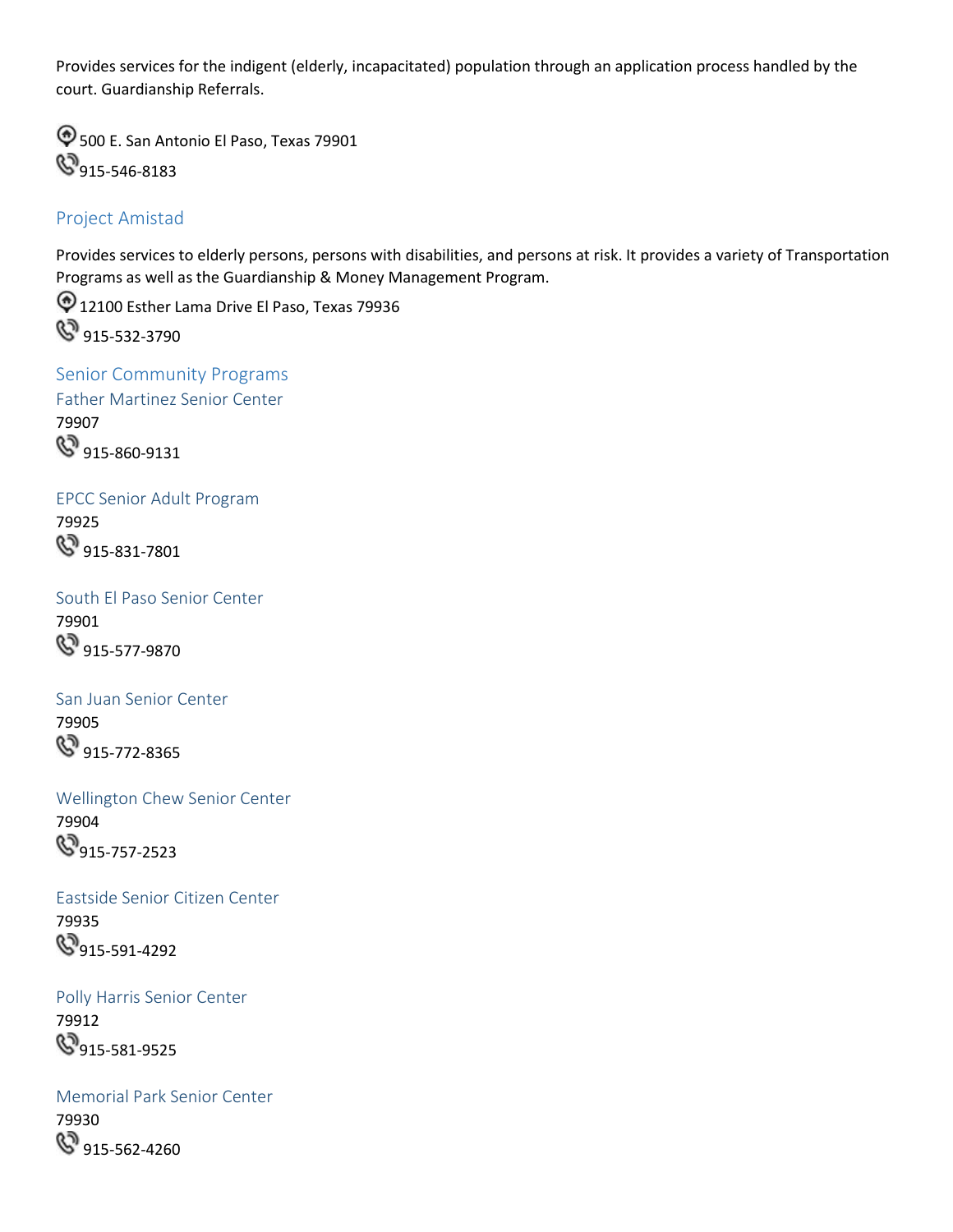Provides services for the indigent (elderly, incapacitated) population through an application process handled by the court. Guardianship Referrals.

500 E. San Antonio El Paso, Texas 79901

915-546-8183

### Project Amistad

Provides services to elderly persons, persons with disabilities, and persons at risk. It provides a variety of Transportation Programs as well as the Guardianship & Money Management Program.

12100 Esther Lama Drive El Paso, Texas 79936

915-532-3790

## Senior Community Programs

### Father Martinez Senior Center

79907

915-860-9131

### EPCC Senior Adult Program

79925

915-831-7801

### South El Paso Senior Center

79901

915-577-9870

### San Juan Senior Center

79905

915-772-8365

### Wellington Chew Senior Center

79904

915-757-2523

### Eastside Senior Citizen Center

79935

915-591-4292

### Polly Harris Senior Center

79912

915-581-9525

### Memorial Park Senior Center

79930

915-562-4260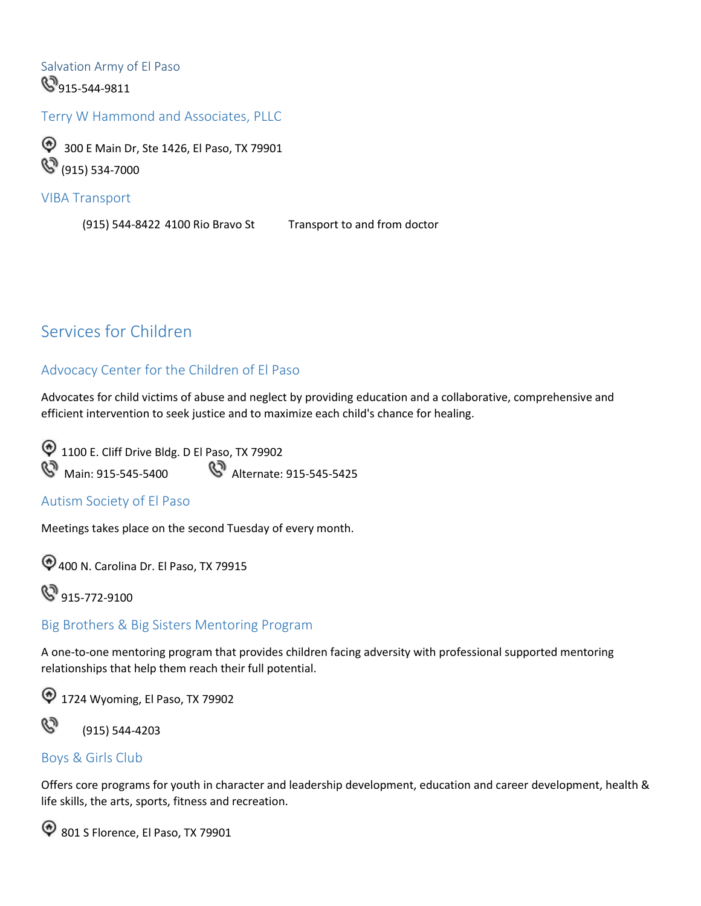### Salvation Army of El Paso

915-544-9811

### Terry W Hammond and Associates, PLLC

300 E Main Dr, Ste 1426, El Paso, TX 79901

(915) 534-7000

### VIBA Transport

(915) 544-8422 4100 Rio Bravo St Transport to and from doctor

## Services for Children

### Advocacy Center for the Children of El Paso

Advocates for child victims of abuse and neglect by providing education and a collaborative, comprehensive and efficient intervention to seek justice and to maximize each child's chance for healing.

1100 E. Cliff Drive Bldg. D El Paso, TX 79902

Main: 915-545-5400 Alternate: 915-545-5425

### Autism Society of El Paso

Meetings takes place on the second Tuesday of every month.

400 N. Carolina Dr. El Paso, TX 79915

915-772-9100

### Big Brothers & Big Sisters Mentoring Program

A one-to-one mentoring program that provides children facing adversity with professional supported mentoring relationships that help them reach their full potential.

1724 Wyoming, El Paso, TX 79902

(915) 544-4203

### Boys & Girls Club

Offers core programs for youth in character and leadership development, education and career development, health & life skills, the arts, sports, fitness and recreation.

801 S Florence, El Paso, TX 79901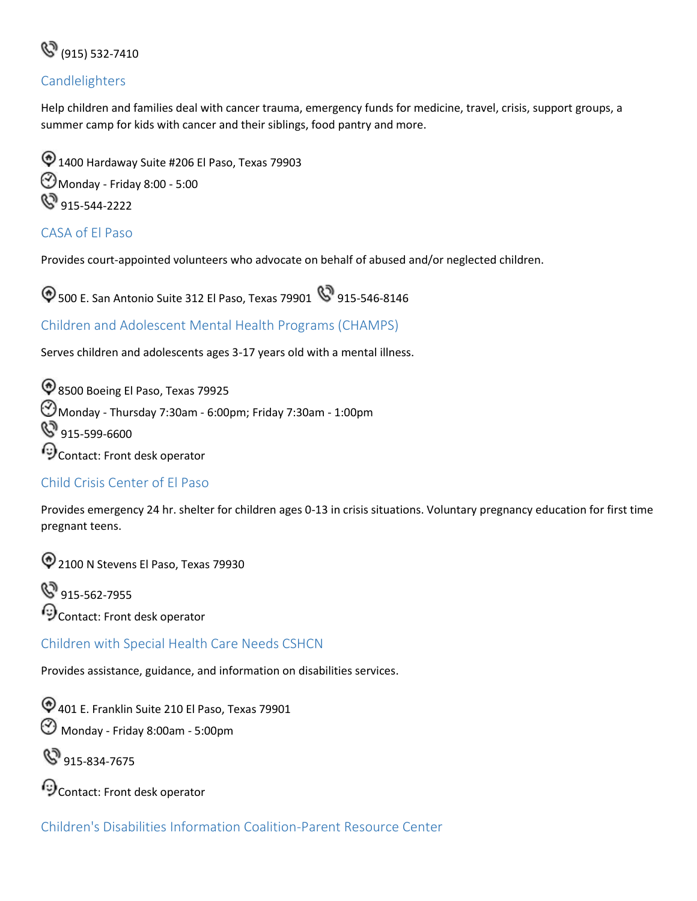(915) 532-7410

## Candlelighters

Help children and families deal with cancer trauma, emergency funds for medicine, travel, crisis, support groups, a summer camp for kids with cancer and their siblings, food pantry and more.

1400 Hardaway Suite #206 El Paso, Texas 79903

Monday - Friday 8:00 - 5:00

915-544-2222

## CASA of El Paso

Provides court-appointed volunteers who advocate on behalf of abused and/or neglected children.

500 E. San Antonio Suite 312 El Paso, Texas 79901 915-546-8146

## Children and Adolescent Mental Health Programs (CHAMPS)

Serves children and adolescents ages 3-17 years old with a mental illness.

8500 Boeing El Paso, Texas 79925

Monday - Thursday 7:30am - 6:00pm; Friday 7:30am - 1:00pm

915-599-6600

Contact: Front desk operator

## Child Crisis Center of El Paso

Provides emergency 24 hr. shelter for children ages 0-13 in crisis situations. Voluntary pregnancy education for first time pregnant teens.

2100 N Stevens El Paso, Texas 79930

915-562-7955

Contact: Front desk operator

## Children with Special Health Care Needs CSHCN

Provides assistance, guidance, and information on disabilities services.

401 E. Franklin Suite 210 El Paso, Texas 79901

Monday - Friday 8:00am - 5:00pm

915-834-7675

Contact: Front desk operator

## Children's Disabilities Information Coalition-Parent Resource Center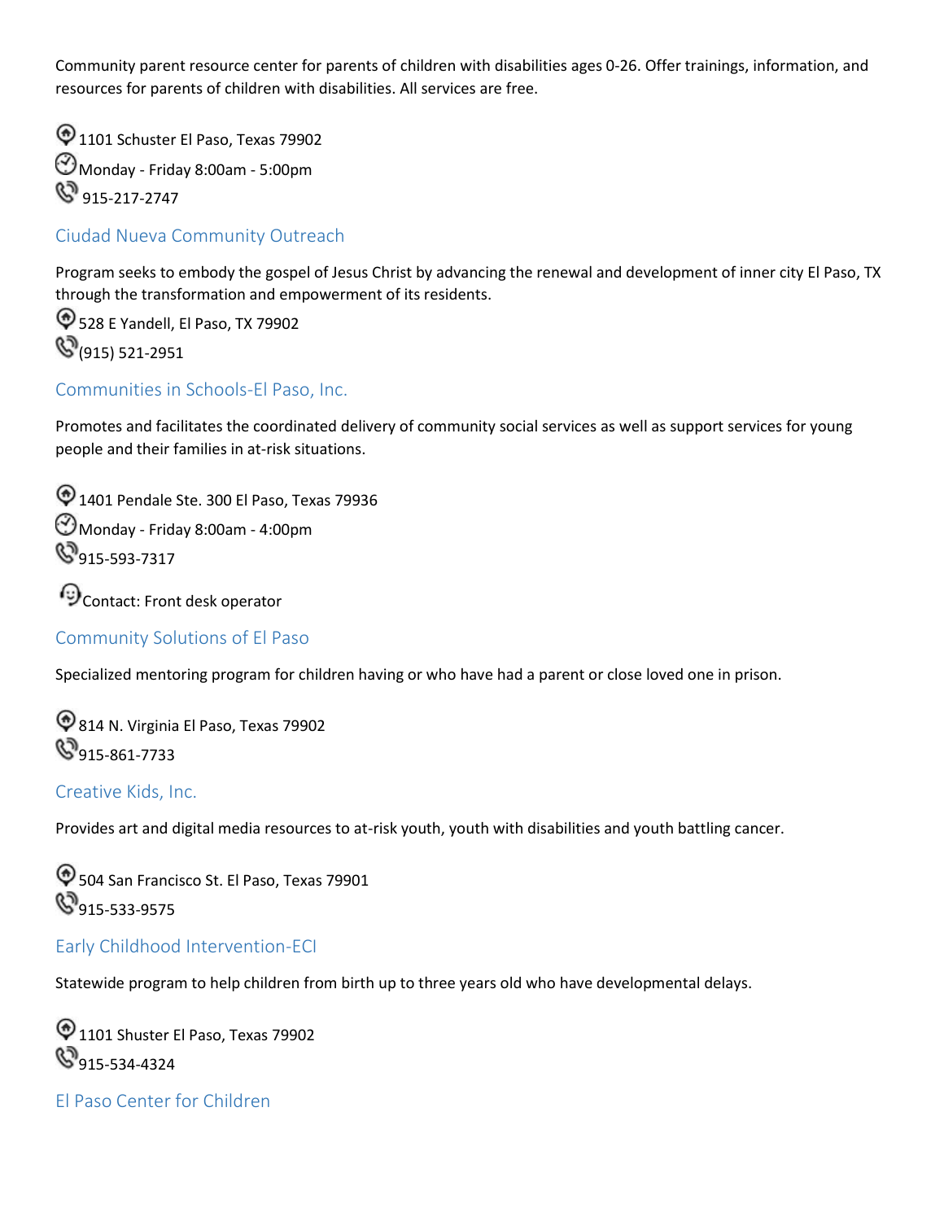Community parent resource center for parents of children with disabilities ages 0-26. Offer trainings, information, and resources for parents of children with disabilities. All services are free.

1101 Schuster El Paso, Texas 79902
Monday - Friday 8:00am - 5:00pm
915-217-2747

## Ciudad Nueva Community Outreach

Program seeks to embody the gospel of Jesus Christ by advancing the renewal and development of inner city El Paso, TX through the transformation and empowerment of its residents.

528 E Yandell, El Paso, TX 79902
(915) 521-2951

## Communities in Schools-El Paso, Inc.

Promotes and facilitates the coordinated delivery of community social services as well as support services for young people and their families in at-risk situations.

1401 Pendale Ste. 300 El Paso, Texas 79936
Monday - Friday 8:00am - 4:00pm
915-593-7317

Contact: Front desk operator

## Community Solutions of El Paso

Specialized mentoring program for children having or who have had a parent or close loved one in prison.

814 N. Virginia El Paso, Texas 79902
915-861-7733

## Creative Kids, Inc.

Provides art and digital media resources to at-risk youth, youth with disabilities and youth battling cancer.

504 San Francisco St. El Paso, Texas 79901
915-533-9575

## Early Childhood Intervention-ECI

Statewide program to help children from birth up to three years old who have developmental delays.

1101 Shuster El Paso, Texas 79902
915-534-4324

## El Paso Center for Children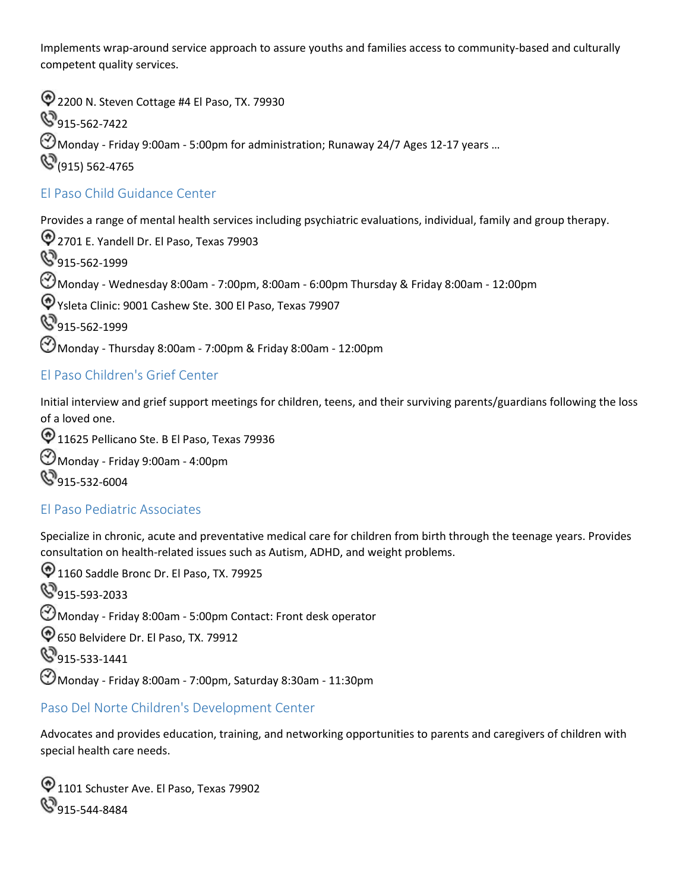Implements wrap-around service approach to assure youths and families access to community-based and culturally competent quality services.

2200 N. Steven Cottage #4 El Paso, TX. 79930

915-562-7422

Monday - Friday 9:00am - 5:00pm for administration; Runaway 24/7 Ages 12-17 years …

(915) 562-4765

### El Paso Child Guidance Center

Provides a range of mental health services including psychiatric evaluations, individual, family and group therapy.

2701 E. Yandell Dr. El Paso, Texas 79903

915-562-1999

Monday - Wednesday 8:00am - 7:00pm, 8:00am - 6:00pm Thursday & Friday 8:00am - 12:00pm

Ysleta Clinic: 9001 Cashew Ste. 300 El Paso, Texas 79907

915-562-1999

Monday - Thursday 8:00am - 7:00pm & Friday 8:00am - 12:00pm

### El Paso Children's Grief Center

Initial interview and grief support meetings for children, teens, and their surviving parents/guardians following the loss of a loved one.

11625 Pellicano Ste. B El Paso, Texas 79936

Monday - Friday 9:00am - 4:00pm

915-532-6004

### El Paso Pediatric Associates

Specialize in chronic, acute and preventative medical care for children from birth through the teenage years. Provides consultation on health-related issues such as Autism, ADHD, and weight problems.

1160 Saddle Bronc Dr. El Paso, TX. 79925

915-593-2033

Monday - Friday 8:00am - 5:00pm Contact: Front desk operator

650 Belvidere Dr. El Paso, TX. 79912

915-533-1441

Monday - Friday 8:00am - 7:00pm, Saturday 8:30am - 11:30pm

### Paso Del Norte Children's Development Center

Advocates and provides education, training, and networking opportunities to parents and caregivers of children with special health care needs.

1101 Schuster Ave. El Paso, Texas 79902

915-544-8484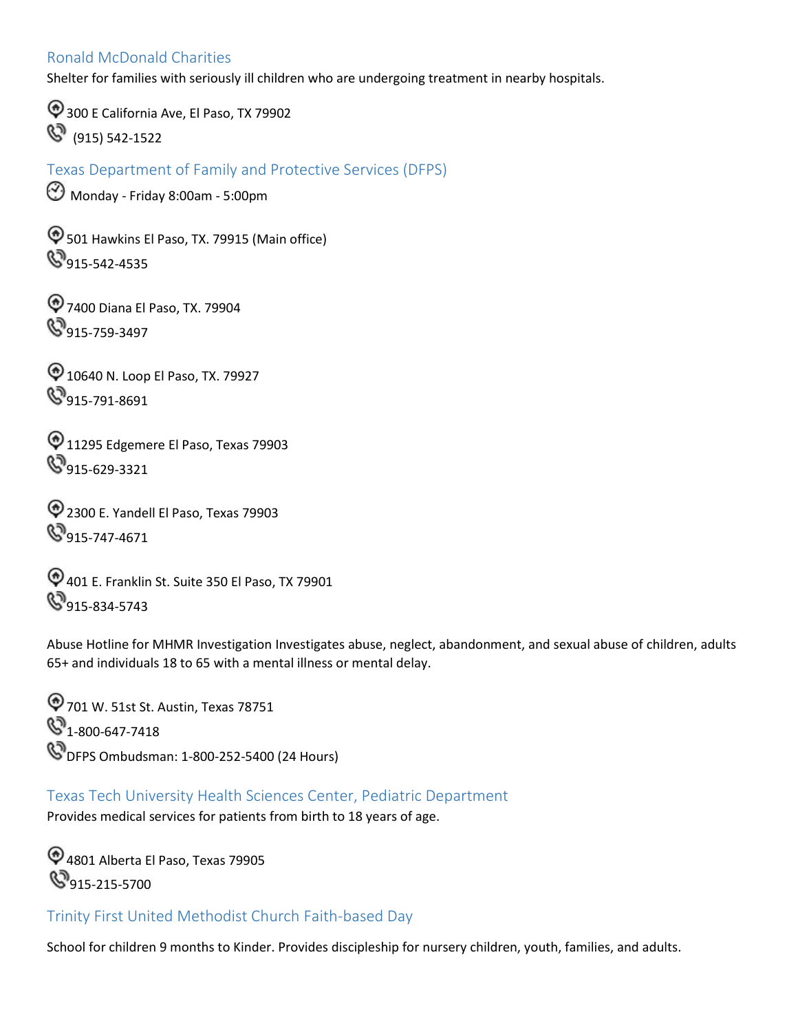## Ronald McDonald Charities

Shelter for families with seriously ill children who are undergoing treatment in nearby hospitals.

300 E California Ave, El Paso, TX 79902
(915) 542-1522

## Texas Department of Family and Protective Services (DFPS)

Monday - Friday 8:00am - 5:00pm

501 Hawkins El Paso, TX. 79915 (Main office)
915-542-4535

7400 Diana El Paso, TX. 79904
915-759-3497

10640 N. Loop El Paso, TX. 79927
915-791-8691

11295 Edgemere El Paso, Texas 79903
915-629-3321

2300 E. Yandell El Paso, Texas 79903
915-747-4671

401 E. Franklin St. Suite 350 El Paso, TX 79901
915-834-5743

Abuse Hotline for MHMR Investigation Investigates abuse, neglect, abandonment, and sexual abuse of children, adults 65+ and individuals 18 to 65 with a mental illness or mental delay.

701 W. 51st St. Austin, Texas 78751
1-800-647-7418
DFPS Ombudsman: 1-800-252-5400 (24 Hours)

## Texas Tech University Health Sciences Center, Pediatric Department

Provides medical services for patients from birth to 18 years of age.

4801 Alberta El Paso, Texas 79905
915-215-5700

## Trinity First United Methodist Church Faith-based Day

School for children 9 months to Kinder. Provides discipleship for nursery children, youth, families, and adults.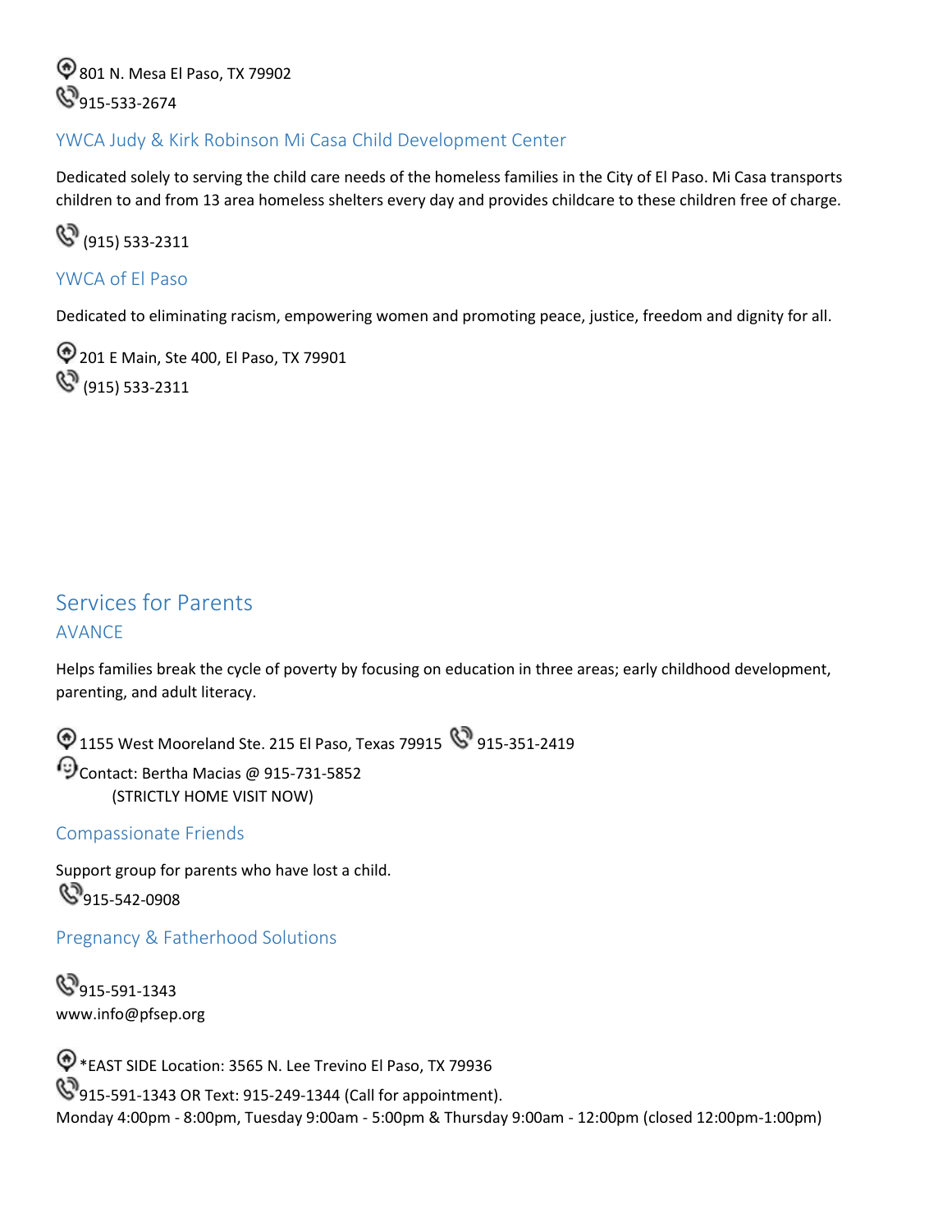801 N. Mesa El Paso, TX 79902
915-533-2674

### YWCA Judy & Kirk Robinson Mi Casa Child Development Center

Dedicated solely to serving the child care needs of the homeless families in the City of El Paso. Mi Casa transports children to and from 13 area homeless shelters every day and provides childcare to these children free of charge.

(915) 533-2311

### YWCA of El Paso

Dedicated to eliminating racism, empowering women and promoting peace, justice, freedom and dignity for all.

201 E Main, Ste 400, El Paso, TX 79901
(915) 533-2311

## Services for Parents

### AVANCE

Helps families break the cycle of poverty by focusing on education in three areas; early childhood development, parenting, and adult literacy.

1155 West Mooreland Ste. 215 El Paso, Texas 79915 915-351-2419
Contact: Bertha Macias @ 915-731-5852
(STRICTLY HOME VISIT NOW)

### Compassionate Friends

Support group for parents who have lost a child.
915-542-0908

### Pregnancy & Fatherhood Solutions

915-591-1343
www.info@pfsep.org

*EAST SIDE Location: 3565 N. Lee Trevino El Paso, TX 79936
915-591-1343 OR Text: 915-249-1344 (Call for appointment).
Monday 4:00pm - 8:00pm, Tuesday 9:00am - 5:00pm & Thursday 9:00am - 12:00pm (closed 12:00pm-1:00pm)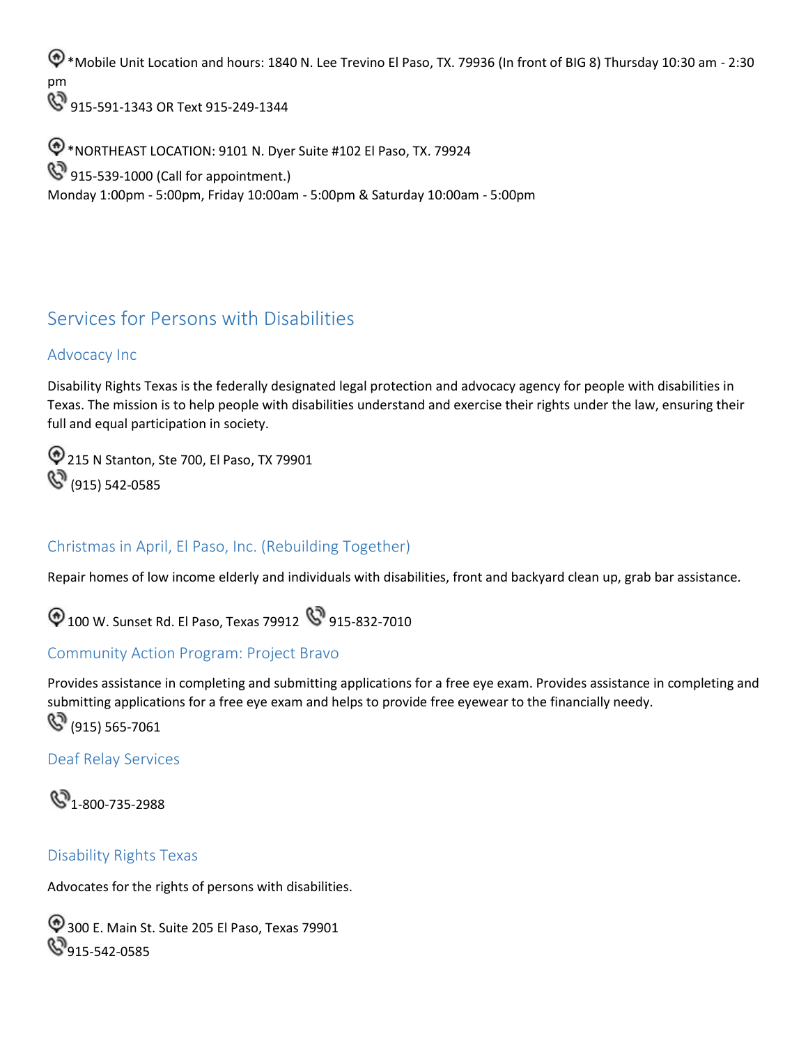*Mobile Unit Location and hours: 1840 N. Lee Trevino El Paso, TX. 79936 (In front of BIG 8) Thursday 10:30 am - 2:30 pm

915-591-1343 OR Text 915-249-1344

*NORTHEAST LOCATION: 9101 N. Dyer Suite #102 El Paso, TX. 79924

915-539-1000 (Call for appointment.)

Monday 1:00pm - 5:00pm, Friday 10:00am - 5:00pm & Saturday 10:00am - 5:00pm

## Services for Persons with Disabilities

### Advocacy Inc

Disability Rights Texas is the federally designated legal protection and advocacy agency for people with disabilities in Texas. The mission is to help people with disabilities understand and exercise their rights under the law, ensuring their full and equal participation in society.

215 N Stanton, Ste 700, El Paso, TX 79901

(915) 542-0585

### Christmas in April, El Paso, Inc. (Rebuilding Together)

Repair homes of low income elderly and individuals with disabilities, front and backyard clean up, grab bar assistance.

100 W. Sunset Rd. El Paso, Texas 79912 915-832-7010

### Community Action Program: Project Bravo

Provides assistance in completing and submitting applications for a free eye exam. Provides assistance in completing and submitting applications for a free eye exam and helps to provide free eyewear to the financially needy.

(915) 565-7061

### Deaf Relay Services

1-800-735-2988

### Disability Rights Texas

Advocates for the rights of persons with disabilities.

300 E. Main St. Suite 205 El Paso, Texas 79901

915-542-0585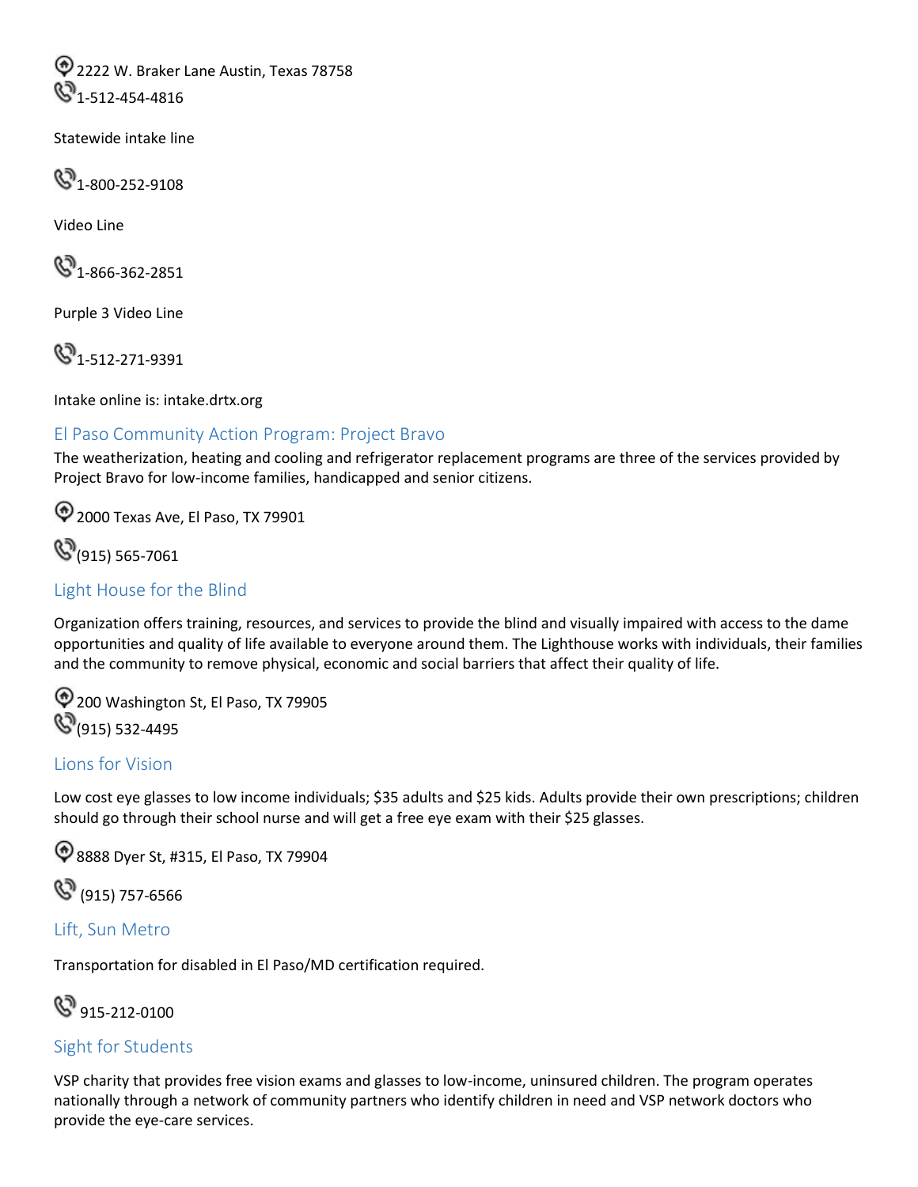2222 W. Braker Lane Austin, Texas 78758
1-512-454-4816

Statewide intake line

1-800-252-9108

Video Line

1-866-362-2851

Purple 3 Video Line

1-512-271-9391

Intake online is: intake.drtx.org

### El Paso Community Action Program: Project Bravo

The weatherization, heating and cooling and refrigerator replacement programs are three of the services provided by Project Bravo for low-income families, handicapped and senior citizens.

2000 Texas Ave, El Paso, TX 79901

(915) 565-7061

### Light House for the Blind

Organization offers training, resources, and services to provide the blind and visually impaired with access to the dame opportunities and quality of life available to everyone around them. The Lighthouse works with individuals, their families and the community to remove physical, economic and social barriers that affect their quality of life.

200 Washington St, El Paso, TX 79905
(915) 532-4495

### Lions for Vision

Low cost eye glasses to low income individuals; $35 adults and $25 kids. Adults provide their own prescriptions; children should go through their school nurse and will get a free eye exam with their $25 glasses.

8888 Dyer St, #315, El Paso, TX 79904

(915) 757-6566

### Lift, Sun Metro

Transportation for disabled in El Paso/MD certification required.

915-212-0100

### Sight for Students

VSP charity that provides free vision exams and glasses to low-income, uninsured children. The program operates nationally through a network of community partners who identify children in need and VSP network doctors who provide the eye-care services.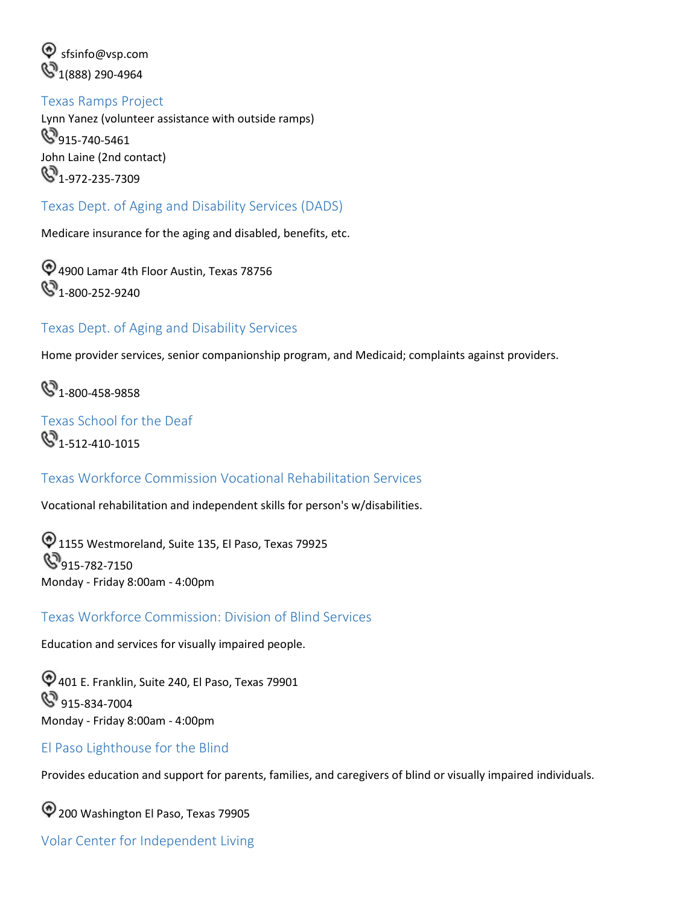sfsinfo@vsp.com
1(888) 290-4964

### Texas Ramps Project

Lynn Yanez (volunteer assistance with outside ramps)
915-740-5461
John Laine (2nd contact)
1-972-235-7309

### Texas Dept. of Aging and Disability Services (DADS)

Medicare insurance for the aging and disabled, benefits, etc.

4900 Lamar 4th Floor Austin, Texas 78756
1-800-252-9240

### Texas Dept. of Aging and Disability Services

Home provider services, senior companionship program, and Medicaid; complaints against providers.

1-800-458-9858

### Texas School for the Deaf

1-512-410-1015

### Texas Workforce Commission Vocational Rehabilitation Services

Vocational rehabilitation and independent skills for person's w/disabilities.

1155 Westmoreland, Suite 135, El Paso, Texas 79925
915-782-7150
Monday - Friday 8:00am - 4:00pm

### Texas Workforce Commission: Division of Blind Services

Education and services for visually impaired people.

401 E. Franklin, Suite 240, El Paso, Texas 79901
915-834-7004
Monday - Friday 8:00am - 4:00pm

### El Paso Lighthouse for the Blind

Provides education and support for parents, families, and caregivers of blind or visually impaired individuals.

200 Washington El Paso, Texas 79905

### Volar Center for Independent Living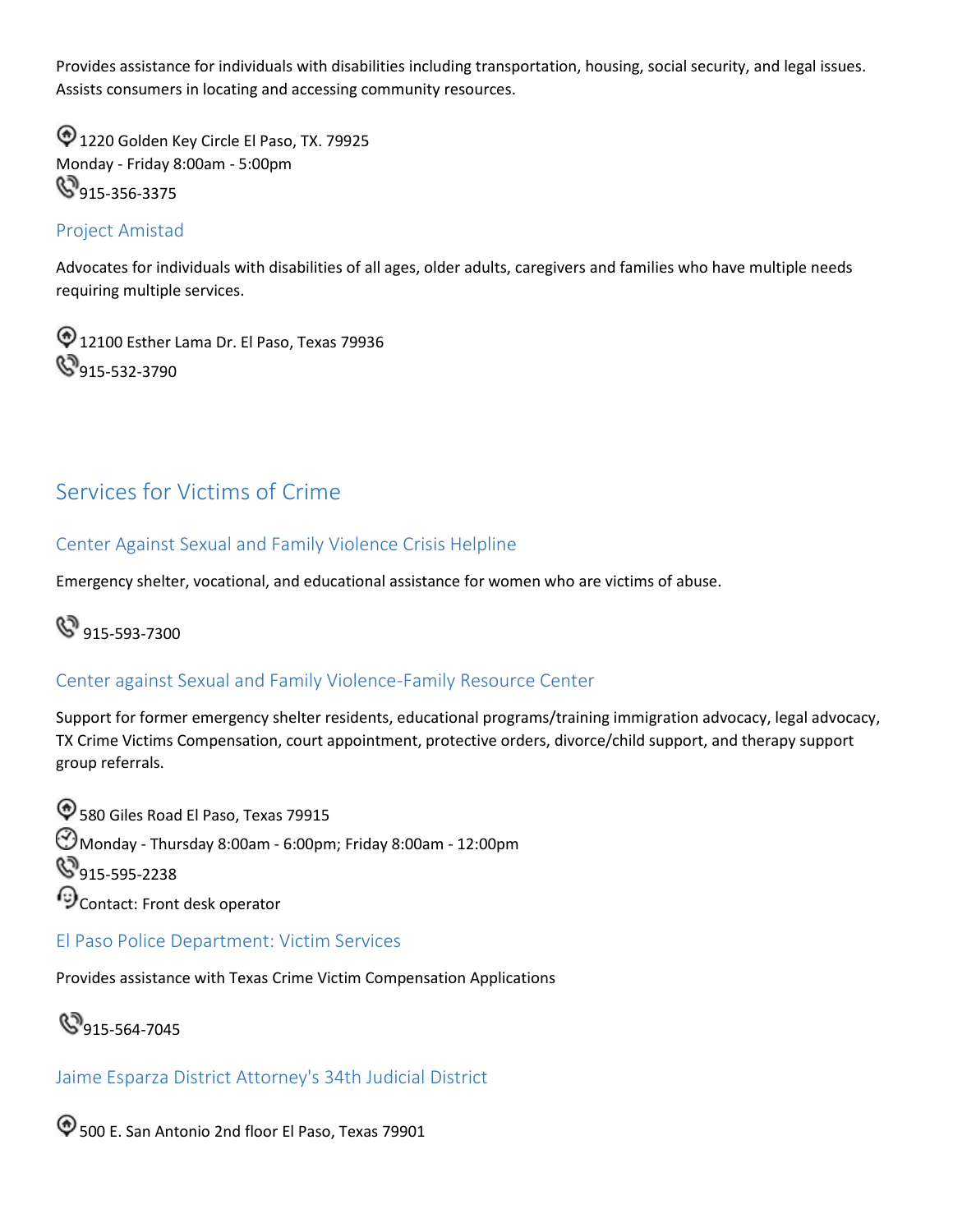Provides assistance for individuals with disabilities including transportation, housing, social security, and legal issues. Assists consumers in locating and accessing community resources.

1220 Golden Key Circle El Paso, TX. 79925
Monday - Friday 8:00am - 5:00pm
915-356-3375

### Project Amistad

Advocates for individuals with disabilities of all ages, older adults, caregivers and families who have multiple needs requiring multiple services.

12100 Esther Lama Dr. El Paso, Texas 79936
915-532-3790

## Services for Victims of Crime

### Center Against Sexual and Family Violence Crisis Helpline

Emergency shelter, vocational, and educational assistance for women who are victims of abuse.

915-593-7300

### Center against Sexual and Family Violence-Family Resource Center

Support for former emergency shelter residents, educational programs/training immigration advocacy, legal advocacy, TX Crime Victims Compensation, court appointment, protective orders, divorce/child support, and therapy support group referrals.

580 Giles Road El Paso, Texas 79915
Monday - Thursday 8:00am - 6:00pm; Friday 8:00am - 12:00pm
915-595-2238
Contact: Front desk operator

### El Paso Police Department: Victim Services

Provides assistance with Texas Crime Victim Compensation Applications

915-564-7045

### Jaime Esparza District Attorney's 34th Judicial District

500 E. San Antonio 2nd floor El Paso, Texas 79901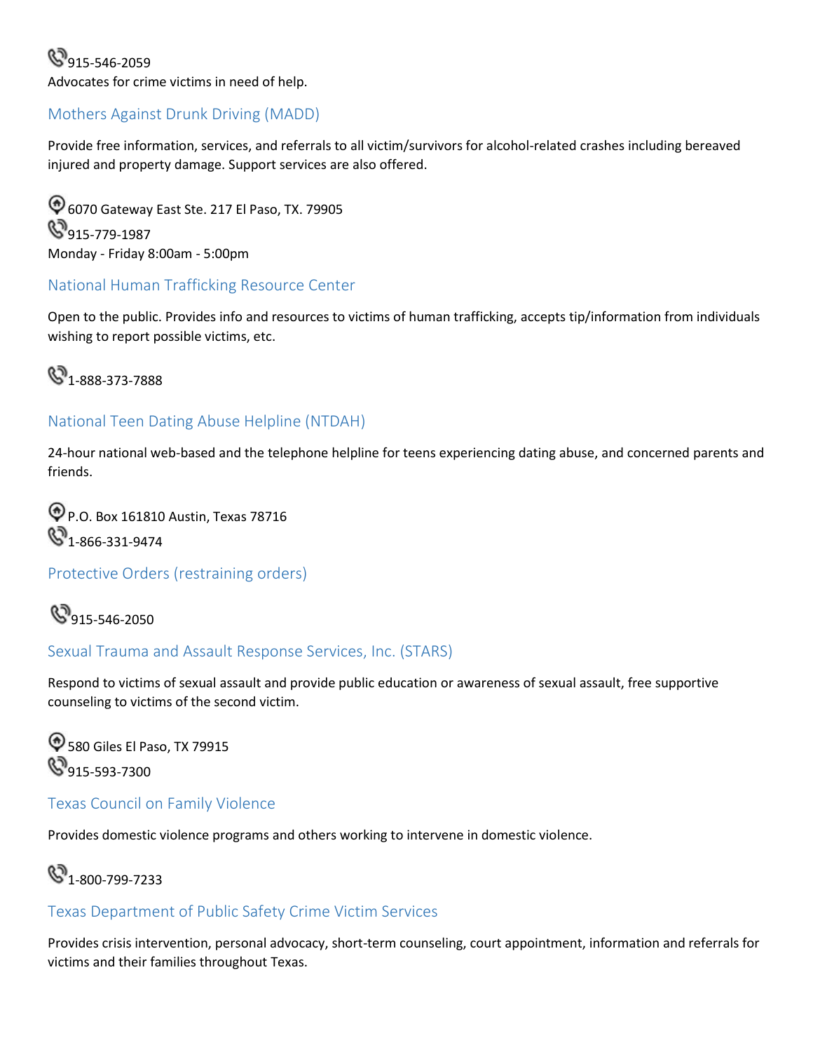915-546-2059

Advocates for crime victims in need of help.

### Mothers Against Drunk Driving (MADD)

Provide free information, services, and referrals to all victim/survivors for alcohol-related crashes including bereaved injured and property damage. Support services are also offered.

6070 Gateway East Ste. 217 El Paso, TX. 79905

915-779-1987

Monday - Friday 8:00am - 5:00pm

### National Human Trafficking Resource Center

Open to the public. Provides info and resources to victims of human trafficking, accepts tip/information from individuals wishing to report possible victims, etc.

1-888-373-7888

### National Teen Dating Abuse Helpline (NTDAH)

24-hour national web-based and the telephone helpline for teens experiencing dating abuse, and concerned parents and friends.

P.O. Box 161810 Austin, Texas 78716

1-866-331-9474

### Protective Orders (restraining orders)

915-546-2050

### Sexual Trauma and Assault Response Services, Inc. (STARS)

Respond to victims of sexual assault and provide public education or awareness of sexual assault, free supportive counseling to victims of the second victim.

580 Giles El Paso, TX 79915

915-593-7300

### Texas Council on Family Violence

Provides domestic violence programs and others working to intervene in domestic violence.

1-800-799-7233

### Texas Department of Public Safety Crime Victim Services

Provides crisis intervention, personal advocacy, short-term counseling, court appointment, information and referrals for victims and their families throughout Texas.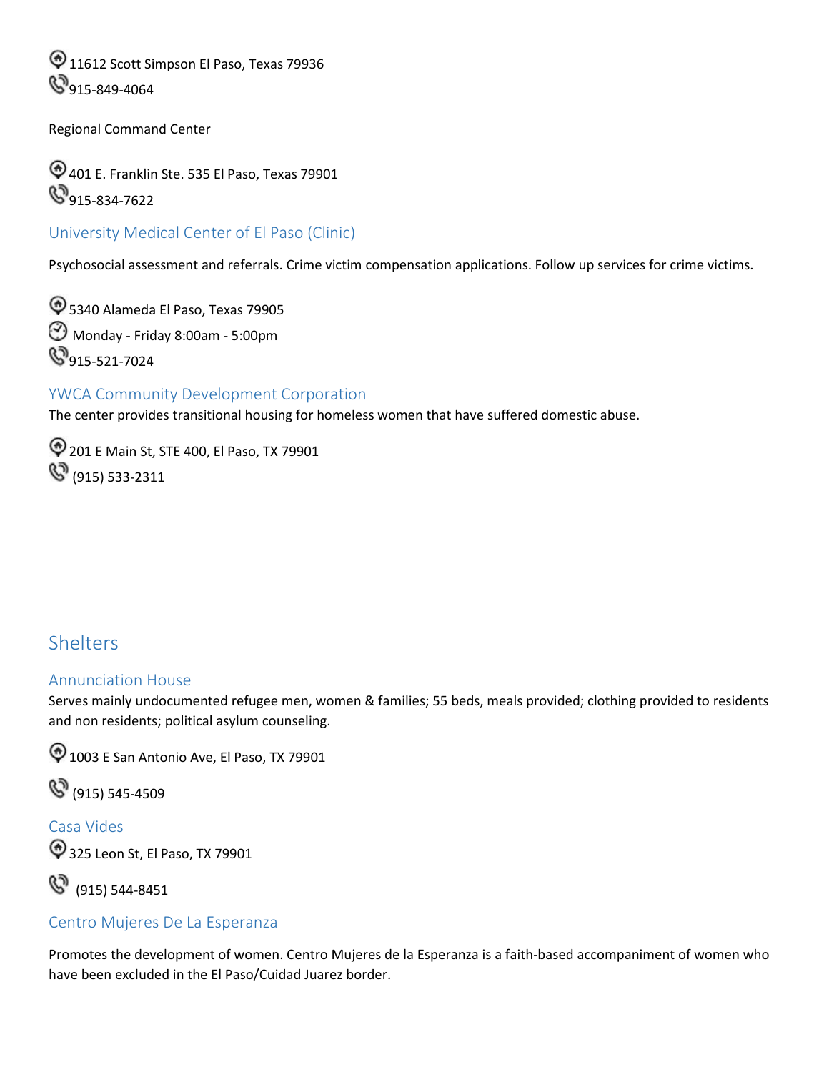11612 Scott Simpson El Paso, Texas 79936

915-849-4064

Regional Command Center

401 E. Franklin Ste. 535 El Paso, Texas 79901

915-834-7622

### University Medical Center of El Paso (Clinic)

Psychosocial assessment and referrals. Crime victim compensation applications. Follow up services for crime victims.

5340 Alameda El Paso, Texas 79905

Monday - Friday 8:00am - 5:00pm

915-521-7024

### YWCA Community Development Corporation

The center provides transitional housing for homeless women that have suffered domestic abuse.

201 E Main St, STE 400, El Paso, TX 79901

(915) 533-2311

## Shelters

### Annunciation House

Serves mainly undocumented refugee men, women & families; 55 beds, meals provided; clothing provided to residents and non residents; political asylum counseling.

1003 E San Antonio Ave, El Paso, TX 79901

(915) 545-4509

### Casa Vides

325 Leon St, El Paso, TX 79901

(915) 544-8451

### Centro Mujeres De La Esperanza

Promotes the development of women. Centro Mujeres de la Esperanza is a faith-based accompaniment of women who have been excluded in the El Paso/Cuidad Juarez border.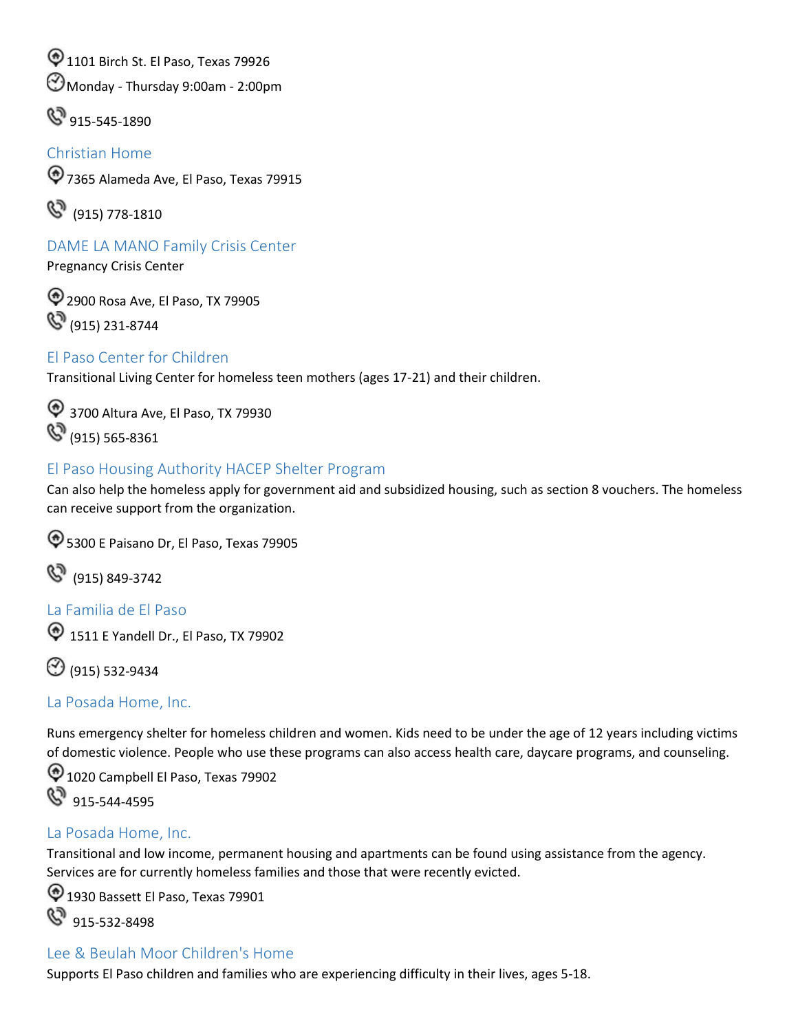1101 Birch St. El Paso, Texas 79926

Monday - Thursday 9:00am - 2:00pm

915-545-1890

### Christian Home

7365 Alameda Ave, El Paso, Texas 79915

(915) 778-1810

### DAME LA MANO Family Crisis Center

Pregnancy Crisis Center

2900 Rosa Ave, El Paso, TX 79905

(915) 231-8744

### El Paso Center for Children

Transitional Living Center for homeless teen mothers (ages 17-21) and their children.

3700 Altura Ave, El Paso, TX 79930

(915) 565-8361

### El Paso Housing Authority HACEP Shelter Program

Can also help the homeless apply for government aid and subsidized housing, such as section 8 vouchers. The homeless can receive support from the organization.

5300 E Paisano Dr, El Paso, Texas 79905

(915) 849-3742

### La Familia de El Paso

1511 E Yandell Dr., El Paso, TX 79902

(915) 532-9434

### La Posada Home, Inc.

Runs emergency shelter for homeless children and women. Kids need to be under the age of 12 years including victims of domestic violence. People who use these programs can also access health care, daycare programs, and counseling.

1020 Campbell El Paso, Texas 79902

915-544-4595

### La Posada Home, Inc.

Transitional and low income, permanent housing and apartments can be found using assistance from the agency. Services are for currently homeless families and those that were recently evicted.

1930 Bassett El Paso, Texas 79901

915-532-8498

### Lee & Beulah Moor Children's Home

Supports El Paso children and families who are experiencing difficulty in their lives, ages 5-18.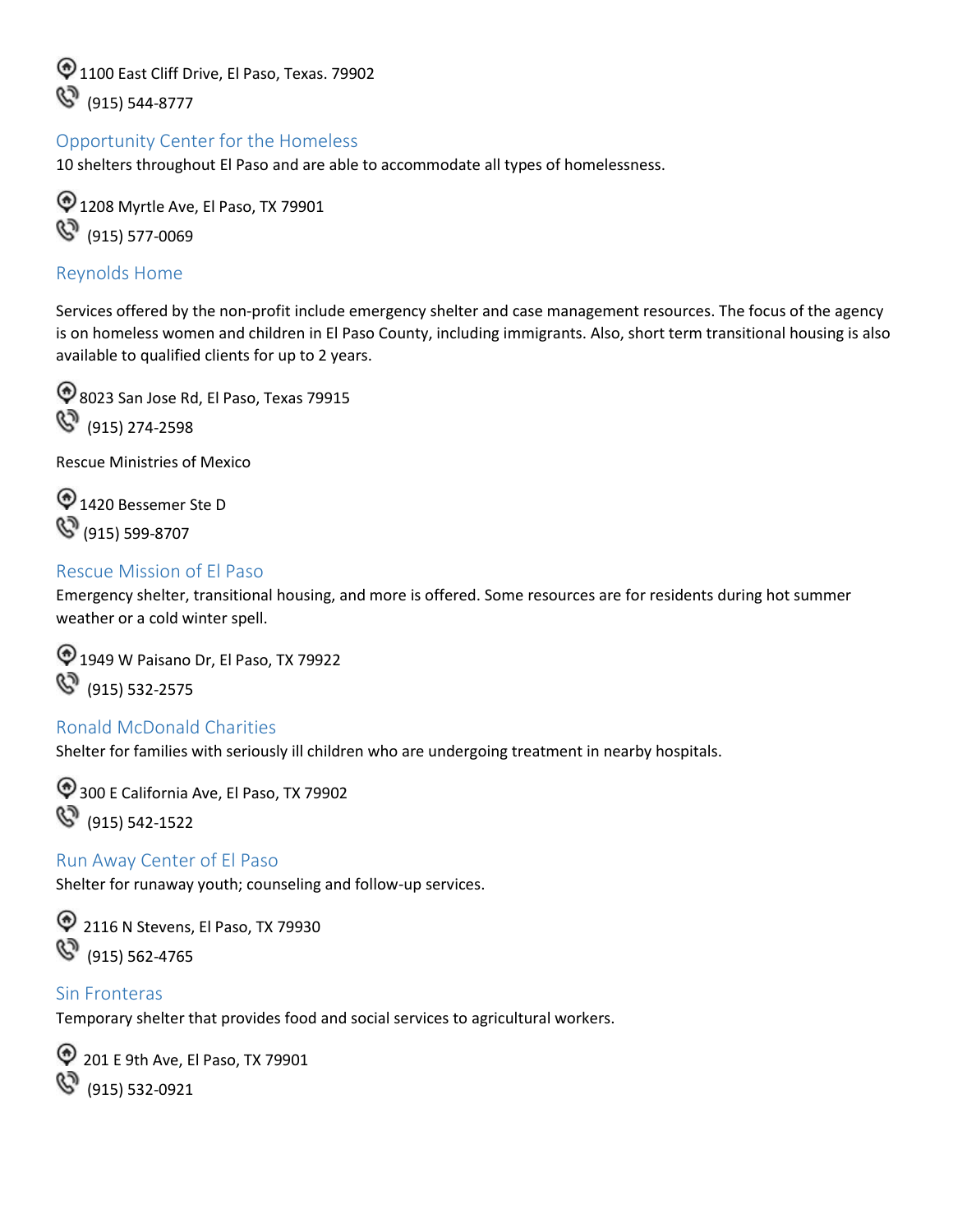1100 East Cliff Drive, El Paso, Texas. 79902

(915) 544-8777

### Opportunity Center for the Homeless

10 shelters throughout El Paso and are able to accommodate all types of homelessness.

1208 Myrtle Ave, El Paso, TX 79901

(915) 577-0069

### Reynolds Home

Services offered by the non-profit include emergency shelter and case management resources. The focus of the agency is on homeless women and children in El Paso County, including immigrants. Also, short term transitional housing is also available to qualified clients for up to 2 years.

8023 San Jose Rd, El Paso, Texas 79915

(915) 274-2598

Rescue Ministries of Mexico

1420 Bessemer Ste D

(915) 599-8707

### Rescue Mission of El Paso

Emergency shelter, transitional housing, and more is offered. Some resources are for residents during hot summer weather or a cold winter spell.

1949 W Paisano Dr, El Paso, TX 79922

(915) 532-2575

### Ronald McDonald Charities

Shelter for families with seriously ill children who are undergoing treatment in nearby hospitals.

300 E California Ave, El Paso, TX 79902

(915) 542-1522

### Run Away Center of El Paso

Shelter for runaway youth; counseling and follow-up services.

2116 N Stevens, El Paso, TX 79930

(915) 562-4765

### Sin Fronteras

Temporary shelter that provides food and social services to agricultural workers.

201 E 9th Ave, El Paso, TX 79901

(915) 532-0921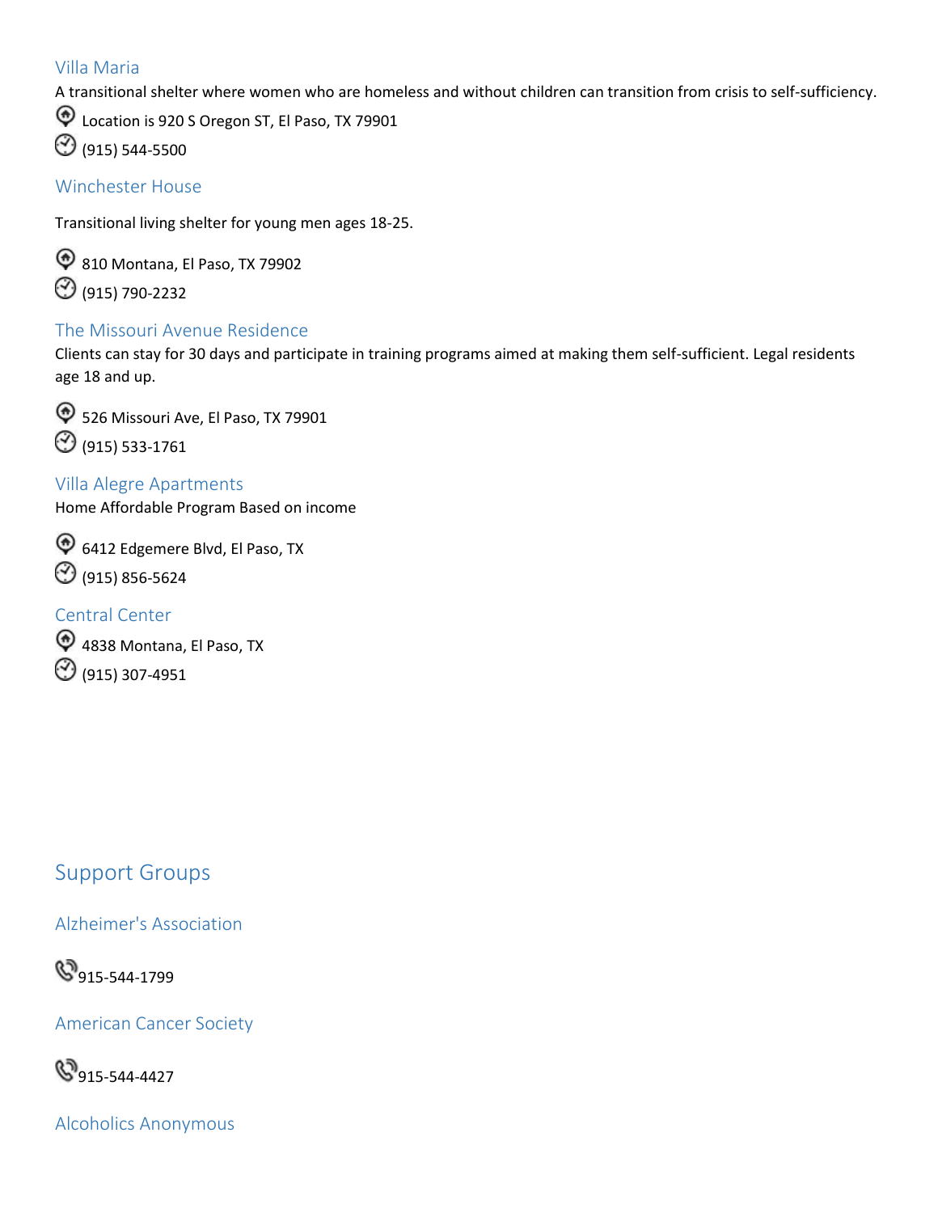### Villa Maria

A transitional shelter where women who are homeless and without children can transition from crisis to self-sufficiency.

Location is 920 S Oregon ST, El Paso, TX 79901

(915) 544-5500

### Winchester House

Transitional living shelter for young men ages 18-25.

810 Montana, El Paso, TX 79902

(915) 790-2232

### The Missouri Avenue Residence

Clients can stay for 30 days and participate in training programs aimed at making them self-sufficient. Legal residents age 18 and up.

526 Missouri Ave, El Paso, TX 79901

(915) 533-1761

### Villa Alegre Apartments

Home Affordable Program Based on income

6412 Edgemere Blvd, El Paso, TX

(915) 856-5624

### Central Center

4838 Montana, El Paso, TX

(915) 307-4951

## Support Groups

### Alzheimer's Association

915-544-1799

### American Cancer Society

915-544-4427

### Alcoholics Anonymous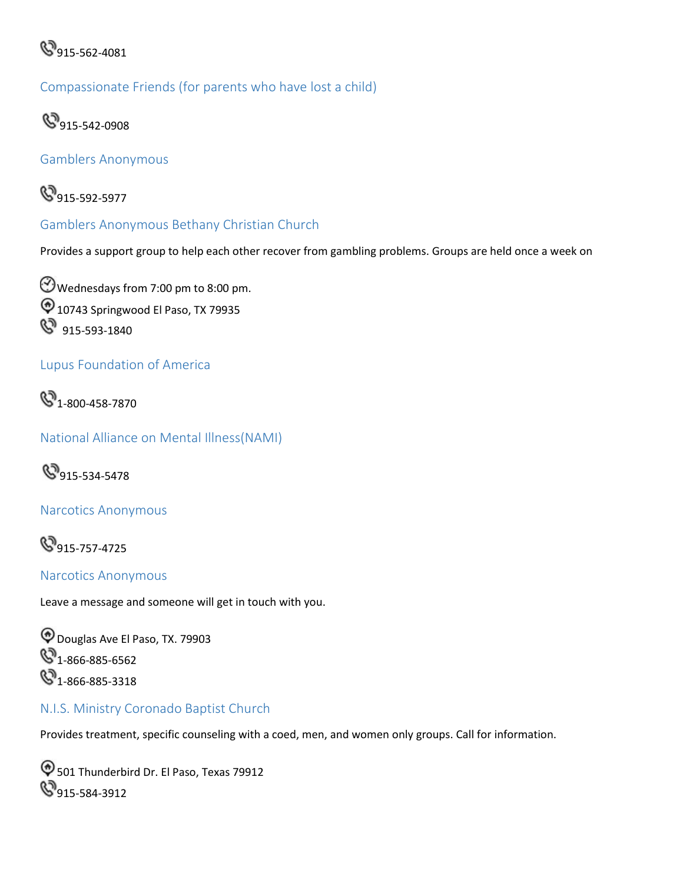915-562-4081

### Compassionate Friends (for parents who have lost a child)

915-542-0908

### Gamblers Anonymous

915-592-5977

### Gamblers Anonymous Bethany Christian Church

Provides a support group to help each other recover from gambling problems. Groups are held once a week on

Wednesdays from 7:00 pm to 8:00 pm.
10743 Springwood El Paso, TX 79935
915-593-1840

### Lupus Foundation of America

1-800-458-7870

### National Alliance on Mental Illness(NAMI)

915-534-5478

### Narcotics Anonymous

915-757-4725

### Narcotics Anonymous

Leave a message and someone will get in touch with you.

Douglas Ave El Paso, TX. 79903
1-866-885-6562
1-866-885-3318

### N.I.S. Ministry Coronado Baptist Church

Provides treatment, specific counseling with a coed, men, and women only groups. Call for information.

501 Thunderbird Dr. El Paso, Texas 79912
915-584-3912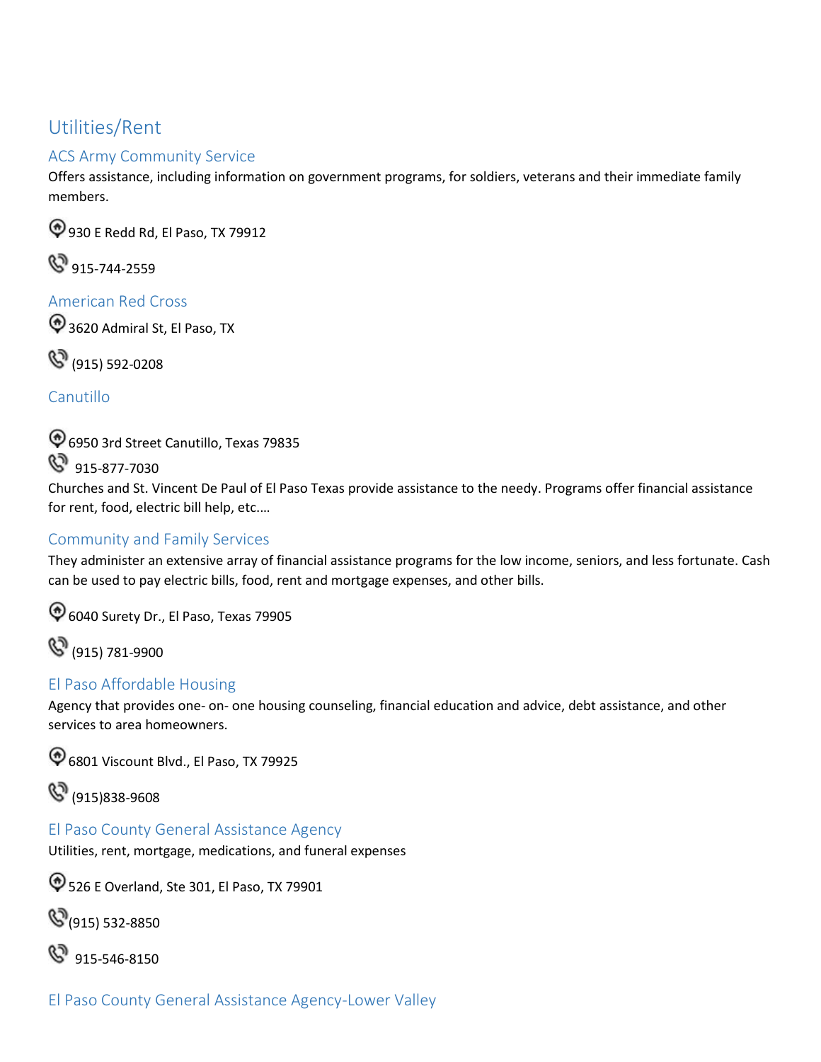# Utilities/Rent

## ACS Army Community Service

Offers assistance, including information on government programs, for soldiers, veterans and their immediate family members.

930 E Redd Rd, El Paso, TX 79912

915-744-2559

## American Red Cross

3620 Admiral St, El Paso, TX

(915) 592-0208

## Canutillo

6950 3rd Street Canutillo, Texas 79835

915-877-7030

Churches and St. Vincent De Paul of El Paso Texas provide assistance to the needy. Programs offer financial assistance for rent, food, electric bill help, etc.…

## Community and Family Services

They administer an extensive array of financial assistance programs for the low income, seniors, and less fortunate. Cash can be used to pay electric bills, food, rent and mortgage expenses, and other bills.

6040 Surety Dr., El Paso, Texas 79905

(915) 781-9900

## El Paso Affordable Housing

Agency that provides one- on- one housing counseling, financial education and advice, debt assistance, and other services to area homeowners.

6801 Viscount Blvd., El Paso, TX 79925

(915)838-9608

## El Paso County General Assistance Agency

Utilities, rent, mortgage, medications, and funeral expenses

526 E Overland, Ste 301, El Paso, TX 79901

(915) 532-8850

915-546-8150

## El Paso County General Assistance Agency-Lower Valley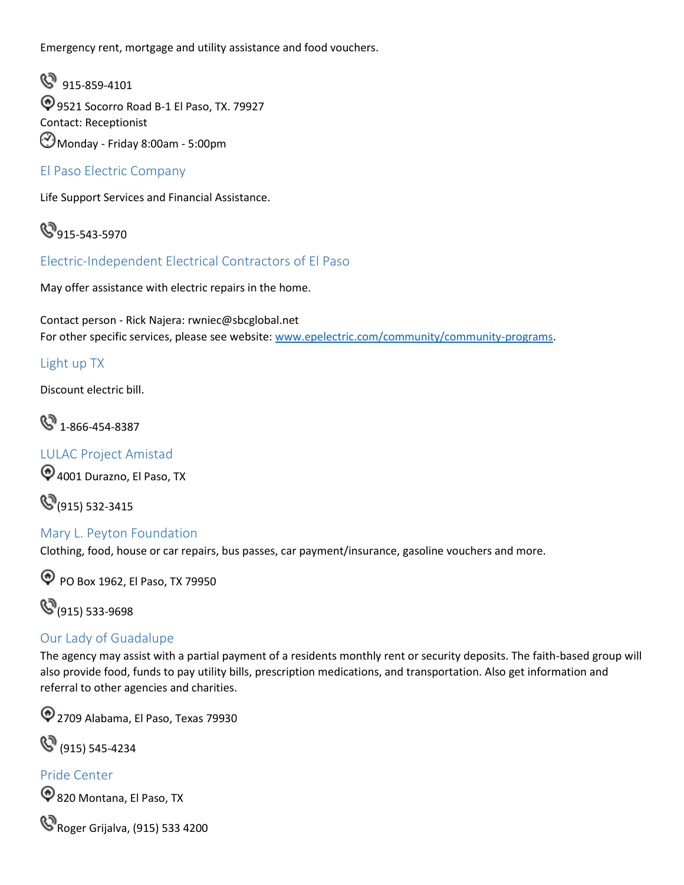Emergency rent, mortgage and utility assistance and food vouchers.

915-859-4101
9521 Socorro Road B-1 El Paso, TX. 79927
Contact: Receptionist
Monday - Friday 8:00am - 5:00pm

### El Paso Electric Company

Life Support Services and Financial Assistance.

915-543-5970

### Electric-Independent Electrical Contractors of El Paso

May offer assistance with electric repairs in the home.

Contact person - Rick Najera: rwniec@sbcglobal.net
For other specific services, please see website: [www.epelectric.com/community/community-programs](www.epelectric.com/community/community-programs).

### Light up TX

Discount electric bill.

1-866-454-8387

### LULAC Project Amistad

4001 Durazno, El Paso, TX

(915) 532-3415

### Mary L. Peyton Foundation

Clothing, food, house or car repairs, bus passes, car payment/insurance, gasoline vouchers and more.

PO Box 1962, El Paso, TX 79950

(915) 533-9698

### Our Lady of Guadalupe

The agency may assist with a partial payment of a residents monthly rent or security deposits. The faith-based group will also provide food, funds to pay utility bills, prescription medications, and transportation. Also get information and referral to other agencies and charities.

2709 Alabama, El Paso, Texas 79930

(915) 545-4234

### Pride Center

820 Montana, El Paso, TX

Roger Grijalva, (915) 533 4200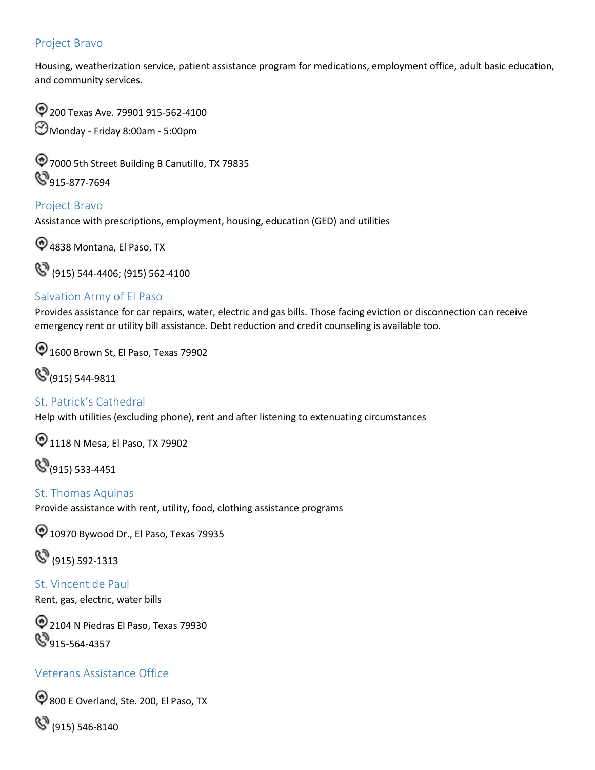## Project Bravo

Housing, weatherization service, patient assistance program for medications, employment office, adult basic education, and community services.

200 Texas Ave. 79901 915-562-4100

Monday - Friday 8:00am - 5:00pm

7000 5th Street Building B Canutillo, TX 79835

915-877-7694

## Project Bravo

Assistance with prescriptions, employment, housing, education (GED) and utilities

4838 Montana, El Paso, TX

(915) 544-4406; (915) 562-4100

## Salvation Army of El Paso

Provides assistance for car repairs, water, electric and gas bills. Those facing eviction or disconnection can receive emergency rent or utility bill assistance. Debt reduction and credit counseling is available too.

1600 Brown St, El Paso, Texas 79902

(915) 544-9811

## St. Patrick's Cathedral

Help with utilities (excluding phone), rent and after listening to extenuating circumstances

1118 N Mesa, El Paso, TX 79902

(915) 533-4451

## St. Thomas Aquinas

Provide assistance with rent, utility, food, clothing assistance programs

10970 Bywood Dr., El Paso, Texas 79935

(915) 592-1313

## St. Vincent de Paul

Rent, gas, electric, water bills

2104 N Piedras El Paso, Texas 79930

915-564-4357

## Veterans Assistance Office

800 E Overland, Ste. 200, El Paso, TX

(915) 546-8140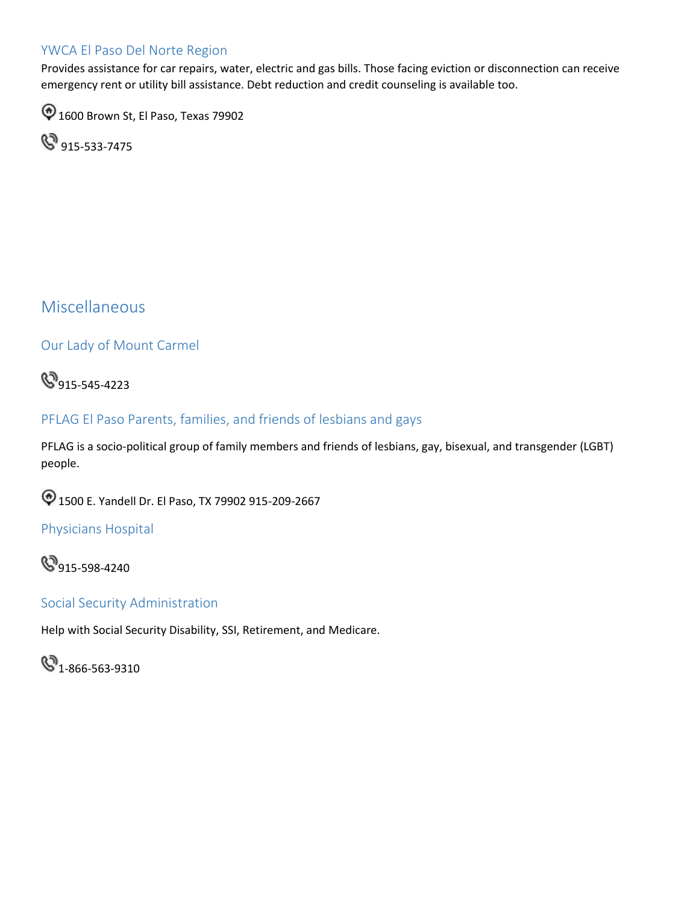### YWCA El Paso Del Norte Region

Provides assistance for car repairs, water, electric and gas bills. Those facing eviction or disconnection can receive emergency rent or utility bill assistance. Debt reduction and credit counseling is available too.

1600 Brown St, El Paso, Texas 79902

915-533-7475

## Miscellaneous

### Our Lady of Mount Carmel

915-545-4223

### PFLAG El Paso Parents, families, and friends of lesbians and gays

PFLAG is a socio-political group of family members and friends of lesbians, gay, bisexual, and transgender (LGBT) people.

1500 E. Yandell Dr. El Paso, TX 79902 915-209-2667

### Physicians Hospital

915-598-4240

### Social Security Administration

Help with Social Security Disability, SSI, Retirement, and Medicare.

1-866-563-9310